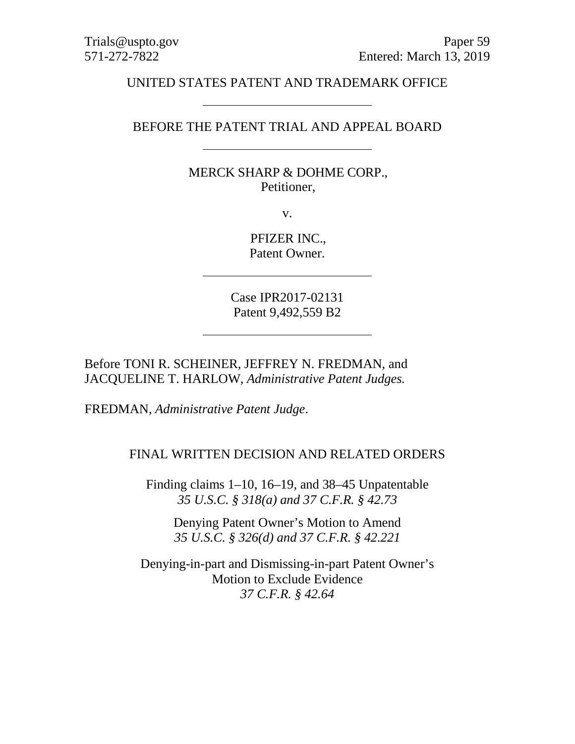Trials@uspto.gov
571-272-7822

Paper 59
Entered: March 13, 2019

UNITED STATES PATENT AND TRADEMARK OFFICE

---

BEFORE THE PATENT TRIAL AND APPEAL BOARD

---

MERCK SHARP & DOHME CORP.,
Petitioner,

v.

PFIZER INC.,
Patent Owner.

---

Case IPR2017-02131
Patent 9,492,559 B2

---

Before TONI R. SCHEINER, JEFFREY N. FREDMAN, and JACQUELINE T. HARLOW, *Administrative Patent Judges.*

FREDMAN, *Administrative Patent Judge*.

FINAL WRITTEN DECISION AND RELATED ORDERS

Finding claims 1–10, 16–19, and 38–45 Unpatentable
*35 U.S.C. § 318(a) and 37 C.F.R. § 42.73*

Denying Patent Owner's Motion to Amend
*35 U.S.C. § 326(d) and 37 C.F.R. § 42.221*

Denying-in-part and Dismissing-in-part Patent Owner's
Motion to Exclude Evidence
*37 C.F.R. § 42.64*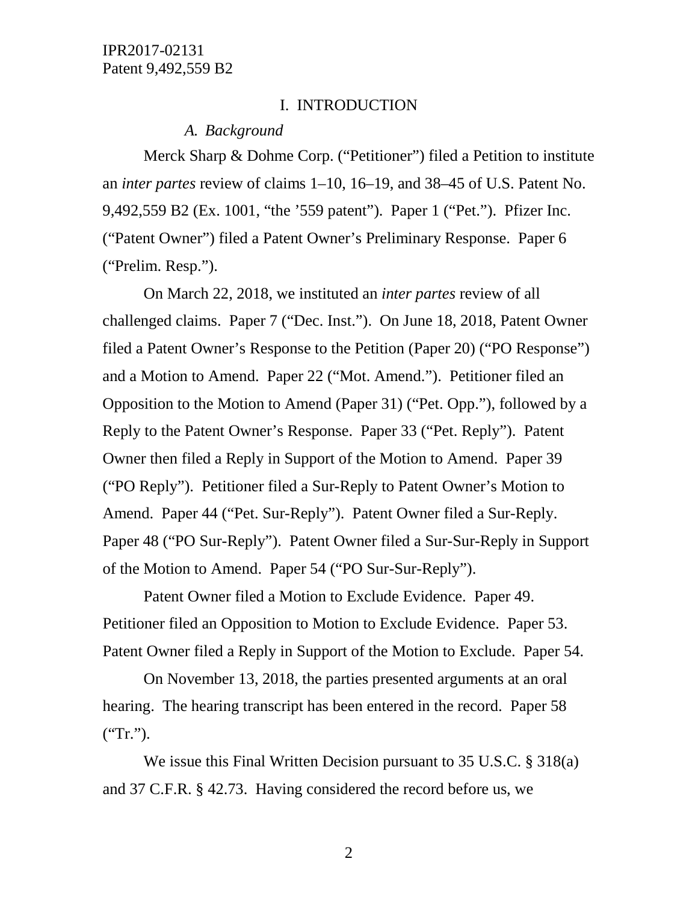## I. INTRODUCTION

### *A. Background*

Merck Sharp & Dohme Corp. ("Petitioner") filed a Petition to institute an *inter partes* review of claims 1–10, 16–19, and 38–45 of U.S. Patent No. 9,492,559 B2 (Ex. 1001, "the '559 patent"). Paper 1 ("Pet."). Pfizer Inc. ("Patent Owner") filed a Patent Owner's Preliminary Response. Paper 6 ("Prelim. Resp.").

On March 22, 2018, we instituted an *inter partes* review of all challenged claims. Paper 7 ("Dec. Inst."). On June 18, 2018, Patent Owner filed a Patent Owner's Response to the Petition (Paper 20) ("PO Response") and a Motion to Amend. Paper 22 ("Mot. Amend."). Petitioner filed an Opposition to the Motion to Amend (Paper 31) ("Pet. Opp."), followed by a Reply to the Patent Owner's Response. Paper 33 ("Pet. Reply"). Patent Owner then filed a Reply in Support of the Motion to Amend. Paper 39 ("PO Reply"). Petitioner filed a Sur-Reply to Patent Owner's Motion to Amend. Paper 44 ("Pet. Sur-Reply"). Patent Owner filed a Sur-Reply. Paper 48 ("PO Sur-Reply"). Patent Owner filed a Sur-Sur-Reply in Support of the Motion to Amend. Paper 54 ("PO Sur-Sur-Reply").

Patent Owner filed a Motion to Exclude Evidence. Paper 49. Petitioner filed an Opposition to Motion to Exclude Evidence. Paper 53. Patent Owner filed a Reply in Support of the Motion to Exclude. Paper 54.

On November 13, 2018, the parties presented arguments at an oral hearing. The hearing transcript has been entered in the record. Paper 58 ("Tr.").

We issue this Final Written Decision pursuant to 35 U.S.C. § 318(a) and 37 C.F.R. § 42.73. Having considered the record before us, we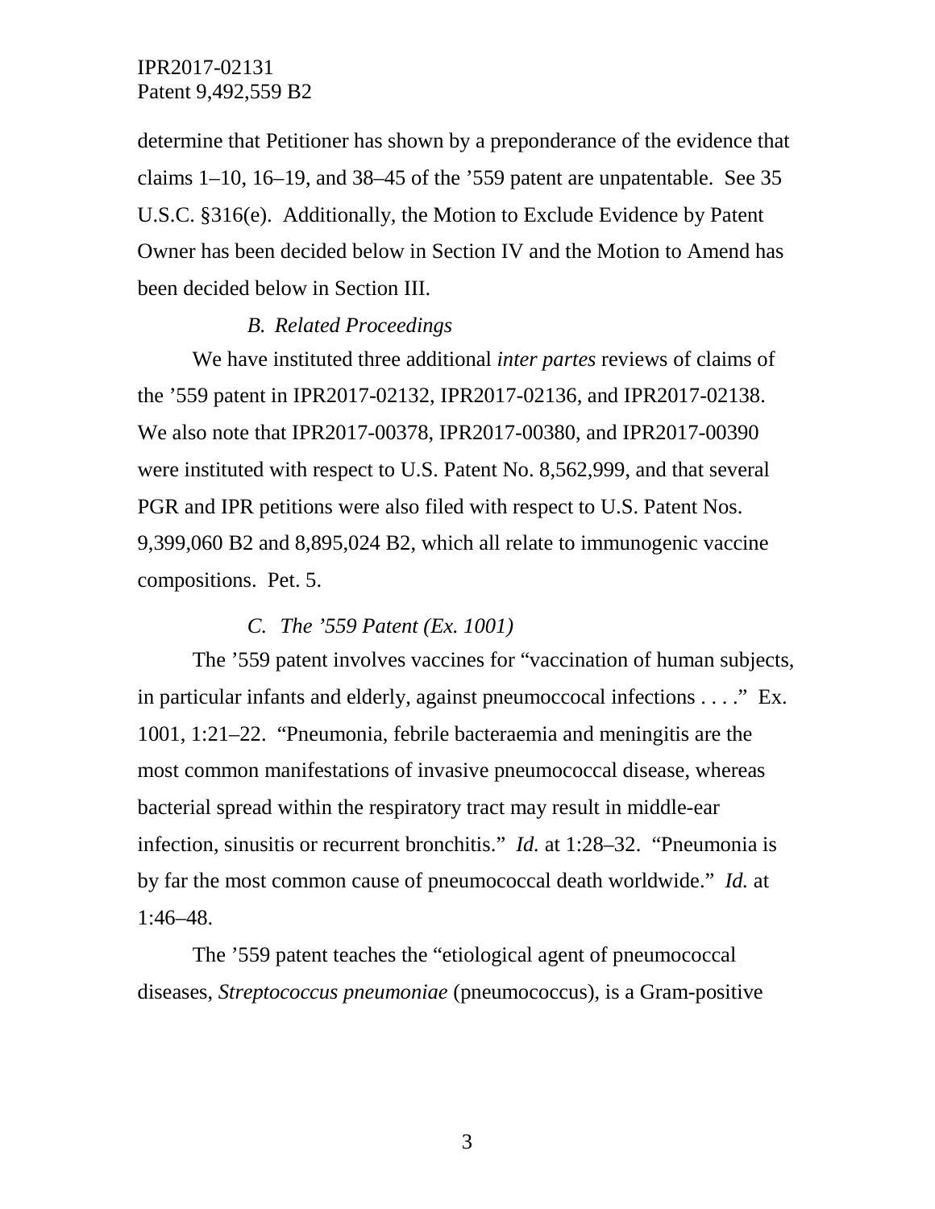determine that Petitioner has shown by a preponderance of the evidence that claims 1–10, 16–19, and 38–45 of the ’559 patent are unpatentable. See 35 U.S.C. §316(e). Additionally, the Motion to Exclude Evidence by Patent Owner has been decided below in Section IV and the Motion to Amend has been decided below in Section III.

### *B. Related Proceedings*

We have instituted three additional *inter partes* reviews of claims of the ’559 patent in IPR2017-02132, IPR2017-02136, and IPR2017-02138. We also note that IPR2017-00378, IPR2017-00380, and IPR2017-00390 were instituted with respect to U.S. Patent No. 8,562,999, and that several PGR and IPR petitions were also filed with respect to U.S. Patent Nos. 9,399,060 B2 and 8,895,024 B2, which all relate to immunogenic vaccine compositions. Pet. 5.

### *C. The ’559 Patent (Ex. 1001)*

The ’559 patent involves vaccines for “vaccination of human subjects, in particular infants and elderly, against pneumoccocal infections . . . .” Ex. 1001, 1:21–22. “Pneumonia, febrile bacteraemia and meningitis are the most common manifestations of invasive pneumococcal disease, whereas bacterial spread within the respiratory tract may result in middle-ear infection, sinusitis or recurrent bronchitis.” *Id.* at 1:28–32. “Pneumonia is by far the most common cause of pneumococcal death worldwide.” *Id.* at 1:46–48.

The ’559 patent teaches the “etiological agent of pneumococcal diseases, *Streptococcus pneumoniae* (pneumococcus), is a Gram-positive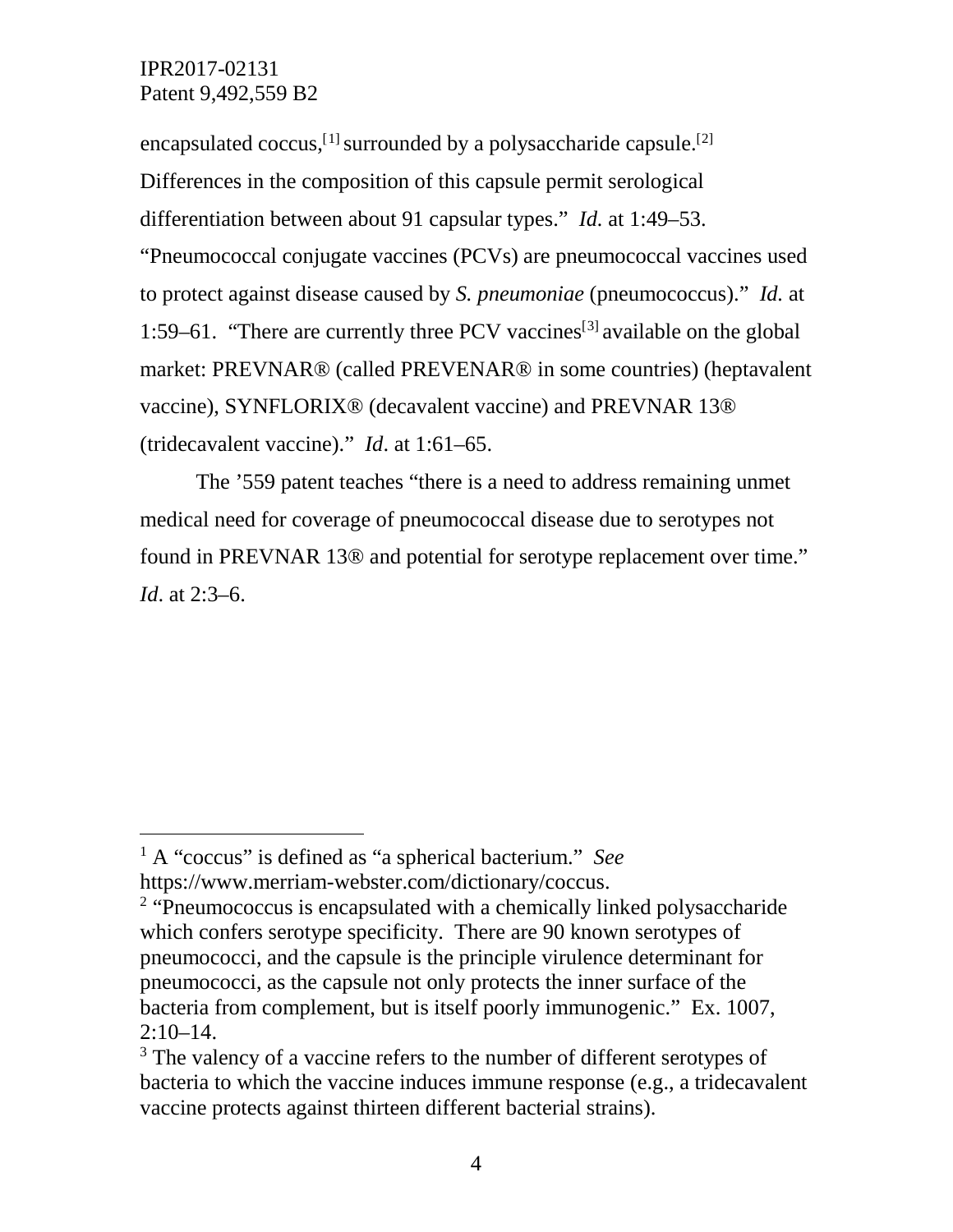encapsulated coccus,[1] surrounded by a polysaccharide capsule.[2] Differences in the composition of this capsule permit serological differentiation between about 91 capsular types." *Id.* at 1:49–53. "Pneumococcal conjugate vaccines (PCVs) are pneumococcal vaccines used to protect against disease caused by *S. pneumoniae* (pneumococcus)." *Id.* at 1:59–61. "There are currently three PCV vaccines[3] available on the global market: PREVNAR® (called PREVENAR® in some countries) (heptavalent vaccine), SYNFLORIX® (decavalent vaccine) and PREVNAR 13® (tridecavalent vaccine)." *Id*. at 1:61–65.

The '559 patent teaches "there is a need to address remaining unmet medical need for coverage of pneumococcal disease due to serotypes not found in PREVNAR 13® and potential for serotype replacement over time." *Id*. at 2:3–6.

---

[1] A "coccus" is defined as "a spherical bacterium." *See* https://www.merriam-webster.com/dictionary/coccus.

[2] "Pneumococcus is encapsulated with a chemically linked polysaccharide which confers serotype specificity. There are 90 known serotypes of pneumococci, and the capsule is the principle virulence determinant for pneumococci, as the capsule not only protects the inner surface of the bacteria from complement, but is itself poorly immunogenic." Ex. 1007, 2:10–14.

[3] The valency of a vaccine refers to the number of different serotypes of bacteria to which the vaccine induces immune response (e.g., a tridecavalent vaccine protects against thirteen different bacterial strains).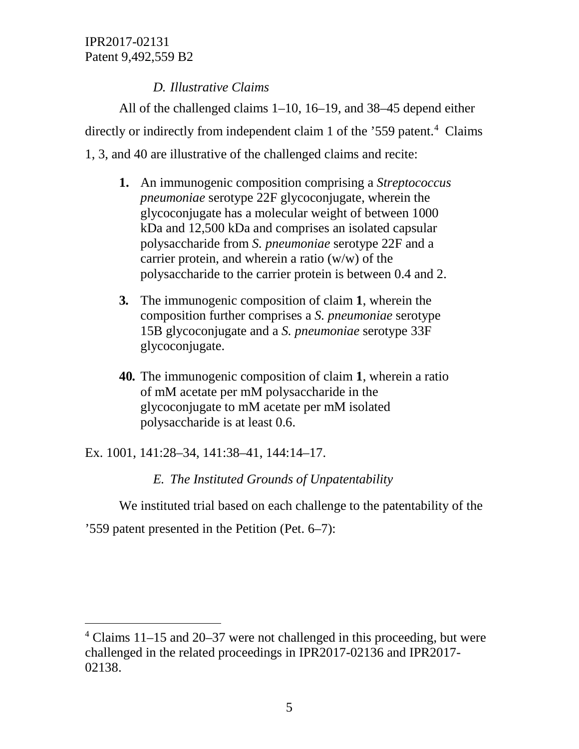### *D. Illustrative Claims*

All of the challenged claims 1–10, 16–19, and 38–45 depend either directly or indirectly from independent claim 1 of the '559 patent.[4] Claims 1, 3, and 40 are illustrative of the challenged claims and recite:

> **1.** An immunogenic composition comprising a *Streptococcus pneumoniae* serotype 22F glycoconjugate, wherein the glycoconjugate has a molecular weight of between 1000 kDa and 12,500 kDa and comprises an isolated capsular polysaccharide from *S. pneumoniae* serotype 22F and a carrier protein, and wherein a ratio (w/w) of the polysaccharide to the carrier protein is between 0.4 and 2.
>
> **3.** The immunogenic composition of claim **1**, wherein the composition further comprises a *S. pneumoniae* serotype 15B glycoconjugate and a *S. pneumoniae* serotype 33F glycoconjugate.
>
> **40.** The immunogenic composition of claim **1**, wherein a ratio of mM acetate per mM polysaccharide in the glycoconjugate to mM acetate per mM isolated polysaccharide is at least 0.6.

Ex. 1001, 141:28–34, 141:38–41, 144:14–17.

### *E. The Instituted Grounds of Unpatentability*

We instituted trial based on each challenge to the patentability of the '559 patent presented in the Petition (Pet. 6–7):

---

[4] Claims 11–15 and 20–37 were not challenged in this proceeding, but were challenged in the related proceedings in IPR2017-02136 and IPR2017-02138.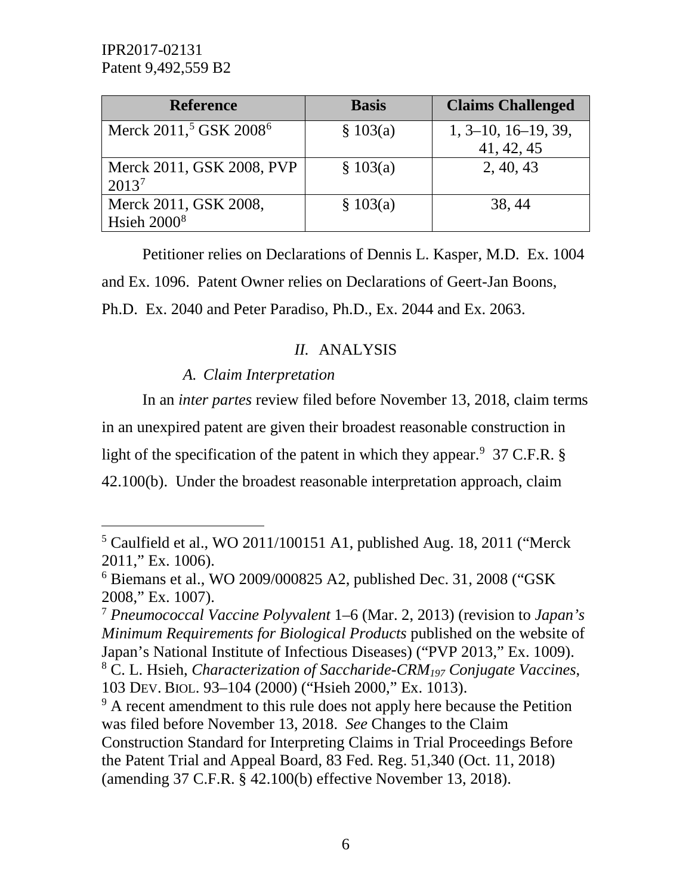| Reference | Basis | Claims Challenged |
| --- | --- | --- |
| Merck 2011,[5] GSK 2008[6] | § 103(a) | 1, 3–10, 16–19, 39, 41, 42, 45 |
| Merck 2011, GSK 2008, PVP 2013[7] | § 103(a) | 2, 40, 43 |
| Merck 2011, GSK 2008, Hsieh 2000[8] | § 103(a) | 38, 44 |

Petitioner relies on Declarations of Dennis L. Kasper, M.D. Ex. 1004 and Ex. 1096. Patent Owner relies on Declarations of Geert-Jan Boons, Ph.D. Ex. 2040 and Peter Paradiso, Ph.D., Ex. 2044 and Ex. 2063.

## *II.* ANALYSIS

### *A. Claim Interpretation*

In an *inter partes* review filed before November 13, 2018, claim terms in an unexpired patent are given their broadest reasonable construction in light of the specification of the patent in which they appear.[9] 37 C.F.R. § 42.100(b). Under the broadest reasonable interpretation approach, claim

---

[5] Caulfield et al., WO 2011/100151 A1, published Aug. 18, 2011 ("Merck 2011," Ex. 1006).

[6] Biemans et al., WO 2009/000825 A2, published Dec. 31, 2008 ("GSK 2008," Ex. 1007).

[7] *Pneumococcal Vaccine Polyvalent* 1–6 (Mar. 2, 2013) (revision to *Japan's Minimum Requirements for Biological Products* published on the website of Japan's National Institute of Infectious Diseases) ("PVP 2013," Ex. 1009).

[8] C. L. Hsieh, *Characterization of Saccharide-CRM$_{197}$ Conjugate Vaccines*, 103 DEV. BIOL. 93–104 (2000) ("Hsieh 2000," Ex. 1013).

[9] A recent amendment to this rule does not apply here because the Petition was filed before November 13, 2018. *See* Changes to the Claim Construction Standard for Interpreting Claims in Trial Proceedings Before the Patent Trial and Appeal Board, 83 Fed. Reg. 51,340 (Oct. 11, 2018) (amending 37 C.F.R. § 42.100(b) effective November 13, 2018).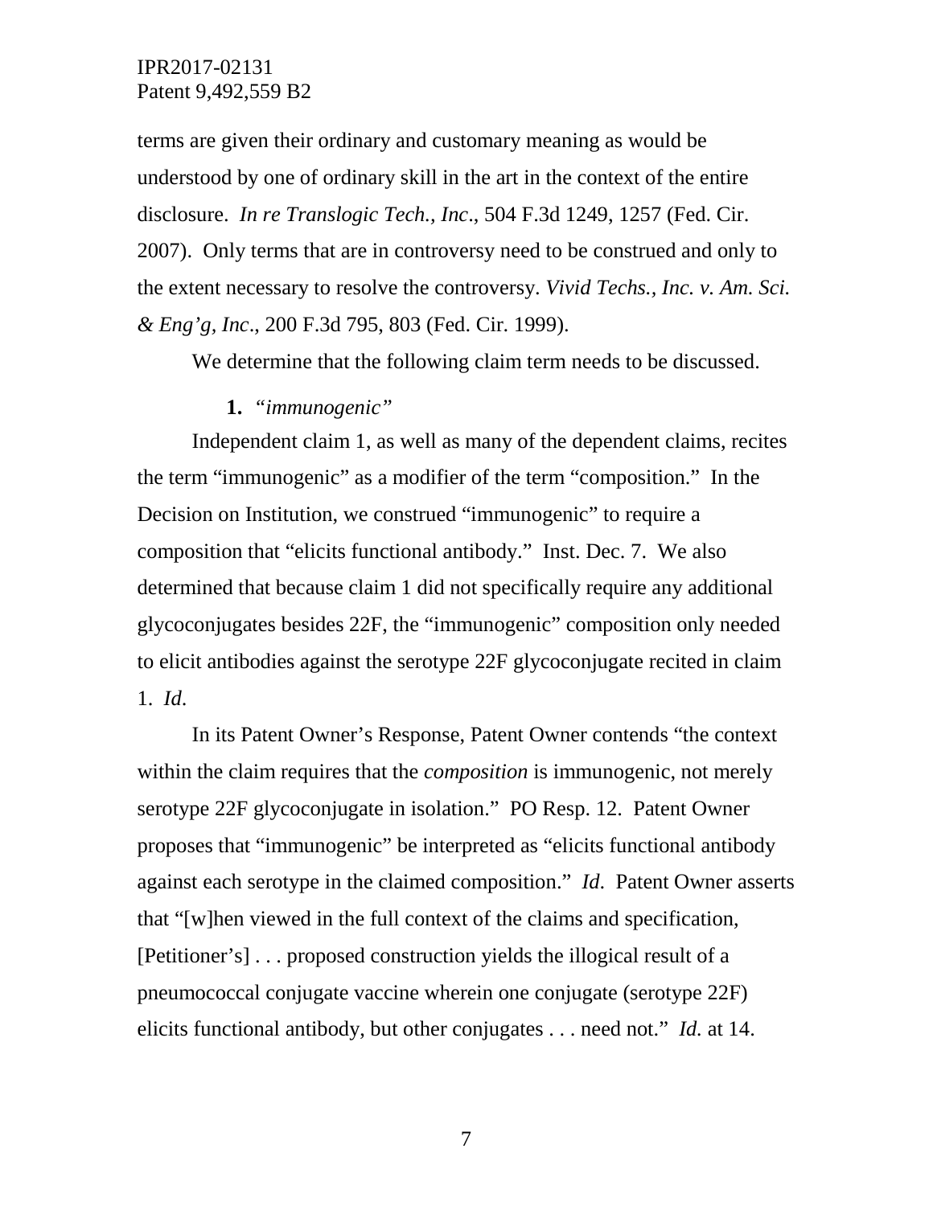terms are given their ordinary and customary meaning as would be understood by one of ordinary skill in the art in the context of the entire disclosure. *In re Translogic Tech., Inc*., 504 F.3d 1249, 1257 (Fed. Cir. 2007). Only terms that are in controversy need to be construed and only to the extent necessary to resolve the controversy. *Vivid Techs., Inc. v. Am. Sci. & Eng'g, Inc*., 200 F.3d 795, 803 (Fed. Cir. 1999).

We determine that the following claim term needs to be discussed.

**1.** *"immunogenic"*

Independent claim 1, as well as many of the dependent claims, recites the term "immunogenic" as a modifier of the term "composition." In the Decision on Institution, we construed "immunogenic" to require a composition that "elicits functional antibody." Inst. Dec. 7. We also determined that because claim 1 did not specifically require any additional glycoconjugates besides 22F, the "immunogenic" composition only needed to elicit antibodies against the serotype 22F glycoconjugate recited in claim 1. *Id.*

In its Patent Owner's Response, Patent Owner contends "the context within the claim requires that the *composition* is immunogenic, not merely serotype 22F glycoconjugate in isolation." PO Resp. 12. Patent Owner proposes that "immunogenic" be interpreted as "elicits functional antibody against each serotype in the claimed composition." *Id*. Patent Owner asserts that "[w]hen viewed in the full context of the claims and specification, [Petitioner's] . . . proposed construction yields the illogical result of a pneumococcal conjugate vaccine wherein one conjugate (serotype 22F) elicits functional antibody, but other conjugates . . . need not." *Id.* at 14.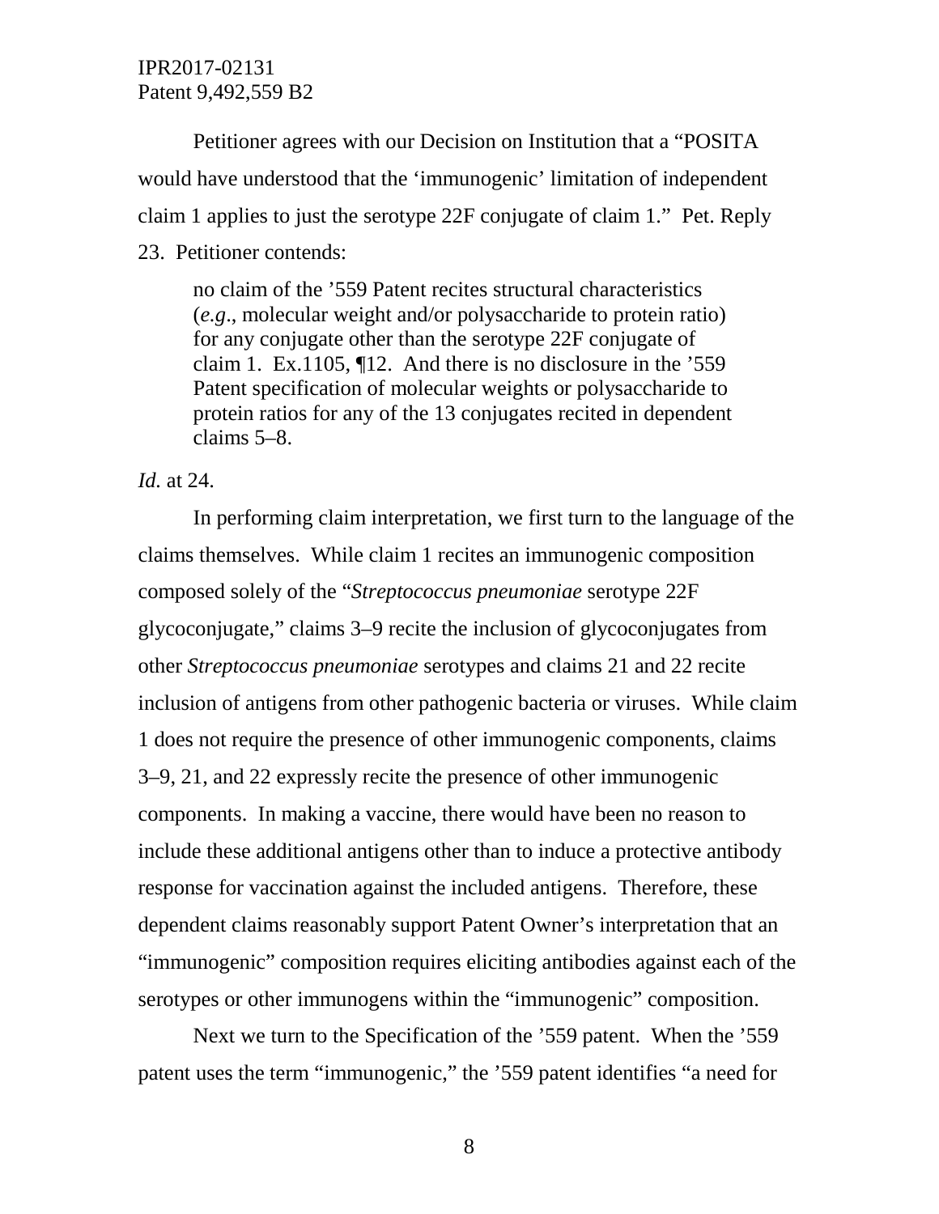Petitioner agrees with our Decision on Institution that a "POSITA would have understood that the 'immunogenic' limitation of independent claim 1 applies to just the serotype 22F conjugate of claim 1." Pet. Reply 23. Petitioner contends:

> no claim of the '559 Patent recites structural characteristics (*e.g*., molecular weight and/or polysaccharide to protein ratio) for any conjugate other than the serotype 22F conjugate of claim 1. Ex.1105, ¶12. And there is no disclosure in the '559 Patent specification of molecular weights or polysaccharide to protein ratios for any of the 13 conjugates recited in dependent claims 5–8.

*Id.* at 24.

In performing claim interpretation, we first turn to the language of the claims themselves. While claim 1 recites an immunogenic composition composed solely of the "*Streptococcus pneumoniae* serotype 22F glycoconjugate," claims 3–9 recite the inclusion of glycoconjugates from other *Streptococcus pneumoniae* serotypes and claims 21 and 22 recite inclusion of antigens from other pathogenic bacteria or viruses. While claim 1 does not require the presence of other immunogenic components, claims 3–9, 21, and 22 expressly recite the presence of other immunogenic components. In making a vaccine, there would have been no reason to include these additional antigens other than to induce a protective antibody response for vaccination against the included antigens. Therefore, these dependent claims reasonably support Patent Owner's interpretation that an "immunogenic" composition requires eliciting antibodies against each of the serotypes or other immunogens within the "immunogenic" composition.

Next we turn to the Specification of the '559 patent. When the '559 patent uses the term "immunogenic," the '559 patent identifies "a need for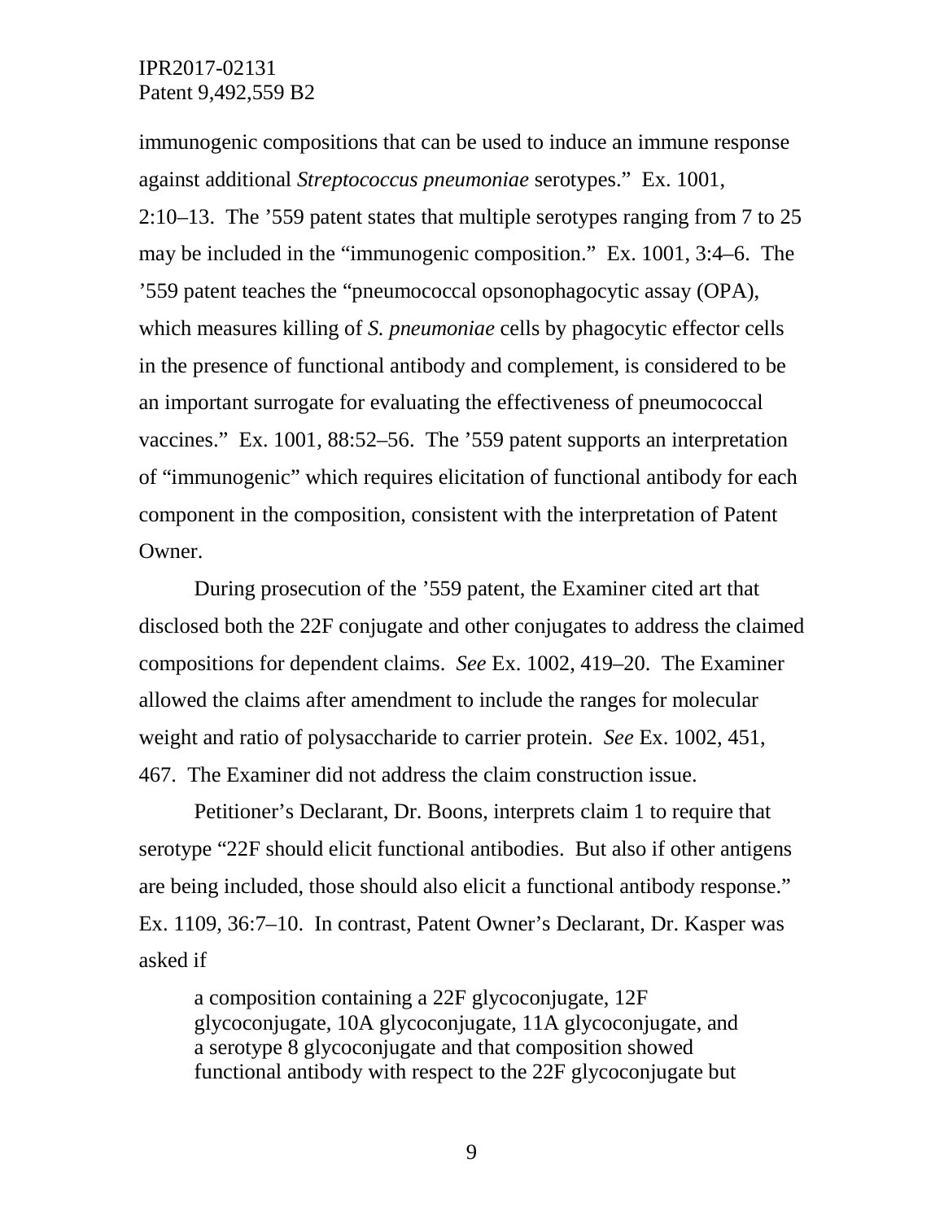immunogenic compositions that can be used to induce an immune response against additional *Streptococcus pneumoniae* serotypes." Ex. 1001, 2:10–13. The '559 patent states that multiple serotypes ranging from 7 to 25 may be included in the "immunogenic composition." Ex. 1001, 3:4–6. The '559 patent teaches the "pneumococcal opsonophagocytic assay (OPA), which measures killing of *S. pneumoniae* cells by phagocytic effector cells in the presence of functional antibody and complement, is considered to be an important surrogate for evaluating the effectiveness of pneumococcal vaccines." Ex. 1001, 88:52–56. The '559 patent supports an interpretation of "immunogenic" which requires elicitation of functional antibody for each component in the composition, consistent with the interpretation of Patent Owner.

During prosecution of the '559 patent, the Examiner cited art that disclosed both the 22F conjugate and other conjugates to address the claimed compositions for dependent claims. *See* Ex. 1002, 419–20. The Examiner allowed the claims after amendment to include the ranges for molecular weight and ratio of polysaccharide to carrier protein. *See* Ex. 1002, 451, 467. The Examiner did not address the claim construction issue.

Petitioner's Declarant, Dr. Boons, interprets claim 1 to require that serotype "22F should elicit functional antibodies. But also if other antigens are being included, those should also elicit a functional antibody response." Ex. 1109, 36:7–10. In contrast, Patent Owner's Declarant, Dr. Kasper was asked if

> a composition containing a 22F glycoconjugate, 12F glycoconjugate, 10A glycoconjugate, 11A glycoconjugate, and a serotype 8 glycoconjugate and that composition showed functional antibody with respect to the 22F glycoconjugate but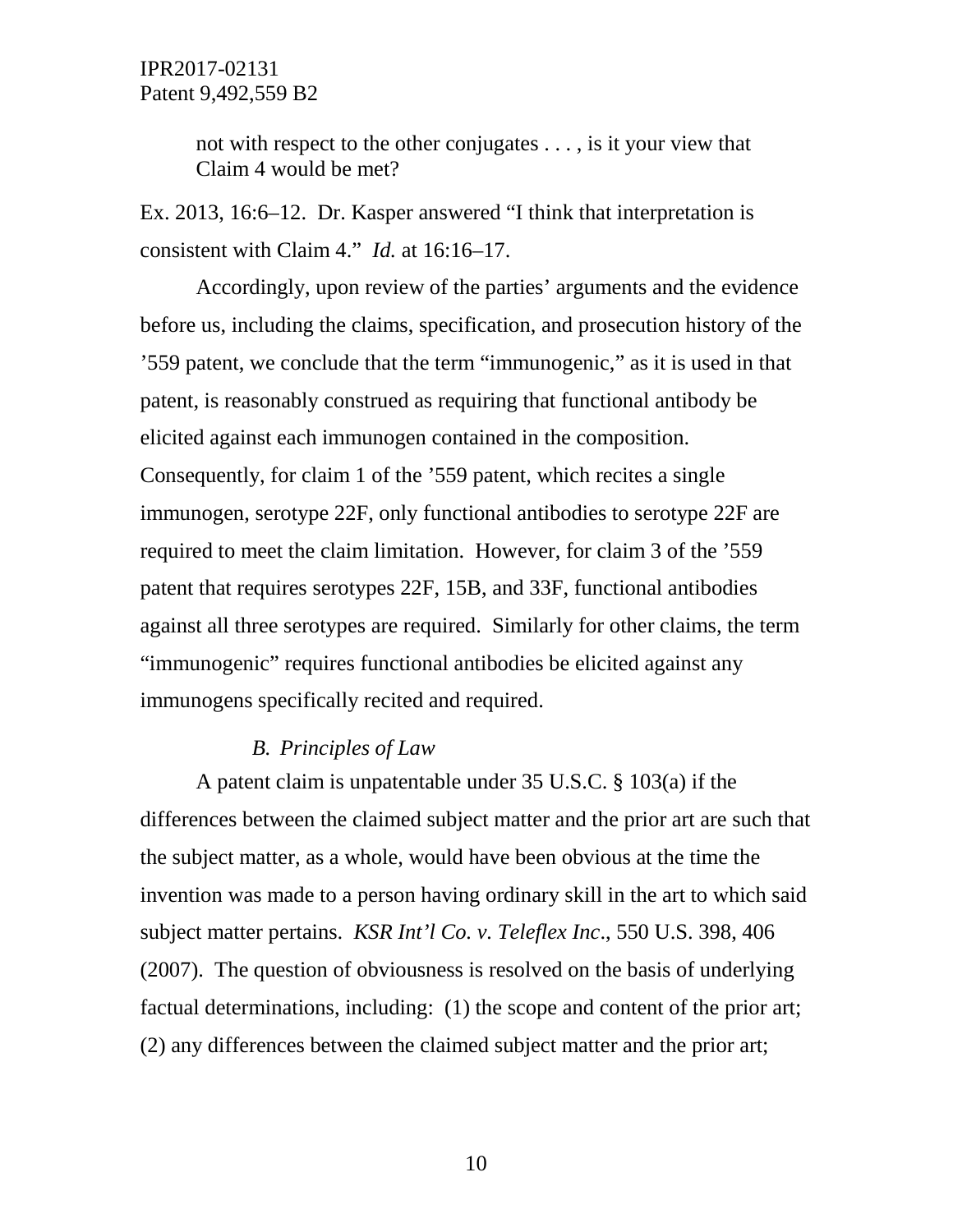> not with respect to the other conjugates . . . , is it your view that Claim 4 would be met?

Ex. 2013, 16:6–12. Dr. Kasper answered "I think that interpretation is consistent with Claim 4." *Id.* at 16:16–17.

Accordingly, upon review of the parties' arguments and the evidence before us, including the claims, specification, and prosecution history of the '559 patent, we conclude that the term "immunogenic," as it is used in that patent, is reasonably construed as requiring that functional antibody be elicited against each immunogen contained in the composition. Consequently, for claim 1 of the '559 patent, which recites a single immunogen, serotype 22F, only functional antibodies to serotype 22F are required to meet the claim limitation. However, for claim 3 of the '559 patent that requires serotypes 22F, 15B, and 33F, functional antibodies against all three serotypes are required. Similarly for other claims, the term "immunogenic" requires functional antibodies be elicited against any immunogens specifically recited and required.

### *B. Principles of Law*

A patent claim is unpatentable under 35 U.S.C. § 103(a) if the differences between the claimed subject matter and the prior art are such that the subject matter, as a whole, would have been obvious at the time the invention was made to a person having ordinary skill in the art to which said subject matter pertains. *KSR Int'l Co. v. Teleflex Inc*., 550 U.S. 398, 406 (2007). The question of obviousness is resolved on the basis of underlying factual determinations, including: (1) the scope and content of the prior art; (2) any differences between the claimed subject matter and the prior art;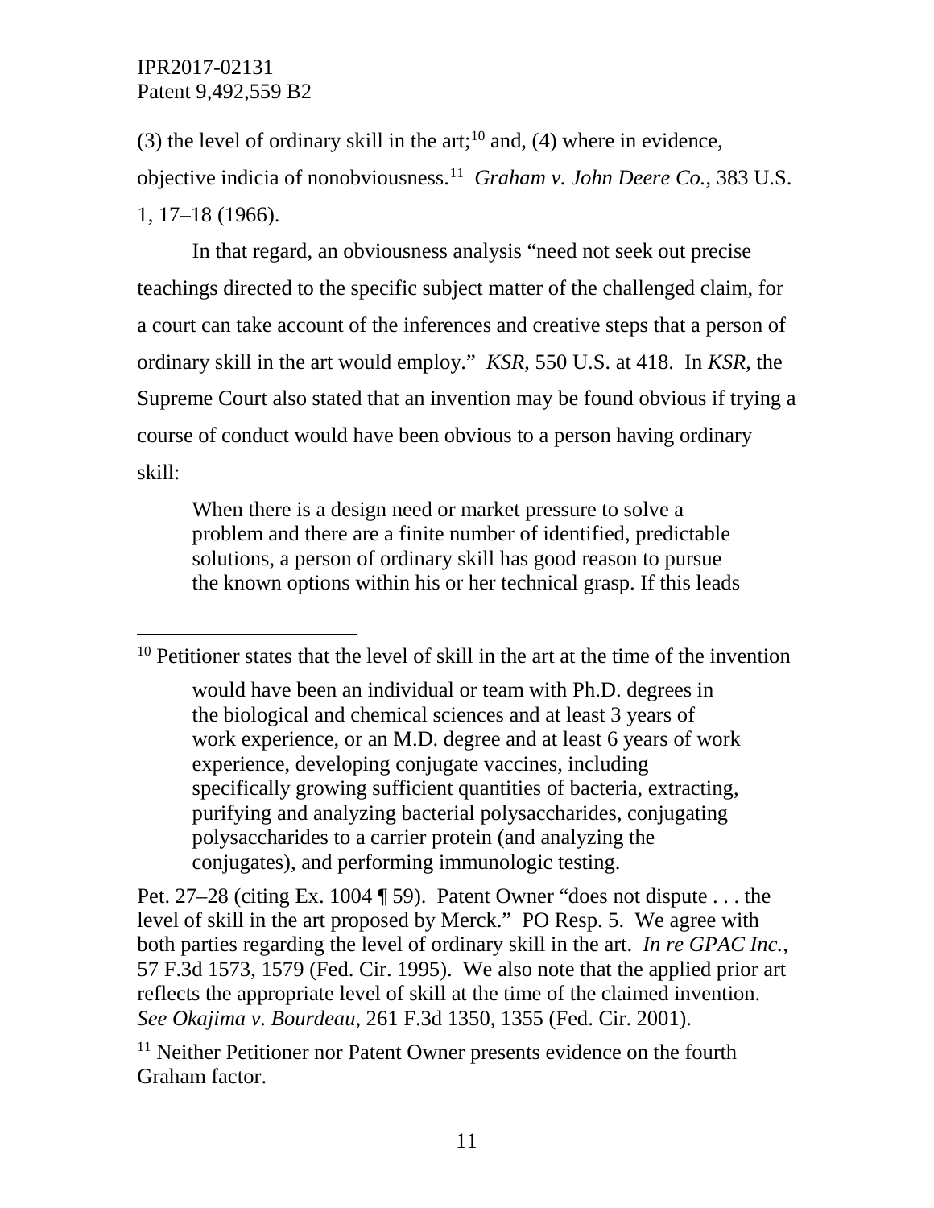(3) the level of ordinary skill in the art;[10] and, (4) where in evidence, objective indicia of nonobviousness.[11] *Graham v. John Deere Co.*, 383 U.S. 1, 17–18 (1966).

In that regard, an obviousness analysis "need not seek out precise teachings directed to the specific subject matter of the challenged claim, for a court can take account of the inferences and creative steps that a person of ordinary skill in the art would employ." *KSR*, 550 U.S. at 418. In *KSR*, the Supreme Court also stated that an invention may be found obvious if trying a course of conduct would have been obvious to a person having ordinary skill:

> When there is a design need or market pressure to solve a problem and there are a finite number of identified, predictable solutions, a person of ordinary skill has good reason to pursue the known options within his or her technical grasp. If this leads

---

[10] Petitioner states that the level of skill in the art at the time of the invention

> would have been an individual or team with Ph.D. degrees in the biological and chemical sciences and at least 3 years of work experience, or an M.D. degree and at least 6 years of work experience, developing conjugate vaccines, including specifically growing sufficient quantities of bacteria, extracting, purifying and analyzing bacterial polysaccharides, conjugating polysaccharides to a carrier protein (and analyzing the conjugates), and performing immunologic testing.

Pet. 27–28 (citing Ex. 1004 ¶ 59). Patent Owner "does not dispute . . . the level of skill in the art proposed by Merck." PO Resp. 5. We agree with both parties regarding the level of ordinary skill in the art. *In re GPAC Inc.*, 57 F.3d 1573, 1579 (Fed. Cir. 1995). We also note that the applied prior art reflects the appropriate level of skill at the time of the claimed invention. *See Okajima v. Bourdeau*, 261 F.3d 1350, 1355 (Fed. Cir. 2001).

[11] Neither Petitioner nor Patent Owner presents evidence on the fourth Graham factor.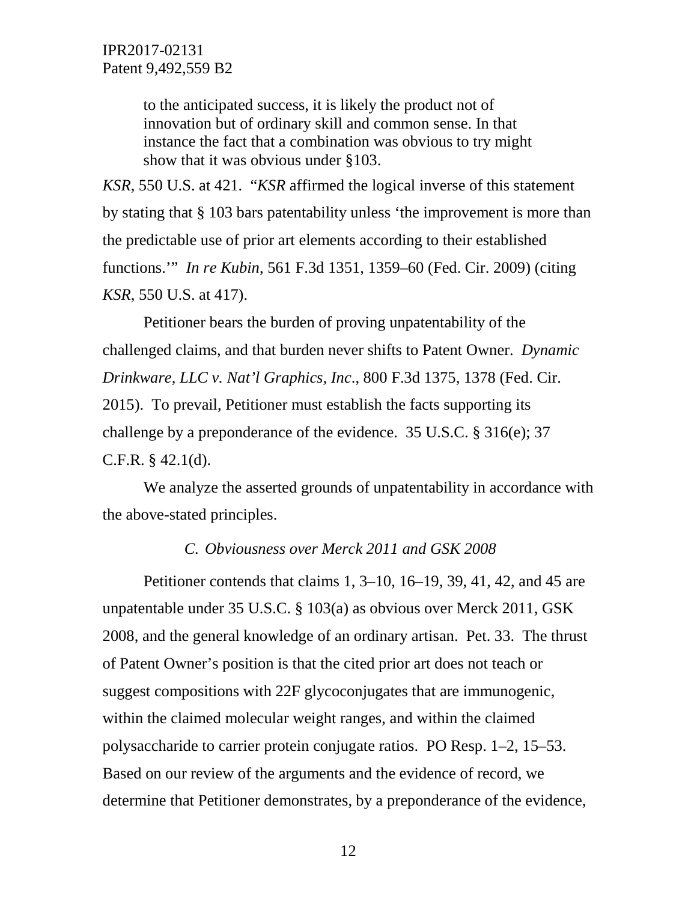> to the anticipated success, it is likely the product not of innovation but of ordinary skill and common sense. In that instance the fact that a combination was obvious to try might show that it was obvious under §103.

*KSR*, 550 U.S. at 421. "*KSR* affirmed the logical inverse of this statement by stating that § 103 bars patentability unless 'the improvement is more than the predictable use of prior art elements according to their established functions.'" *In re Kubin*, 561 F.3d 1351, 1359–60 (Fed. Cir. 2009) (citing *KSR*, 550 U.S. at 417).

Petitioner bears the burden of proving unpatentability of the challenged claims, and that burden never shifts to Patent Owner. *Dynamic Drinkware, LLC v. Nat'l Graphics, Inc*., 800 F.3d 1375, 1378 (Fed. Cir. 2015). To prevail, Petitioner must establish the facts supporting its challenge by a preponderance of the evidence. 35 U.S.C. § 316(e); 37 C.F.R. § 42.1(d).

We analyze the asserted grounds of unpatentability in accordance with the above-stated principles.

### *C. Obviousness over Merck 2011 and GSK 2008*

Petitioner contends that claims 1, 3–10, 16–19, 39, 41, 42, and 45 are unpatentable under 35 U.S.C. § 103(a) as obvious over Merck 2011, GSK 2008, and the general knowledge of an ordinary artisan. Pet. 33. The thrust of Patent Owner's position is that the cited prior art does not teach or suggest compositions with 22F glycoconjugates that are immunogenic, within the claimed molecular weight ranges, and within the claimed polysaccharide to carrier protein conjugate ratios. PO Resp. 1–2, 15–53. Based on our review of the arguments and the evidence of record, we determine that Petitioner demonstrates, by a preponderance of the evidence,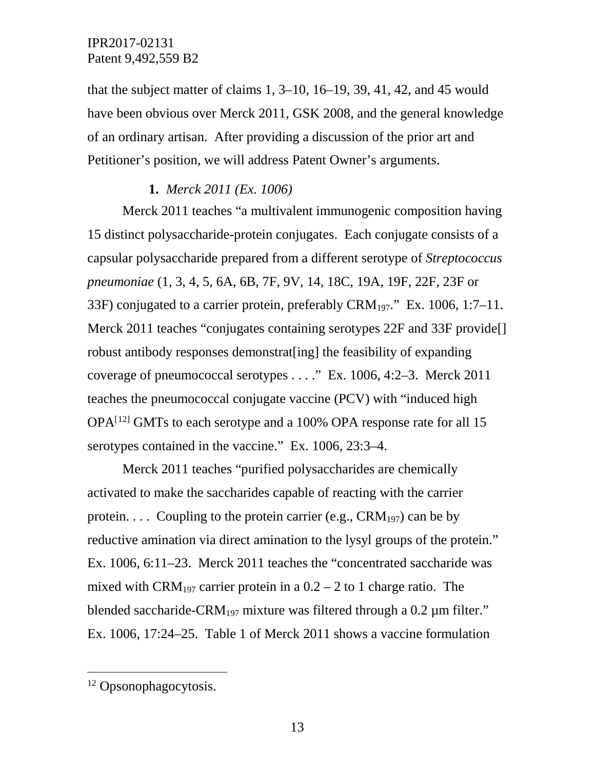that the subject matter of claims 1, 3–10, 16–19, 39, 41, 42, and 45 would have been obvious over Merck 2011, GSK 2008, and the general knowledge of an ordinary artisan. After providing a discussion of the prior art and Petitioner's position, we will address Patent Owner's arguments.

**1.** *Merck 2011 (Ex. 1006)*

Merck 2011 teaches "a multivalent immunogenic composition having 15 distinct polysaccharide-protein conjugates. Each conjugate consists of a capsular polysaccharide prepared from a different serotype of *Streptococcus pneumoniae* (1, 3, 4, 5, 6A, 6B, 7F, 9V, 14, 18C, 19A, 19F, 22F, 23F or 33F) conjugated to a carrier protein, preferably $CRM_{197}$." Ex. 1006, 1:7–11. Merck 2011 teaches "conjugates containing serotypes 22F and 33F provide[] robust antibody responses demonstrat[ing] the feasibility of expanding coverage of pneumococcal serotypes . . . ." Ex. 1006, 4:2–3. Merck 2011 teaches the pneumococcal conjugate vaccine (PCV) with "induced high OPA[12] GMTs to each serotype and a 100% OPA response rate for all 15 serotypes contained in the vaccine." Ex. 1006, 23:3–4.

Merck 2011 teaches "purified polysaccharides are chemically activated to make the saccharides capable of reacting with the carrier protein. . . . Coupling to the protein carrier (e.g., $CRM_{197}$) can be by reductive amination via direct amination to the lysyl groups of the protein." Ex. 1006, 6:11–23. Merck 2011 teaches the "concentrated saccharide was mixed with $CRM_{197}$ carrier protein in a 0.2 – 2 to 1 charge ratio. The blended saccharide-$CRM_{197}$ mixture was filtered through a 0.2 µm filter." Ex. 1006, 17:24–25. Table 1 of Merck 2011 shows a vaccine formulation

[12] Opsonophagocytosis.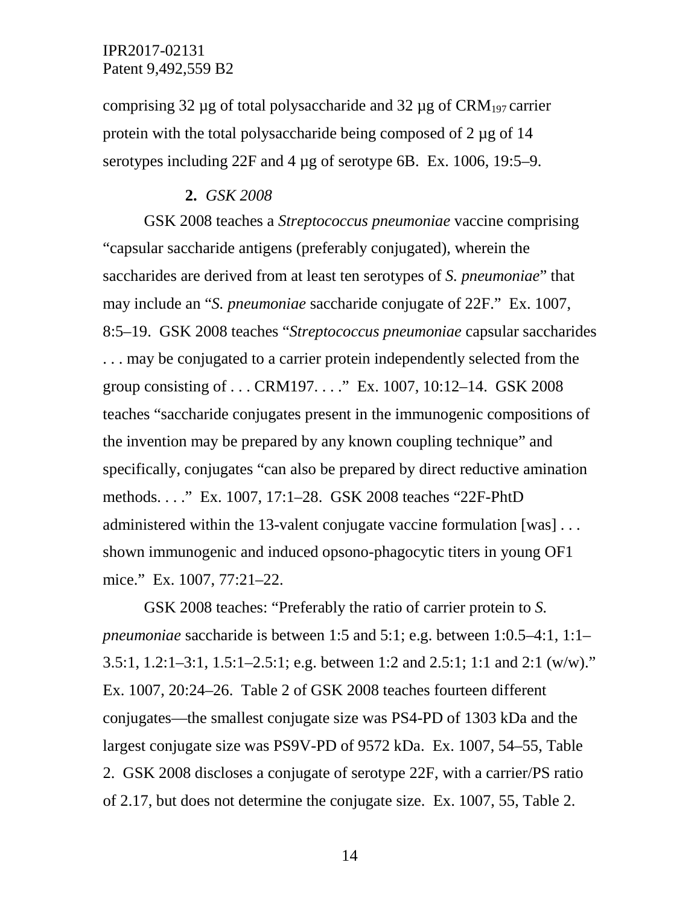comprising 32 µg of total polysaccharide and 32 µg of $CRM_{197}$ carrier protein with the total polysaccharide being composed of 2 µg of 14 serotypes including 22F and 4 µg of serotype 6B. Ex. 1006, 19:5–9.

### 2. *GSK 2008*

GSK 2008 teaches a *Streptococcus pneumoniae* vaccine comprising "capsular saccharide antigens (preferably conjugated), wherein the saccharides are derived from at least ten serotypes of *S. pneumoniae*" that may include an "*S. pneumoniae* saccharide conjugate of 22F." Ex. 1007, 8:5–19. GSK 2008 teaches "*Streptococcus pneumoniae* capsular saccharides . . . may be conjugated to a carrier protein independently selected from the group consisting of . . . CRM197. . . ." Ex. 1007, 10:12–14. GSK 2008 teaches "saccharide conjugates present in the immunogenic compositions of the invention may be prepared by any known coupling technique" and specifically, conjugates "can also be prepared by direct reductive amination methods. . . ." Ex. 1007, 17:1–28. GSK 2008 teaches "22F-PhtD administered within the 13-valent conjugate vaccine formulation [was] . . . shown immunogenic and induced opsono-phagocytic titers in young OF1 mice." Ex. 1007, 77:21–22.

GSK 2008 teaches: "Preferably the ratio of carrier protein to *S. pneumoniae* saccharide is between 1:5 and 5:1; e.g. between 1:0.5–4:1, 1:1–3.5:1, 1.2:1–3:1, 1.5:1–2.5:1; e.g. between 1:2 and 2.5:1; 1:1 and 2:1 (w/w)." Ex. 1007, 20:24–26. Table 2 of GSK 2008 teaches fourteen different conjugates—the smallest conjugate size was PS4-PD of 1303 kDa and the largest conjugate size was PS9V-PD of 9572 kDa. Ex. 1007, 54–55, Table 2. GSK 2008 discloses a conjugate of serotype 22F, with a carrier/PS ratio of 2.17, but does not determine the conjugate size. Ex. 1007, 55, Table 2.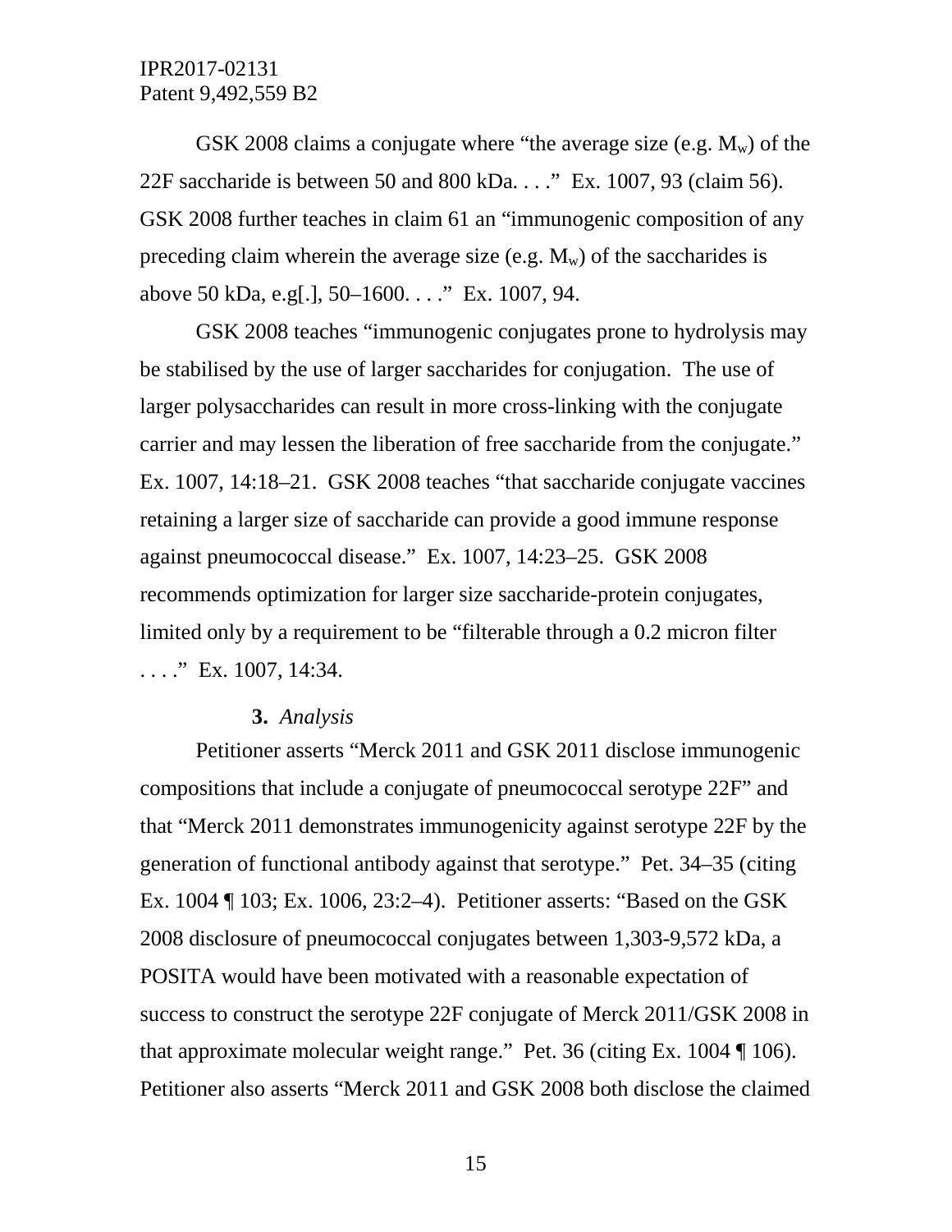GSK 2008 claims a conjugate where "the average size (e.g. $M_w$) of the 22F saccharide is between 50 and 800 kDa. . . ." Ex. 1007, 93 (claim 56). GSK 2008 further teaches in claim 61 an "immunogenic composition of any preceding claim wherein the average size (e.g. $M_w$) of the saccharides is above 50 kDa, e.g[.], 50–1600. . . ." Ex. 1007, 94.

GSK 2008 teaches "immunogenic conjugates prone to hydrolysis may be stabilised by the use of larger saccharides for conjugation. The use of larger polysaccharides can result in more cross-linking with the conjugate carrier and may lessen the liberation of free saccharide from the conjugate." Ex. 1007, 14:18–21. GSK 2008 teaches "that saccharide conjugate vaccines retaining a larger size of saccharide can provide a good immune response against pneumococcal disease." Ex. 1007, 14:23–25. GSK 2008 recommends optimization for larger size saccharide-protein conjugates, limited only by a requirement to be "filterable through a 0.2 micron filter . . . ." Ex. 1007, 14:34.

### 3. *Analysis*

Petitioner asserts "Merck 2011 and GSK 2011 disclose immunogenic compositions that include a conjugate of pneumococcal serotype 22F" and that "Merck 2011 demonstrates immunogenicity against serotype 22F by the generation of functional antibody against that serotype." Pet. 34–35 (citing Ex. 1004 ¶ 103; Ex. 1006, 23:2–4). Petitioner asserts: "Based on the GSK 2008 disclosure of pneumococcal conjugates between 1,303-9,572 kDa, a POSITA would have been motivated with a reasonable expectation of success to construct the serotype 22F conjugate of Merck 2011/GSK 2008 in that approximate molecular weight range." Pet. 36 (citing Ex. 1004 ¶ 106). Petitioner also asserts "Merck 2011 and GSK 2008 both disclose the claimed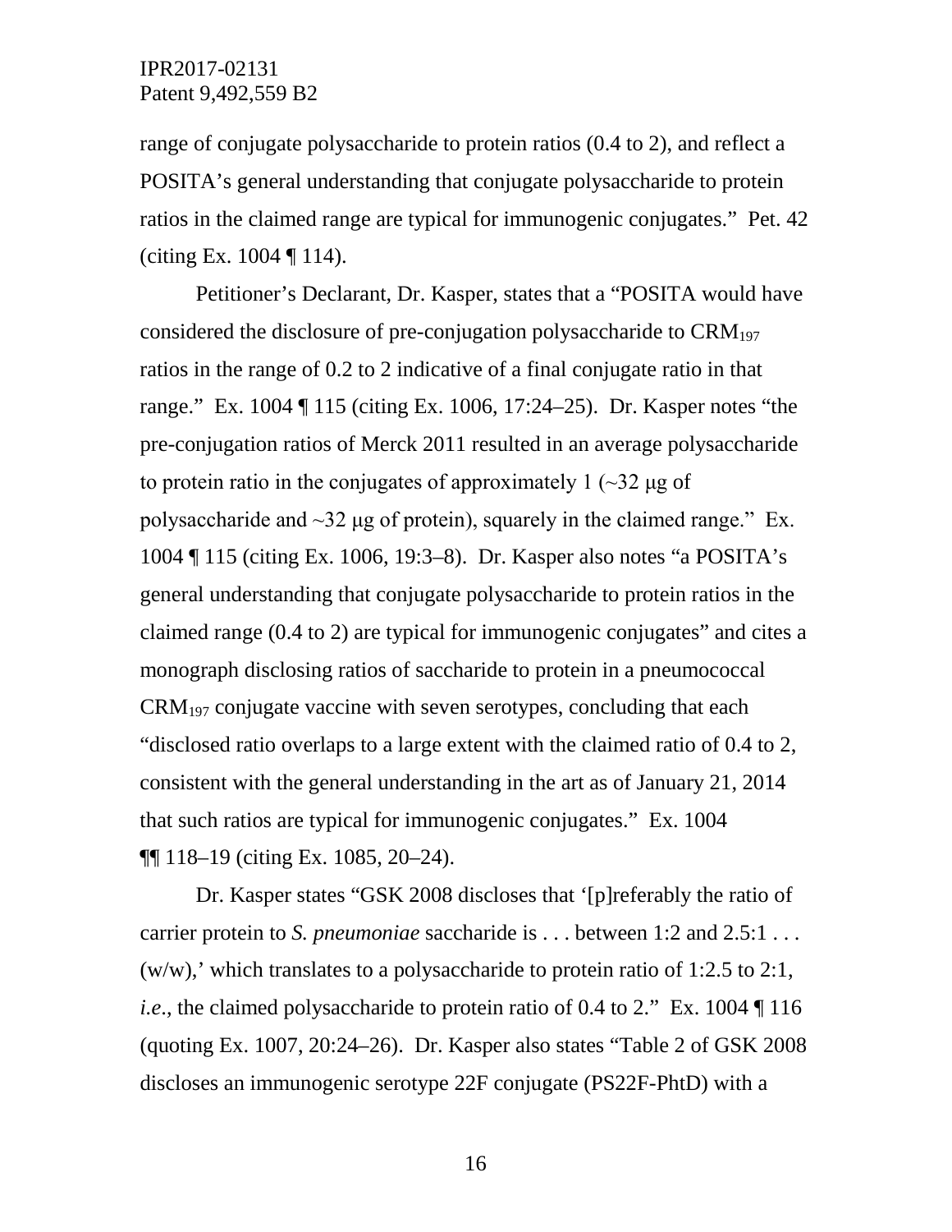range of conjugate polysaccharide to protein ratios (0.4 to 2), and reflect a POSITA's general understanding that conjugate polysaccharide to protein ratios in the claimed range are typical for immunogenic conjugates." Pet. 42 (citing Ex. 1004 ¶ 114).

Petitioner's Declarant, Dr. Kasper, states that a "POSITA would have considered the disclosure of pre-conjugation polysaccharide to $CRM_{197}$ ratios in the range of 0.2 to 2 indicative of a final conjugate ratio in that range." Ex. 1004 ¶ 115 (citing Ex. 1006, 17:24–25). Dr. Kasper notes "the pre-conjugation ratios of Merck 2011 resulted in an average polysaccharide to protein ratio in the conjugates of approximately 1 (~32 μg of polysaccharide and ~32 μg of protein), squarely in the claimed range." Ex. 1004 ¶ 115 (citing Ex. 1006, 19:3–8). Dr. Kasper also notes "a POSITA's general understanding that conjugate polysaccharide to protein ratios in the claimed range (0.4 to 2) are typical for immunogenic conjugates" and cites a monograph disclosing ratios of saccharide to protein in a pneumococcal $CRM_{197}$ conjugate vaccine with seven serotypes, concluding that each "disclosed ratio overlaps to a large extent with the claimed ratio of 0.4 to 2, consistent with the general understanding in the art as of January 21, 2014 that such ratios are typical for immunogenic conjugates." Ex. 1004 ¶¶ 118–19 (citing Ex. 1085, 20–24).

Dr. Kasper states "GSK 2008 discloses that '[p]referably the ratio of carrier protein to *S. pneumoniae* saccharide is . . . between 1:2 and 2.5:1 . . . (w/w),' which translates to a polysaccharide to protein ratio of 1:2.5 to 2:1, *i.e*., the claimed polysaccharide to protein ratio of 0.4 to 2." Ex. 1004 ¶ 116 (quoting Ex. 1007, 20:24–26). Dr. Kasper also states "Table 2 of GSK 2008 discloses an immunogenic serotype 22F conjugate (PS22F-PhtD) with a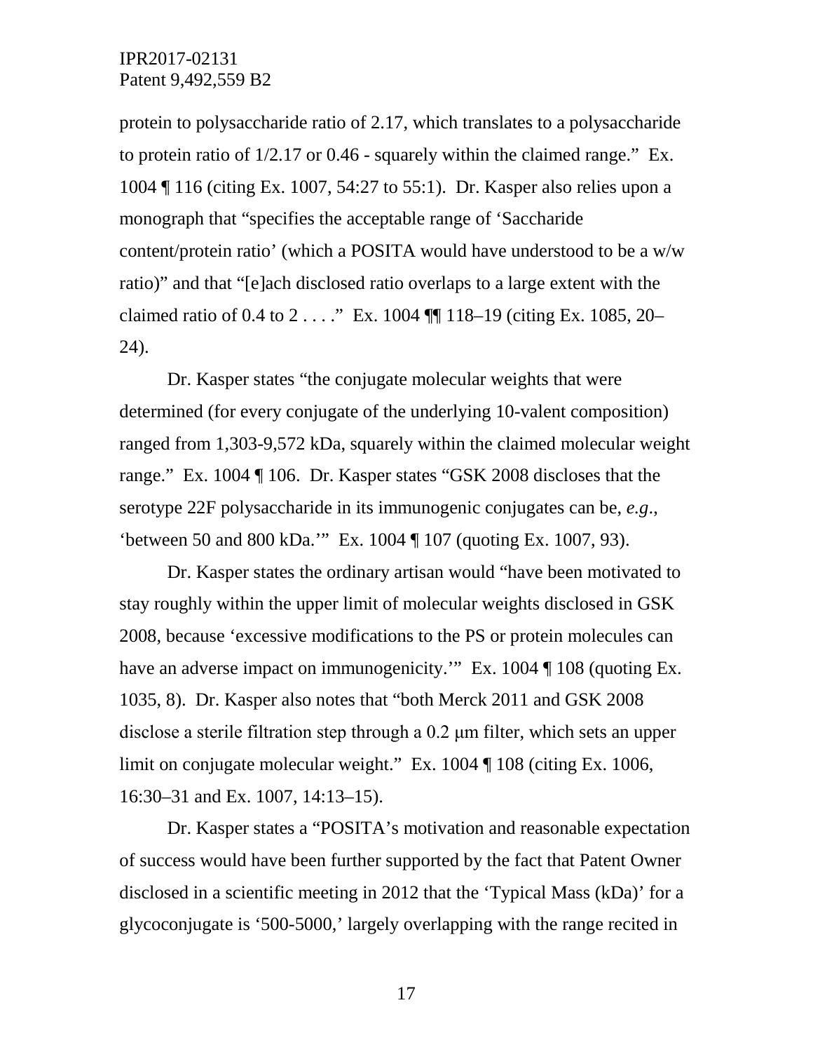protein to polysaccharide ratio of 2.17, which translates to a polysaccharide to protein ratio of 1/2.17 or 0.46 - squarely within the claimed range." Ex. 1004 ¶ 116 (citing Ex. 1007, 54:27 to 55:1). Dr. Kasper also relies upon a monograph that "specifies the acceptable range of 'Saccharide content/protein ratio' (which a POSITA would have understood to be a w/w ratio)" and that "[e]ach disclosed ratio overlaps to a large extent with the claimed ratio of 0.4 to 2 . . . ." Ex. 1004 ¶¶ 118–19 (citing Ex. 1085, 20–24).

Dr. Kasper states "the conjugate molecular weights that were determined (for every conjugate of the underlying 10-valent composition) ranged from 1,303-9,572 kDa, squarely within the claimed molecular weight range." Ex. 1004 ¶ 106. Dr. Kasper states "GSK 2008 discloses that the serotype 22F polysaccharide in its immunogenic conjugates can be, *e.g.*, 'between 50 and 800 kDa.'" Ex. 1004 ¶ 107 (quoting Ex. 1007, 93).

Dr. Kasper states the ordinary artisan would "have been motivated to stay roughly within the upper limit of molecular weights disclosed in GSK 2008, because 'excessive modifications to the PS or protein molecules can have an adverse impact on immunogenicity.'" Ex. 1004 ¶ 108 (quoting Ex. 1035, 8). Dr. Kasper also notes that "both Merck 2011 and GSK 2008 disclose a sterile filtration step through a 0.2 μm filter, which sets an upper limit on conjugate molecular weight." Ex. 1004 ¶ 108 (citing Ex. 1006, 16:30–31 and Ex. 1007, 14:13–15).

Dr. Kasper states a "POSITA's motivation and reasonable expectation of success would have been further supported by the fact that Patent Owner disclosed in a scientific meeting in 2012 that the 'Typical Mass (kDa)' for a glycoconjugate is '500-5000,' largely overlapping with the range recited in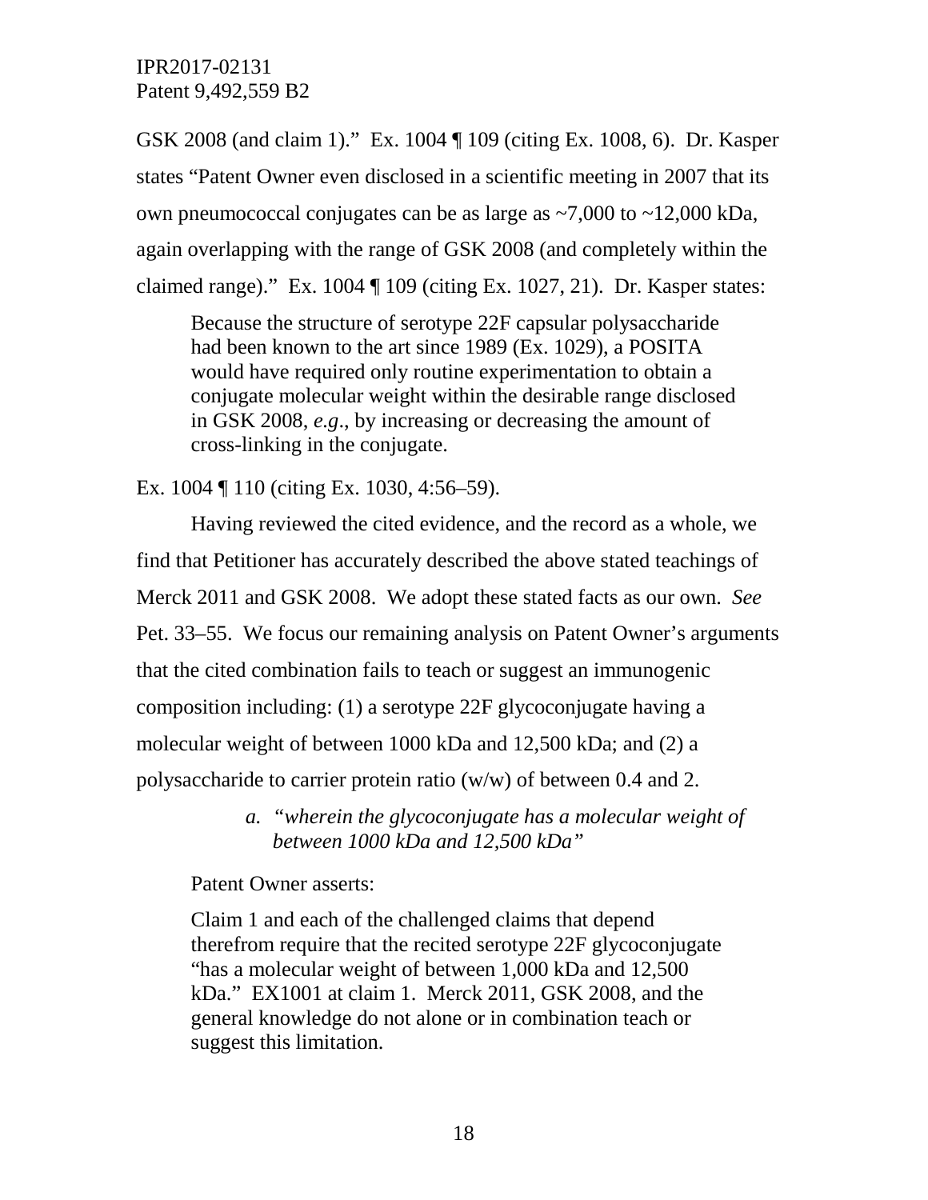GSK 2008 (and claim 1)." Ex. 1004 ¶ 109 (citing Ex. 1008, 6). Dr. Kasper states "Patent Owner even disclosed in a scientific meeting in 2007 that its own pneumococcal conjugates can be as large as ~7,000 to ~12,000 kDa, again overlapping with the range of GSK 2008 (and completely within the claimed range)." Ex. 1004 ¶ 109 (citing Ex. 1027, 21). Dr. Kasper states:

> Because the structure of serotype 22F capsular polysaccharide had been known to the art since 1989 (Ex. 1029), a POSITA would have required only routine experimentation to obtain a conjugate molecular weight within the desirable range disclosed in GSK 2008, *e.g*., by increasing or decreasing the amount of cross-linking in the conjugate.

Ex. 1004 ¶ 110 (citing Ex. 1030, 4:56–59).

Having reviewed the cited evidence, and the record as a whole, we find that Petitioner has accurately described the above stated teachings of Merck 2011 and GSK 2008. We adopt these stated facts as our own. *See* Pet. 33–55. We focus our remaining analysis on Patent Owner's arguments that the cited combination fails to teach or suggest an immunogenic composition including: (1) a serotype 22F glycoconjugate having a molecular weight of between 1000 kDa and 12,500 kDa; and (2) a polysaccharide to carrier protein ratio (w/w) of between 0.4 and 2.

*a. "wherein the glycoconjugate has a molecular weight of between 1000 kDa and 12,500 kDa"*

Patent Owner asserts:

> Claim 1 and each of the challenged claims that depend therefrom require that the recited serotype 22F glycoconjugate "has a molecular weight of between 1,000 kDa and 12,500 kDa." EX1001 at claim 1. Merck 2011, GSK 2008, and the general knowledge do not alone or in combination teach or suggest this limitation.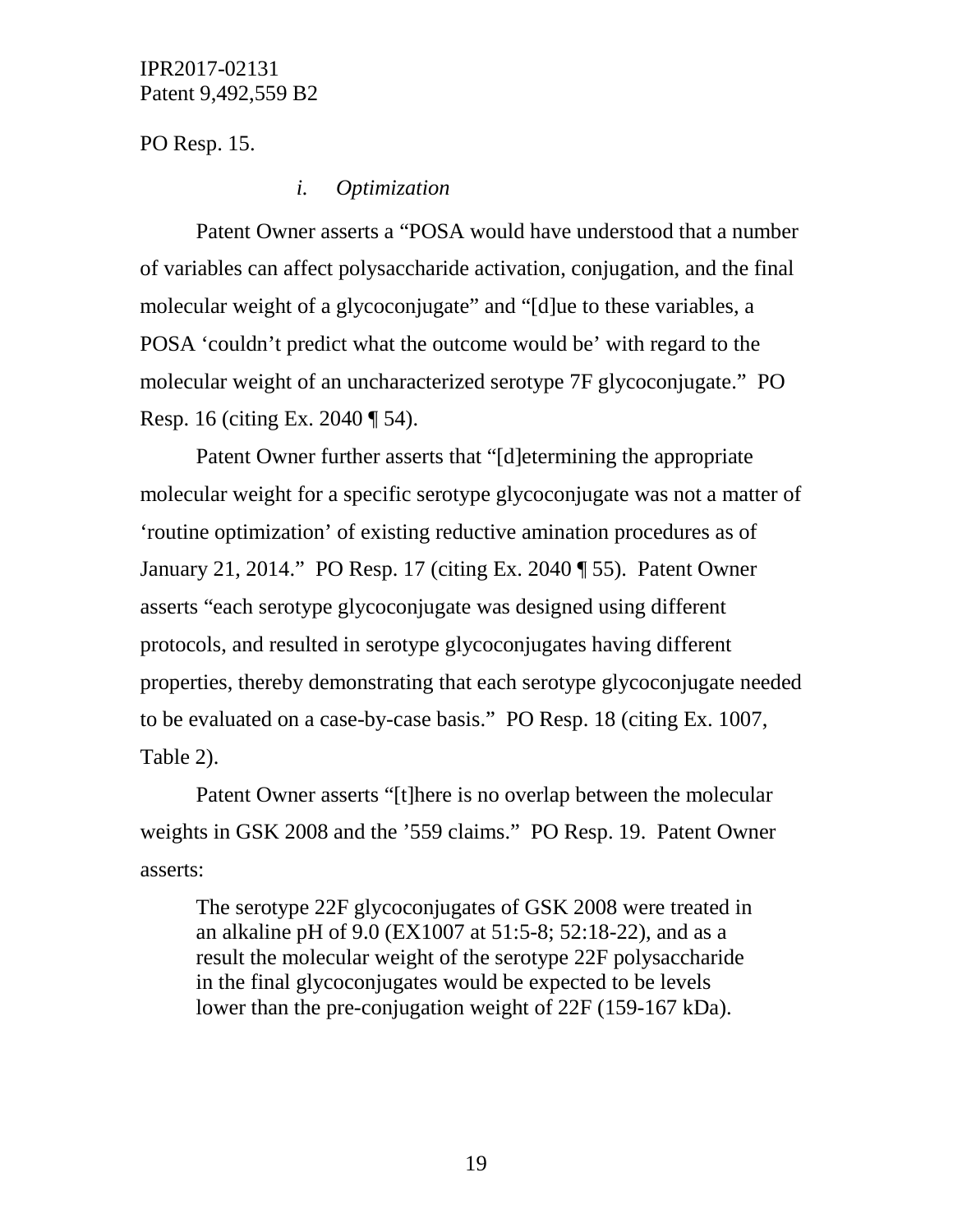PO Resp. 15.

*i. Optimization*

Patent Owner asserts a "POSA would have understood that a number of variables can affect polysaccharide activation, conjugation, and the final molecular weight of a glycoconjugate" and "[d]ue to these variables, a POSA 'couldn't predict what the outcome would be' with regard to the molecular weight of an uncharacterized serotype 7F glycoconjugate." PO Resp. 16 (citing Ex. 2040 ¶ 54).

Patent Owner further asserts that "[d]etermining the appropriate molecular weight for a specific serotype glycoconjugate was not a matter of 'routine optimization' of existing reductive amination procedures as of January 21, 2014." PO Resp. 17 (citing Ex. 2040 ¶ 55). Patent Owner asserts "each serotype glycoconjugate was designed using different protocols, and resulted in serotype glycoconjugates having different properties, thereby demonstrating that each serotype glycoconjugate needed to be evaluated on a case-by-case basis." PO Resp. 18 (citing Ex. 1007, Table 2).

Patent Owner asserts "[t]here is no overlap between the molecular weights in GSK 2008 and the '559 claims." PO Resp. 19. Patent Owner asserts:

> The serotype 22F glycoconjugates of GSK 2008 were treated in an alkaline pH of 9.0 (EX1007 at 51:5-8; 52:18-22), and as a result the molecular weight of the serotype 22F polysaccharide in the final glycoconjugates would be expected to be levels lower than the pre-conjugation weight of 22F (159-167 kDa).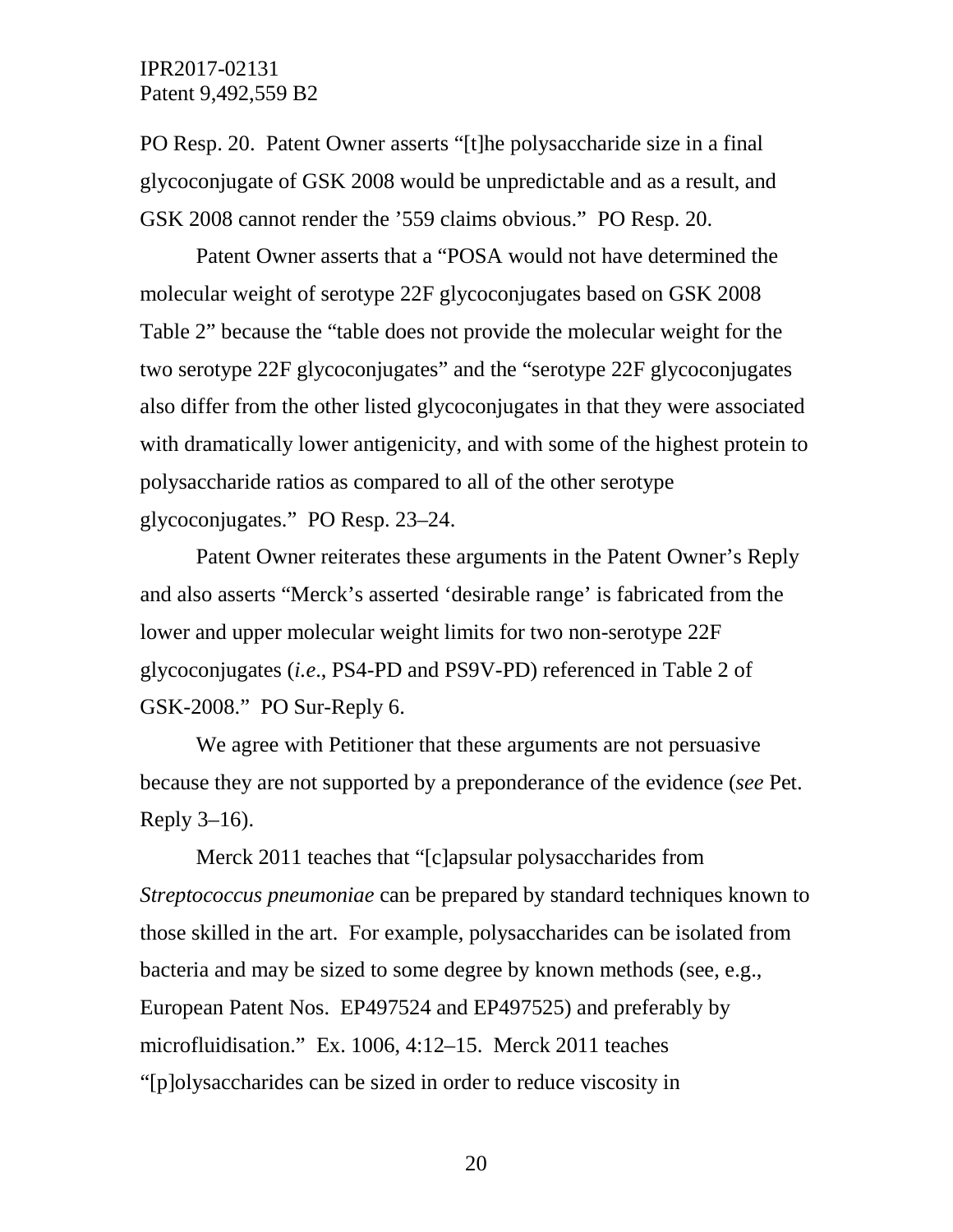PO Resp. 20. Patent Owner asserts "[t]he polysaccharide size in a final glycoconjugate of GSK 2008 would be unpredictable and as a result, and GSK 2008 cannot render the '559 claims obvious." PO Resp. 20.

Patent Owner asserts that a "POSA would not have determined the molecular weight of serotype 22F glycoconjugates based on GSK 2008 Table 2" because the "table does not provide the molecular weight for the two serotype 22F glycoconjugates" and the "serotype 22F glycoconjugates also differ from the other listed glycoconjugates in that they were associated with dramatically lower antigenicity, and with some of the highest protein to polysaccharide ratios as compared to all of the other serotype glycoconjugates." PO Resp. 23–24.

Patent Owner reiterates these arguments in the Patent Owner's Reply and also asserts "Merck's asserted 'desirable range' is fabricated from the lower and upper molecular weight limits for two non-serotype 22F glycoconjugates (*i.e*., PS4-PD and PS9V-PD) referenced in Table 2 of GSK-2008." PO Sur-Reply 6.

We agree with Petitioner that these arguments are not persuasive because they are not supported by a preponderance of the evidence (*see* Pet. Reply 3–16).

Merck 2011 teaches that "[c]apsular polysaccharides from *Streptococcus pneumoniae* can be prepared by standard techniques known to those skilled in the art. For example, polysaccharides can be isolated from bacteria and may be sized to some degree by known methods (see, e.g., European Patent Nos. EP497524 and EP497525) and preferably by microfluidisation." Ex. 1006, 4:12–15. Merck 2011 teaches "[p]olysaccharides can be sized in order to reduce viscosity in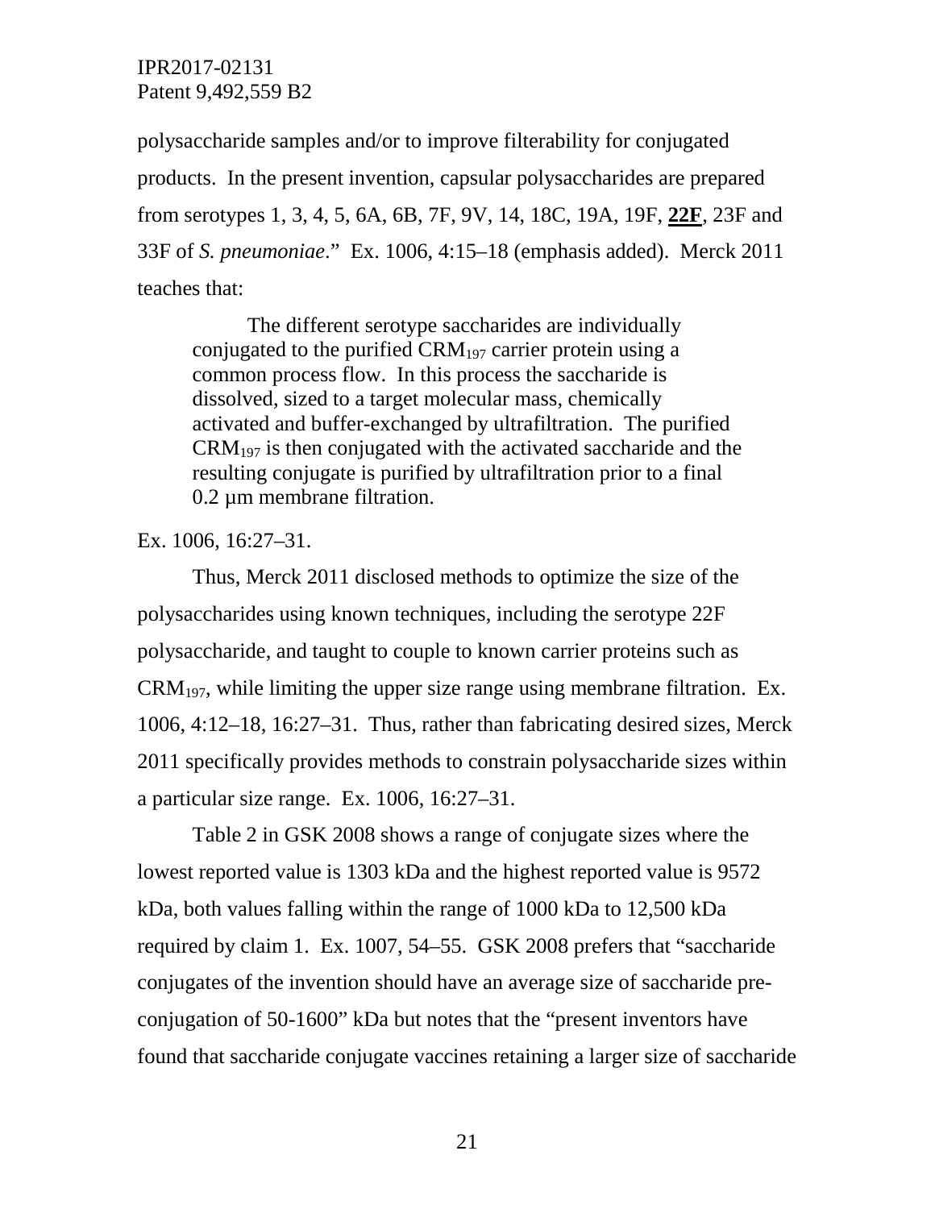polysaccharide samples and/or to improve filterability for conjugated products. In the present invention, capsular polysaccharides are prepared from serotypes 1, 3, 4, 5, 6A, 6B, 7F, 9V, 14, 18C, 19A, 19F, **22F**, 23F and 33F of *S. pneumoniae*." Ex. 1006, 4:15–18 (emphasis added). Merck 2011 teaches that:

> The different serotype saccharides are individually conjugated to the purified $CRM_{197}$ carrier protein using a common process flow. In this process the saccharide is dissolved, sized to a target molecular mass, chemically activated and buffer-exchanged by ultrafiltration. The purified $CRM_{197}$ is then conjugated with the activated saccharide and the resulting conjugate is purified by ultrafiltration prior to a final 0.2 µm membrane filtration.

Ex. 1006, 16:27–31.

Thus, Merck 2011 disclosed methods to optimize the size of the polysaccharides using known techniques, including the serotype 22F polysaccharide, and taught to couple to known carrier proteins such as $CRM_{197}$, while limiting the upper size range using membrane filtration. Ex. 1006, 4:12–18, 16:27–31. Thus, rather than fabricating desired sizes, Merck 2011 specifically provides methods to constrain polysaccharide sizes within a particular size range. Ex. 1006, 16:27–31.

Table 2 in GSK 2008 shows a range of conjugate sizes where the lowest reported value is 1303 kDa and the highest reported value is 9572 kDa, both values falling within the range of 1000 kDa to 12,500 kDa required by claim 1. Ex. 1007, 54–55. GSK 2008 prefers that "saccharide conjugates of the invention should have an average size of saccharide pre-conjugation of 50-1600" kDa but notes that the "present inventors have found that saccharide conjugate vaccines retaining a larger size of saccharide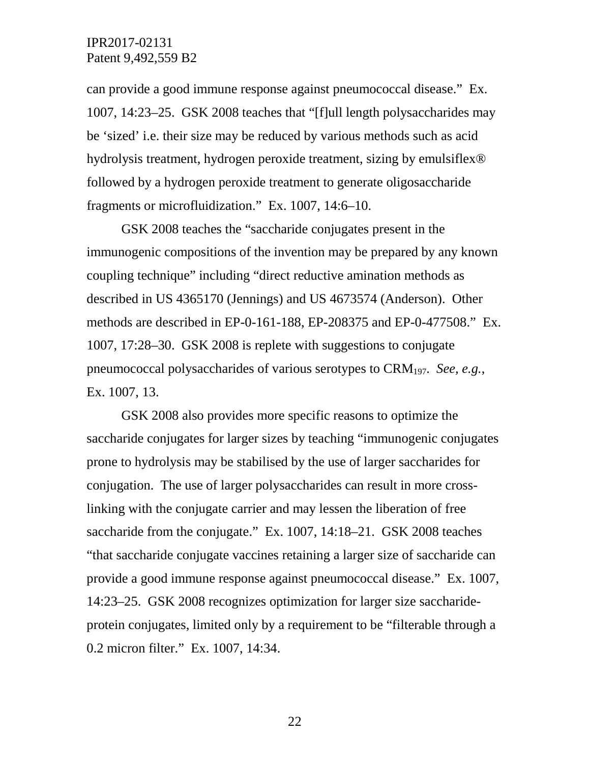can provide a good immune response against pneumococcal disease." Ex. 1007, 14:23–25. GSK 2008 teaches that "[f]ull length polysaccharides may be 'sized' i.e. their size may be reduced by various methods such as acid hydrolysis treatment, hydrogen peroxide treatment, sizing by emulsiflex® followed by a hydrogen peroxide treatment to generate oligosaccharide fragments or microfluidization." Ex. 1007, 14:6–10.

GSK 2008 teaches the "saccharide conjugates present in the immunogenic compositions of the invention may be prepared by any known coupling technique" including "direct reductive amination methods as described in US 4365170 (Jennings) and US 4673574 (Anderson). Other methods are described in EP-0-161-188, EP-208375 and EP-0-477508." Ex. 1007, 17:28–30. GSK 2008 is replete with suggestions to conjugate pneumococcal polysaccharides of various serotypes to $CRM_{197}$. *See, e.g.*, Ex. 1007, 13.

GSK 2008 also provides more specific reasons to optimize the saccharide conjugates for larger sizes by teaching "immunogenic conjugates prone to hydrolysis may be stabilised by the use of larger saccharides for conjugation. The use of larger polysaccharides can result in more cross-linking with the conjugate carrier and may lessen the liberation of free saccharide from the conjugate." Ex. 1007, 14:18–21. GSK 2008 teaches "that saccharide conjugate vaccines retaining a larger size of saccharide can provide a good immune response against pneumococcal disease." Ex. 1007, 14:23–25. GSK 2008 recognizes optimization for larger size saccharide-protein conjugates, limited only by a requirement to be "filterable through a 0.2 micron filter." Ex. 1007, 14:34.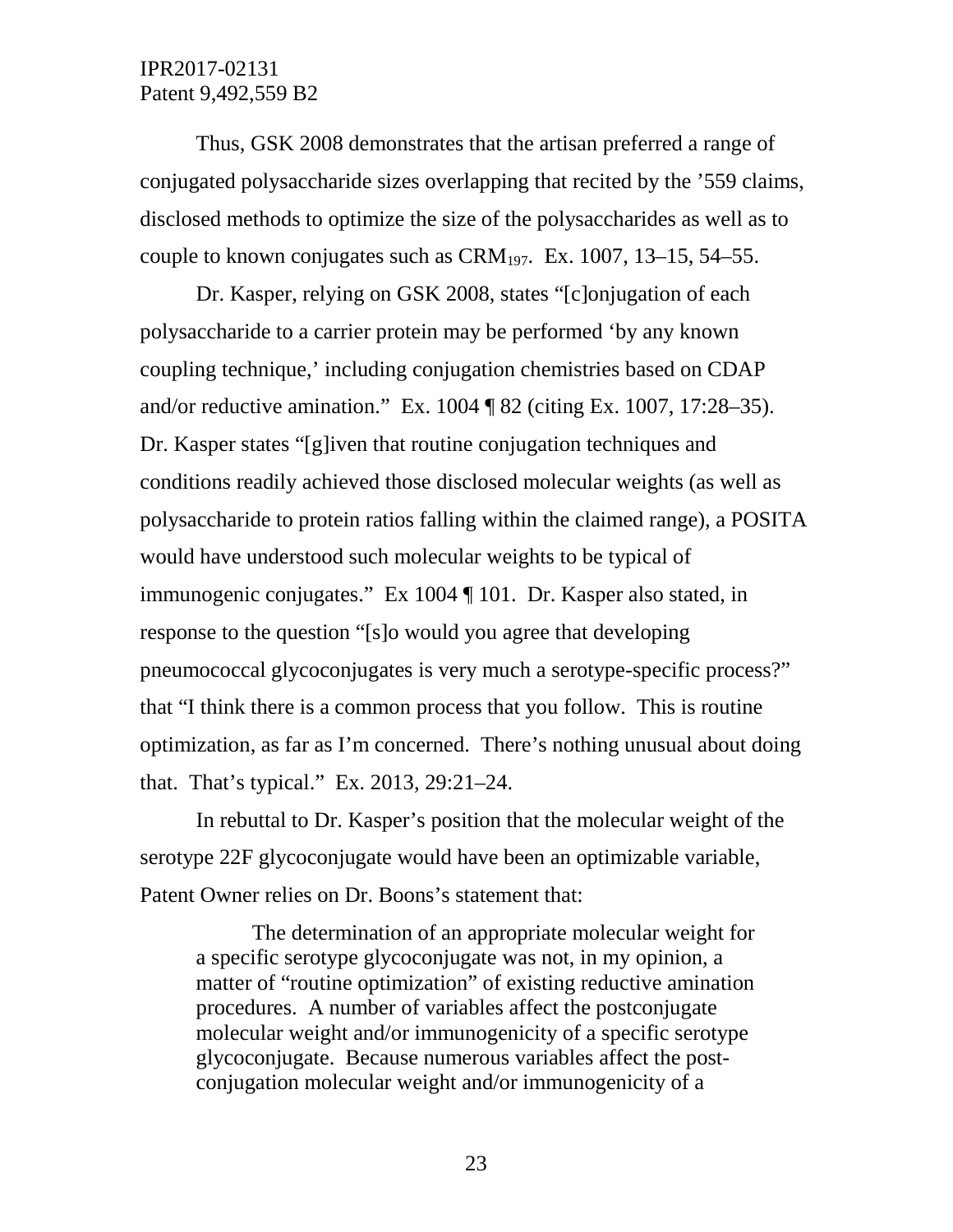Thus, GSK 2008 demonstrates that the artisan preferred a range of conjugated polysaccharide sizes overlapping that recited by the '559 claims, disclosed methods to optimize the size of the polysaccharides as well as to couple to known conjugates such as $CRM_{197}$. Ex. 1007, 13–15, 54–55.

Dr. Kasper, relying on GSK 2008, states "[c]onjugation of each polysaccharide to a carrier protein may be performed 'by any known coupling technique,' including conjugation chemistries based on CDAP and/or reductive amination." Ex. 1004 ¶ 82 (citing Ex. 1007, 17:28–35). Dr. Kasper states "[g]iven that routine conjugation techniques and conditions readily achieved those disclosed molecular weights (as well as polysaccharide to protein ratios falling within the claimed range), a POSITA would have understood such molecular weights to be typical of immunogenic conjugates." Ex 1004 ¶ 101. Dr. Kasper also stated, in response to the question "[s]o would you agree that developing pneumococcal glycoconjugates is very much a serotype-specific process?" that "I think there is a common process that you follow. This is routine optimization, as far as I'm concerned. There's nothing unusual about doing that. That's typical." Ex. 2013, 29:21–24.

In rebuttal to Dr. Kasper's position that the molecular weight of the serotype 22F glycoconjugate would have been an optimizable variable, Patent Owner relies on Dr. Boons's statement that:

> The determination of an appropriate molecular weight for a specific serotype glycoconjugate was not, in my opinion, a matter of "routine optimization" of existing reductive amination procedures. A number of variables affect the postconjugate molecular weight and/or immunogenicity of a specific serotype glycoconjugate. Because numerous variables affect the post-conjugation molecular weight and/or immunogenicity of a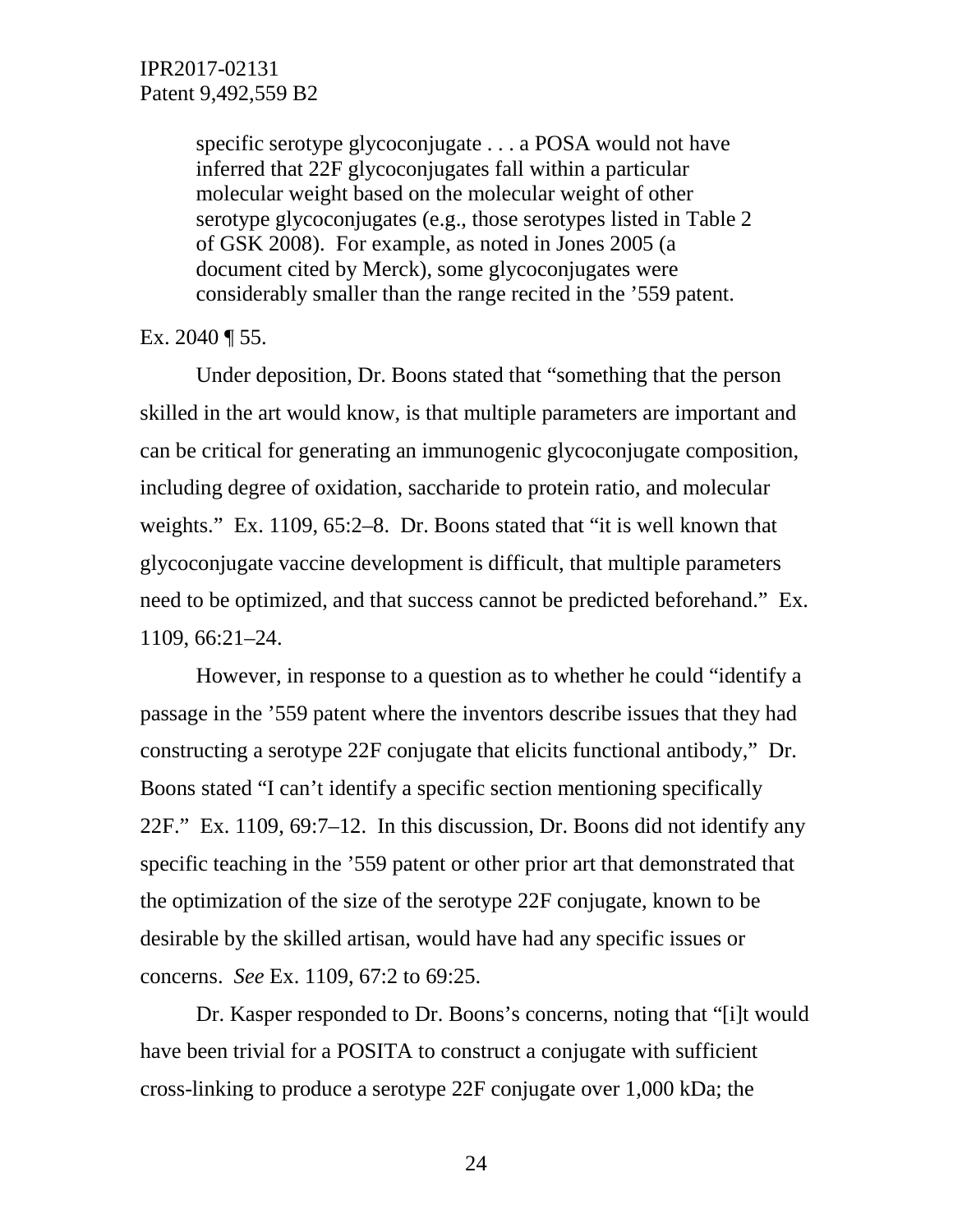> specific serotype glycoconjugate . . . a POSA would not have inferred that 22F glycoconjugates fall within a particular molecular weight based on the molecular weight of other serotype glycoconjugates (e.g., those serotypes listed in Table 2 of GSK 2008). For example, as noted in Jones 2005 (a document cited by Merck), some glycoconjugates were considerably smaller than the range recited in the '559 patent.

Ex. 2040 ¶ 55.

Under deposition, Dr. Boons stated that "something that the person skilled in the art would know, is that multiple parameters are important and can be critical for generating an immunogenic glycoconjugate composition, including degree of oxidation, saccharide to protein ratio, and molecular weights." Ex. 1109, 65:2–8. Dr. Boons stated that "it is well known that glycoconjugate vaccine development is difficult, that multiple parameters need to be optimized, and that success cannot be predicted beforehand." Ex. 1109, 66:21–24.

However, in response to a question as to whether he could "identify a passage in the '559 patent where the inventors describe issues that they had constructing a serotype 22F conjugate that elicits functional antibody," Dr. Boons stated "I can't identify a specific section mentioning specifically 22F." Ex. 1109, 69:7–12. In this discussion, Dr. Boons did not identify any specific teaching in the '559 patent or other prior art that demonstrated that the optimization of the size of the serotype 22F conjugate, known to be desirable by the skilled artisan, would have had any specific issues or concerns. *See* Ex. 1109, 67:2 to 69:25.

Dr. Kasper responded to Dr. Boons's concerns, noting that "[i]t would have been trivial for a POSITA to construct a conjugate with sufficient cross-linking to produce a serotype 22F conjugate over 1,000 kDa; the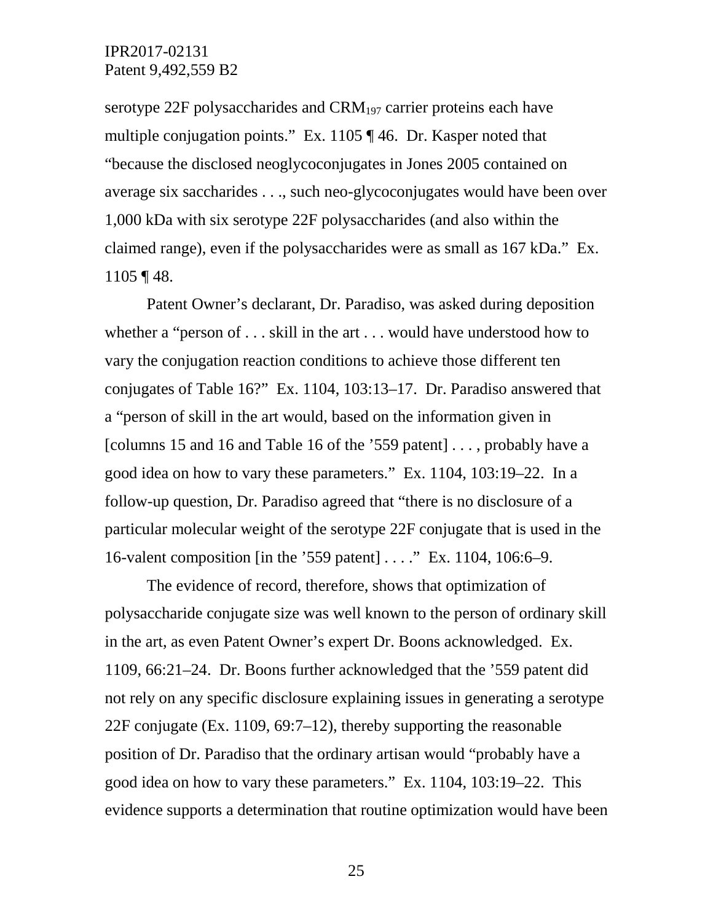serotype 22F polysaccharides and $CRM_{197}$ carrier proteins each have multiple conjugation points." Ex. 1105 ¶ 46. Dr. Kasper noted that "because the disclosed neoglycoconjugates in Jones 2005 contained on average six saccharides . . ., such neo-glycoconjugates would have been over 1,000 kDa with six serotype 22F polysaccharides (and also within the claimed range), even if the polysaccharides were as small as 167 kDa." Ex. 1105 ¶ 48.

Patent Owner's declarant, Dr. Paradiso, was asked during deposition whether a "person of . . . skill in the art . . . would have understood how to vary the conjugation reaction conditions to achieve those different ten conjugates of Table 16?" Ex. 1104, 103:13–17. Dr. Paradiso answered that a "person of skill in the art would, based on the information given in [columns 15 and 16 and Table 16 of the '559 patent] . . . , probably have a good idea on how to vary these parameters." Ex. 1104, 103:19–22. In a follow-up question, Dr. Paradiso agreed that "there is no disclosure of a particular molecular weight of the serotype 22F conjugate that is used in the 16-valent composition [in the '559 patent] . . . ." Ex. 1104, 106:6–9.

The evidence of record, therefore, shows that optimization of polysaccharide conjugate size was well known to the person of ordinary skill in the art, as even Patent Owner's expert Dr. Boons acknowledged. Ex. 1109, 66:21–24. Dr. Boons further acknowledged that the '559 patent did not rely on any specific disclosure explaining issues in generating a serotype 22F conjugate (Ex. 1109, 69:7–12), thereby supporting the reasonable position of Dr. Paradiso that the ordinary artisan would "probably have a good idea on how to vary these parameters." Ex. 1104, 103:19–22. This evidence supports a determination that routine optimization would have been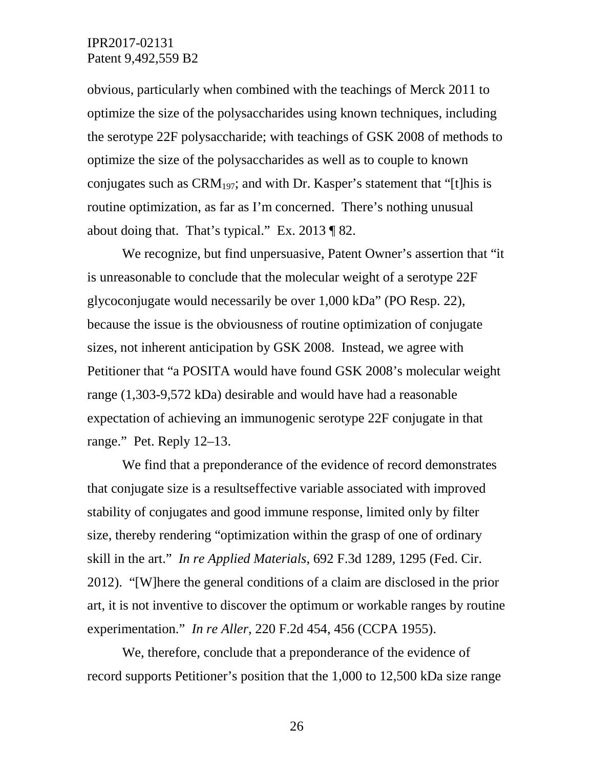obvious, particularly when combined with the teachings of Merck 2011 to optimize the size of the polysaccharides using known techniques, including the serotype 22F polysaccharide; with teachings of GSK 2008 of methods to optimize the size of the polysaccharides as well as to couple to known conjugates such as $CRM_{197}$; and with Dr. Kasper's statement that "[t]his is routine optimization, as far as I'm concerned. There's nothing unusual about doing that. That's typical." Ex. 2013 ¶ 82.

We recognize, but find unpersuasive, Patent Owner's assertion that "it is unreasonable to conclude that the molecular weight of a serotype 22F glycoconjugate would necessarily be over 1,000 kDa" (PO Resp. 22), because the issue is the obviousness of routine optimization of conjugate sizes, not inherent anticipation by GSK 2008. Instead, we agree with Petitioner that "a POSITA would have found GSK 2008's molecular weight range (1,303-9,572 kDa) desirable and would have had a reasonable expectation of achieving an immunogenic serotype 22F conjugate in that range." Pet. Reply 12–13.

We find that a preponderance of the evidence of record demonstrates that conjugate size is a resulteffective variable associated with improved stability of conjugates and good immune response, limited only by filter size, thereby rendering "optimization within the grasp of one of ordinary skill in the art." *In re Applied Materials*, 692 F.3d 1289, 1295 (Fed. Cir. 2012). "[W]here the general conditions of a claim are disclosed in the prior art, it is not inventive to discover the optimum or workable ranges by routine experimentation." *In re Aller*, 220 F.2d 454, 456 (CCPA 1955).

We, therefore, conclude that a preponderance of the evidence of record supports Petitioner's position that the 1,000 to 12,500 kDa size range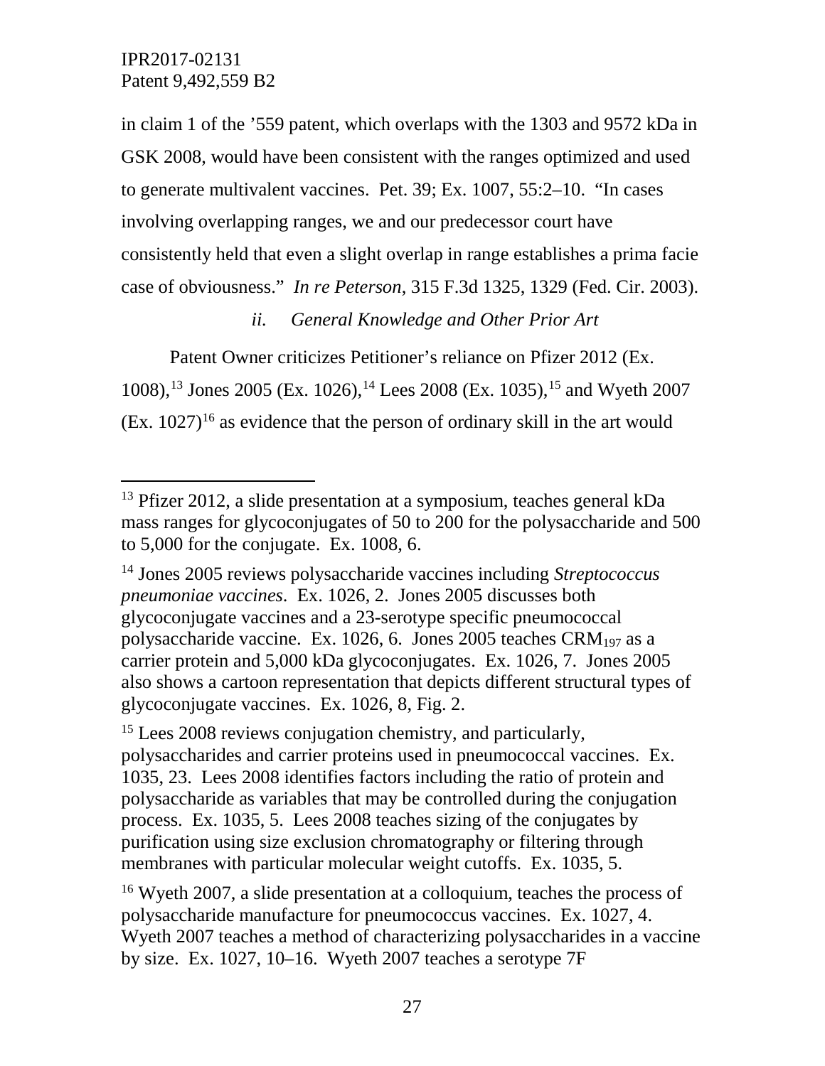in claim 1 of the '559 patent, which overlaps with the 1303 and 9572 kDa in GSK 2008, would have been consistent with the ranges optimized and used to generate multivalent vaccines. Pet. 39; Ex. 1007, 55:2–10. "In cases involving overlapping ranges, we and our predecessor court have consistently held that even a slight overlap in range establishes a prima facie case of obviousness." *In re Peterson*, 315 F.3d 1325, 1329 (Fed. Cir. 2003).

*ii. General Knowledge and Other Prior Art*

Patent Owner criticizes Petitioner's reliance on Pfizer 2012 (Ex. 1008),[13] Jones 2005 (Ex. 1026),[14] Lees 2008 (Ex. 1035),[15] and Wyeth 2007 (Ex. 1027)[16] as evidence that the person of ordinary skill in the art would

---

[13] Pfizer 2012, a slide presentation at a symposium, teaches general kDa mass ranges for glycoconjugates of 50 to 200 for the polysaccharide and 500 to 5,000 for the conjugate. Ex. 1008, 6.

[14] Jones 2005 reviews polysaccharide vaccines including *Streptococcus pneumoniae vaccines*. Ex. 1026, 2. Jones 2005 discusses both glycoconjugate vaccines and a 23-serotype specific pneumococcal polysaccharide vaccine. Ex. 1026, 6. Jones 2005 teaches $CRM_{197}$ as a carrier protein and 5,000 kDa glycoconjugates. Ex. 1026, 7. Jones 2005 also shows a cartoon representation that depicts different structural types of glycoconjugate vaccines. Ex. 1026, 8, Fig. 2.

[15] Lees 2008 reviews conjugation chemistry, and particularly, polysaccharides and carrier proteins used in pneumococcal vaccines. Ex. 1035, 23. Lees 2008 identifies factors including the ratio of protein and polysaccharide as variables that may be controlled during the conjugation process. Ex. 1035, 5. Lees 2008 teaches sizing of the conjugates by purification using size exclusion chromatography or filtering through membranes with particular molecular weight cutoffs. Ex. 1035, 5.

[16] Wyeth 2007, a slide presentation at a colloquium, teaches the process of polysaccharide manufacture for pneumococcus vaccines. Ex. 1027, 4. Wyeth 2007 teaches a method of characterizing polysaccharides in a vaccine by size. Ex. 1027, 10–16. Wyeth 2007 teaches a serotype 7F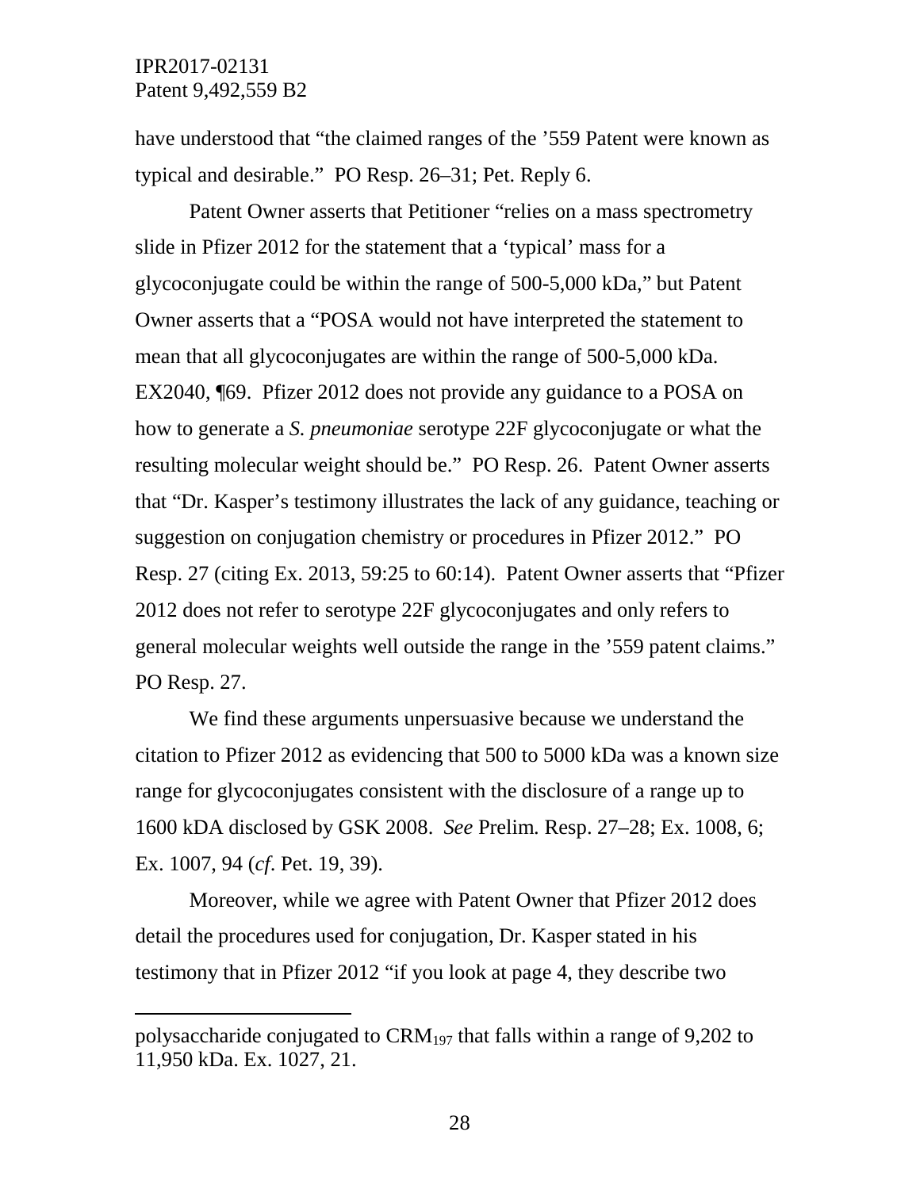have understood that "the claimed ranges of the '559 Patent were known as typical and desirable." PO Resp. 26–31; Pet. Reply 6.

Patent Owner asserts that Petitioner "relies on a mass spectrometry slide in Pfizer 2012 for the statement that a 'typical' mass for a glycoconjugate could be within the range of 500-5,000 kDa," but Patent Owner asserts that a "POSA would not have interpreted the statement to mean that all glycoconjugates are within the range of 500-5,000 kDa. EX2040, ¶69. Pfizer 2012 does not provide any guidance to a POSA on how to generate a *S. pneumoniae* serotype 22F glycoconjugate or what the resulting molecular weight should be." PO Resp. 26. Patent Owner asserts that "Dr. Kasper's testimony illustrates the lack of any guidance, teaching or suggestion on conjugation chemistry or procedures in Pfizer 2012." PO Resp. 27 (citing Ex. 2013, 59:25 to 60:14). Patent Owner asserts that "Pfizer 2012 does not refer to serotype 22F glycoconjugates and only refers to general molecular weights well outside the range in the '559 patent claims." PO Resp. 27.

We find these arguments unpersuasive because we understand the citation to Pfizer 2012 as evidencing that 500 to 5000 kDa was a known size range for glycoconjugates consistent with the disclosure of a range up to 1600 kDA disclosed by GSK 2008. *See* Prelim. Resp. 27–28; Ex. 1008, 6; Ex. 1007, 94 (*cf.* Pet. 19, 39).

Moreover, while we agree with Patent Owner that Pfizer 2012 does detail the procedures used for conjugation, Dr. Kasper stated in his testimony that in Pfizer 2012 "if you look at page 4, they describe two

---

polysaccharide conjugated to $CRM_{197}$ that falls within a range of 9,202 to 11,950 kDa. Ex. 1027, 21.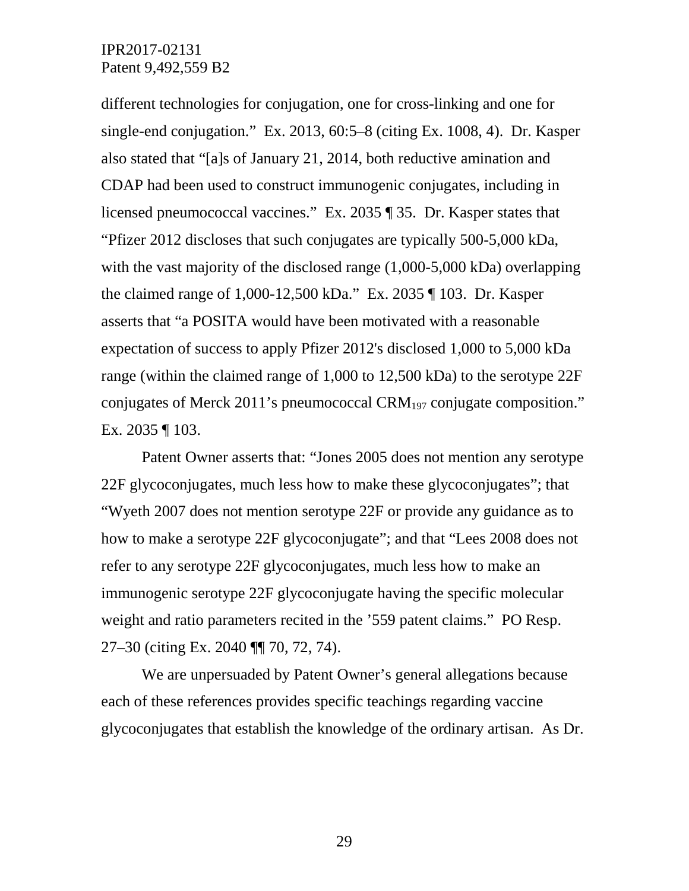different technologies for conjugation, one for cross-linking and one for single-end conjugation." Ex. 2013, 60:5–8 (citing Ex. 1008, 4). Dr. Kasper also stated that "[a]s of January 21, 2014, both reductive amination and CDAP had been used to construct immunogenic conjugates, including in licensed pneumococcal vaccines." Ex. 2035 ¶ 35. Dr. Kasper states that "Pfizer 2012 discloses that such conjugates are typically 500-5,000 kDa, with the vast majority of the disclosed range (1,000-5,000 kDa) overlapping the claimed range of 1,000-12,500 kDa." Ex. 2035 ¶ 103. Dr. Kasper asserts that "a POSITA would have been motivated with a reasonable expectation of success to apply Pfizer 2012's disclosed 1,000 to 5,000 kDa range (within the claimed range of 1,000 to 12,500 kDa) to the serotype 22F conjugates of Merck 2011's pneumococcal $CRM_{197}$ conjugate composition." Ex. 2035 ¶ 103.

Patent Owner asserts that: "Jones 2005 does not mention any serotype 22F glycoconjugates, much less how to make these glycoconjugates"; that "Wyeth 2007 does not mention serotype 22F or provide any guidance as to how to make a serotype 22F glycoconjugate"; and that "Lees 2008 does not refer to any serotype 22F glycoconjugates, much less how to make an immunogenic serotype 22F glycoconjugate having the specific molecular weight and ratio parameters recited in the '559 patent claims." PO Resp. 27–30 (citing Ex. 2040 ¶¶ 70, 72, 74).

We are unpersuaded by Patent Owner's general allegations because each of these references provides specific teachings regarding vaccine glycoconjugates that establish the knowledge of the ordinary artisan. As Dr.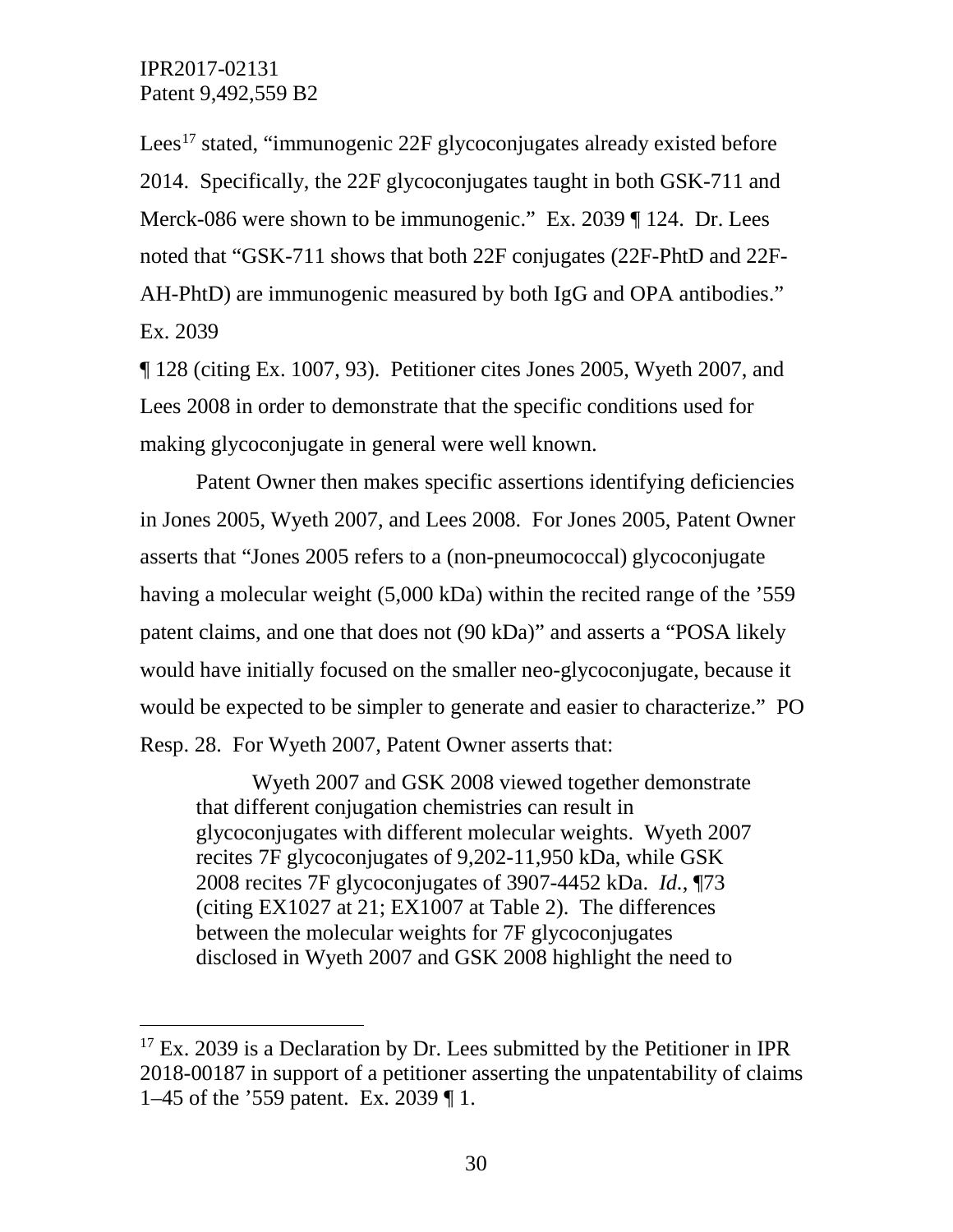Lees[17] stated, "immunogenic 22F glycoconjugates already existed before 2014. Specifically, the 22F glycoconjugates taught in both GSK-711 and Merck-086 were shown to be immunogenic." Ex. 2039 ¶ 124. Dr. Lees noted that "GSK-711 shows that both 22F conjugates (22F-PhtD and 22F-AH-PhtD) are immunogenic measured by both IgG and OPA antibodies." Ex. 2039 ¶ 128 (citing Ex. 1007, 93). Petitioner cites Jones 2005, Wyeth 2007, and Lees 2008 in order to demonstrate that the specific conditions used for making glycoconjugate in general were well known.

Patent Owner then makes specific assertions identifying deficiencies in Jones 2005, Wyeth 2007, and Lees 2008. For Jones 2005, Patent Owner asserts that "Jones 2005 refers to a (non-pneumococcal) glycoconjugate having a molecular weight (5,000 kDa) within the recited range of the '559 patent claims, and one that does not (90 kDa)" and asserts a "POSA likely would have initially focused on the smaller neo-glycoconjugate, because it would be expected to be simpler to generate and easier to characterize." PO Resp. 28. For Wyeth 2007, Patent Owner asserts that:

> Wyeth 2007 and GSK 2008 viewed together demonstrate that different conjugation chemistries can result in glycoconjugates with different molecular weights. Wyeth 2007 recites 7F glycoconjugates of 9,202-11,950 kDa, while GSK 2008 recites 7F glycoconjugates of 3907-4452 kDa. *Id.*, ¶73 (citing EX1027 at 21; EX1007 at Table 2). The differences between the molecular weights for 7F glycoconjugates disclosed in Wyeth 2007 and GSK 2008 highlight the need to

---

[17] Ex. 2039 is a Declaration by Dr. Lees submitted by the Petitioner in IPR 2018-00187 in support of a petitioner asserting the unpatentability of claims 1–45 of the '559 patent. Ex. 2039 ¶ 1.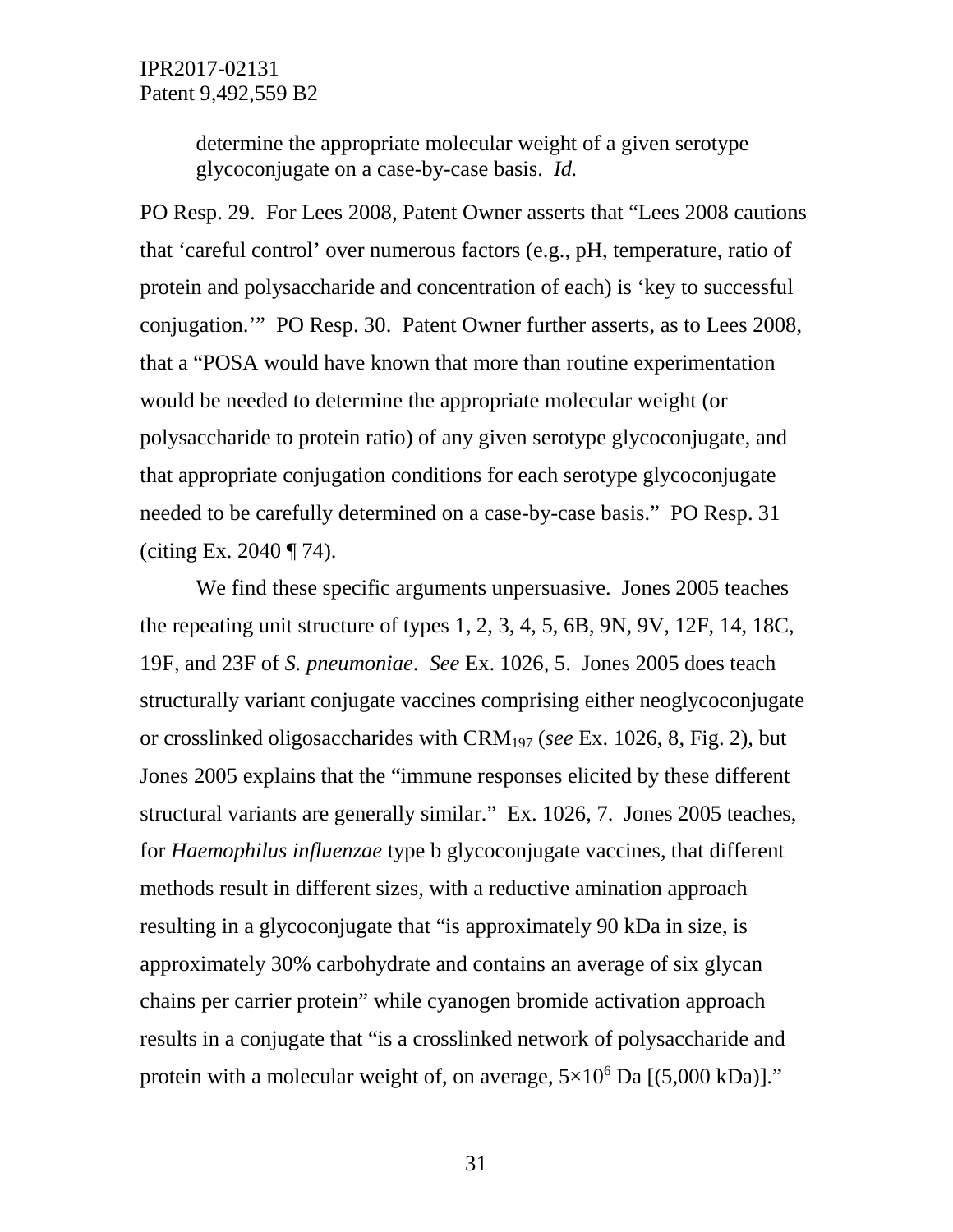determine the appropriate molecular weight of a given serotype glycoconjugate on a case-by-case basis. *Id.*

PO Resp. 29. For Lees 2008, Patent Owner asserts that "Lees 2008 cautions that 'careful control' over numerous factors (e.g., pH, temperature, ratio of protein and polysaccharide and concentration of each) is 'key to successful conjugation.'" PO Resp. 30. Patent Owner further asserts, as to Lees 2008, that a "POSA would have known that more than routine experimentation would be needed to determine the appropriate molecular weight (or polysaccharide to protein ratio) of any given serotype glycoconjugate, and that appropriate conjugation conditions for each serotype glycoconjugate needed to be carefully determined on a case-by-case basis." PO Resp. 31 (citing Ex. 2040 ¶ 74).

We find these specific arguments unpersuasive. Jones 2005 teaches the repeating unit structure of types 1, 2, 3, 4, 5, 6B, 9N, 9V, 12F, 14, 18C, 19F, and 23F of *S. pneumoniae*. *See* Ex. 1026, 5. Jones 2005 does teach structurally variant conjugate vaccines comprising either neoglycoconjugate or crosslinked oligosaccharides with $CRM_{197}$ (*see* Ex. 1026, 8, Fig. 2), but Jones 2005 explains that the "immune responses elicited by these different structural variants are generally similar." Ex. 1026, 7. Jones 2005 teaches, for *Haemophilus influenzae* type b glycoconjugate vaccines, that different methods result in different sizes, with a reductive amination approach resulting in a glycoconjugate that "is approximately 90 kDa in size, is approximately 30% carbohydrate and contains an average of six glycan chains per carrier protein" while cyanogen bromide activation approach results in a conjugate that "is a crosslinked network of polysaccharide and protein with a molecular weight of, on average, $5\times10^6$ Da [(5,000 kDa)]."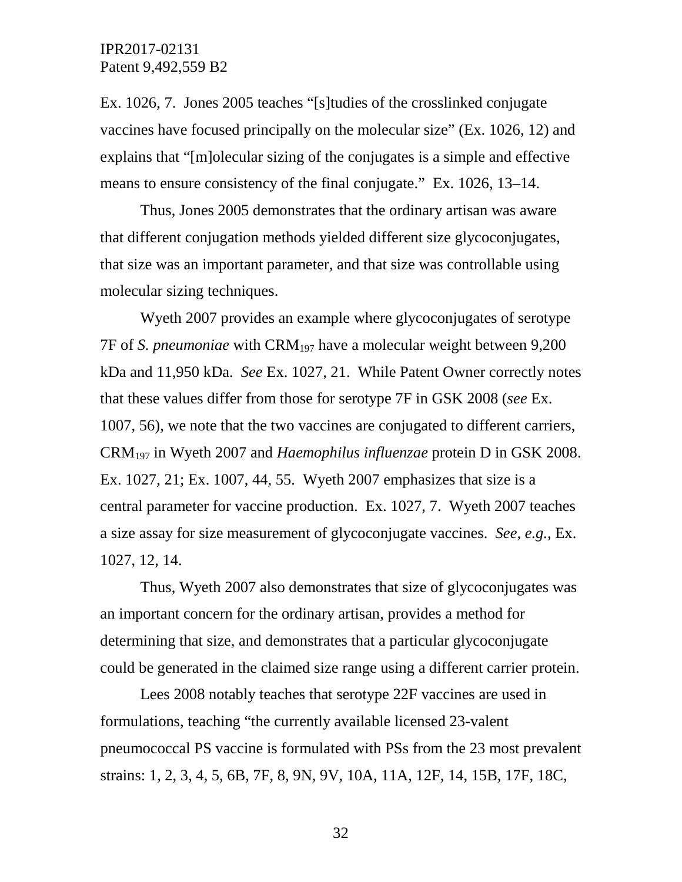Ex. 1026, 7. Jones 2005 teaches "[s]tudies of the crosslinked conjugate vaccines have focused principally on the molecular size" (Ex. 1026, 12) and explains that "[m]olecular sizing of the conjugates is a simple and effective means to ensure consistency of the final conjugate." Ex. 1026, 13–14.

Thus, Jones 2005 demonstrates that the ordinary artisan was aware that different conjugation methods yielded different size glycoconjugates, that size was an important parameter, and that size was controllable using molecular sizing techniques.

Wyeth 2007 provides an example where glycoconjugates of serotype 7F of *S. pneumoniae* with $CRM_{197}$ have a molecular weight between 9,200 kDa and 11,950 kDa. *See* Ex. 1027, 21. While Patent Owner correctly notes that these values differ from those for serotype 7F in GSK 2008 (*see* Ex. 1007, 56), we note that the two vaccines are conjugated to different carriers, $CRM_{197}$ in Wyeth 2007 and *Haemophilus influenzae* protein D in GSK 2008. Ex. 1027, 21; Ex. 1007, 44, 55. Wyeth 2007 emphasizes that size is a central parameter for vaccine production. Ex. 1027, 7. Wyeth 2007 teaches a size assay for size measurement of glycoconjugate vaccines. *See, e.g.*, Ex. 1027, 12, 14.

Thus, Wyeth 2007 also demonstrates that size of glycoconjugates was an important concern for the ordinary artisan, provides a method for determining that size, and demonstrates that a particular glycoconjugate could be generated in the claimed size range using a different carrier protein.

Lees 2008 notably teaches that serotype 22F vaccines are used in formulations, teaching "the currently available licensed 23-valent pneumococcal PS vaccine is formulated with PSs from the 23 most prevalent strains: 1, 2, 3, 4, 5, 6B, 7F, 8, 9N, 9V, 10A, 11A, 12F, 14, 15B, 17F, 18C,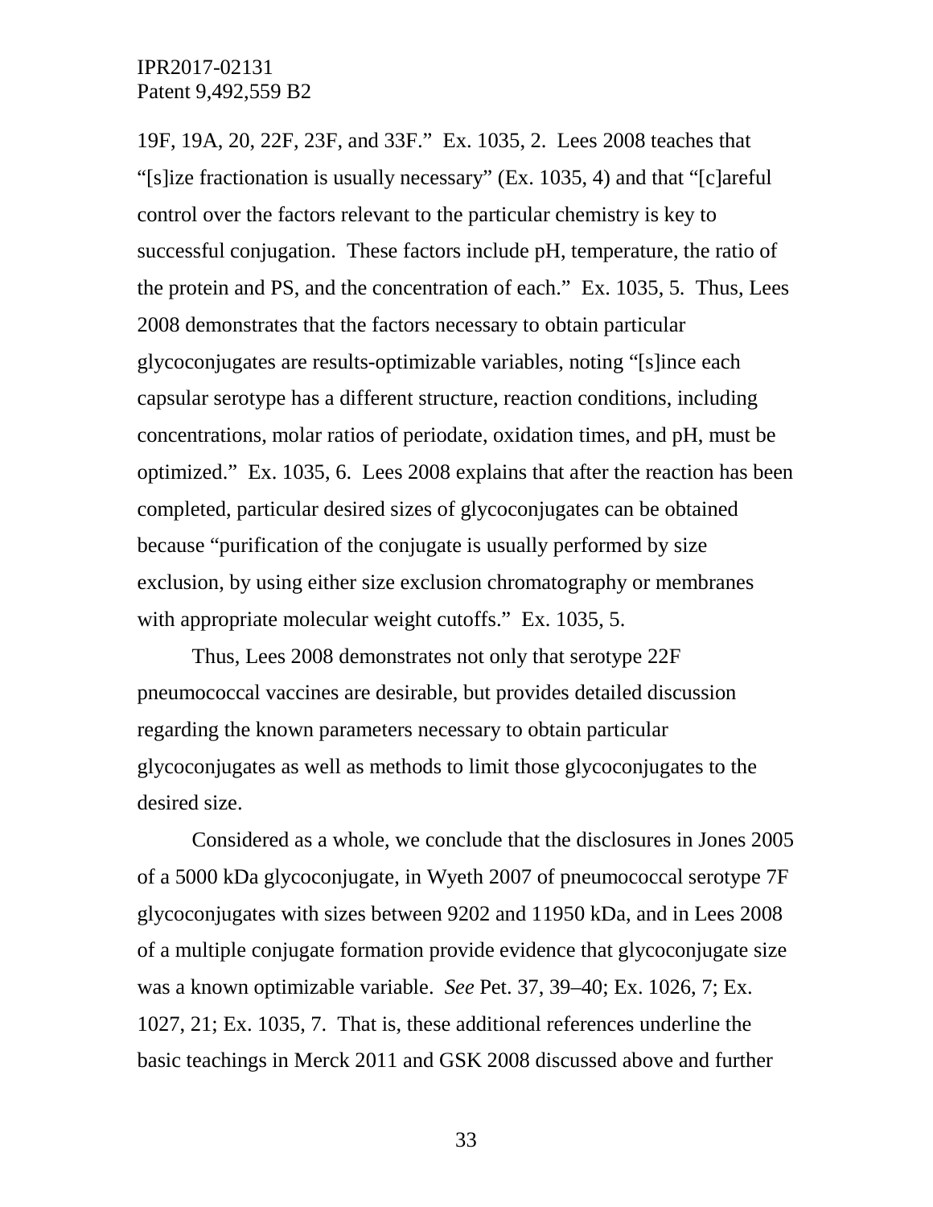19F, 19A, 20, 22F, 23F, and 33F." Ex. 1035, 2. Lees 2008 teaches that "[s]ize fractionation is usually necessary" (Ex. 1035, 4) and that "[c]areful control over the factors relevant to the particular chemistry is key to successful conjugation. These factors include pH, temperature, the ratio of the protein and PS, and the concentration of each." Ex. 1035, 5. Thus, Lees 2008 demonstrates that the factors necessary to obtain particular glycoconjugates are results-optimizable variables, noting "[s]ince each capsular serotype has a different structure, reaction conditions, including concentrations, molar ratios of periodate, oxidation times, and pH, must be optimized." Ex. 1035, 6. Lees 2008 explains that after the reaction has been completed, particular desired sizes of glycoconjugates can be obtained because "purification of the conjugate is usually performed by size exclusion, by using either size exclusion chromatography or membranes with appropriate molecular weight cutoffs." Ex. 1035, 5.

Thus, Lees 2008 demonstrates not only that serotype 22F pneumococcal vaccines are desirable, but provides detailed discussion regarding the known parameters necessary to obtain particular glycoconjugates as well as methods to limit those glycoconjugates to the desired size.

Considered as a whole, we conclude that the disclosures in Jones 2005 of a 5000 kDa glycoconjugate, in Wyeth 2007 of pneumococcal serotype 7F glycoconjugates with sizes between 9202 and 11950 kDa, and in Lees 2008 of a multiple conjugate formation provide evidence that glycoconjugate size was a known optimizable variable. *See* Pet. 37, 39–40; Ex. 1026, 7; Ex. 1027, 21; Ex. 1035, 7. That is, these additional references underline the basic teachings in Merck 2011 and GSK 2008 discussed above and further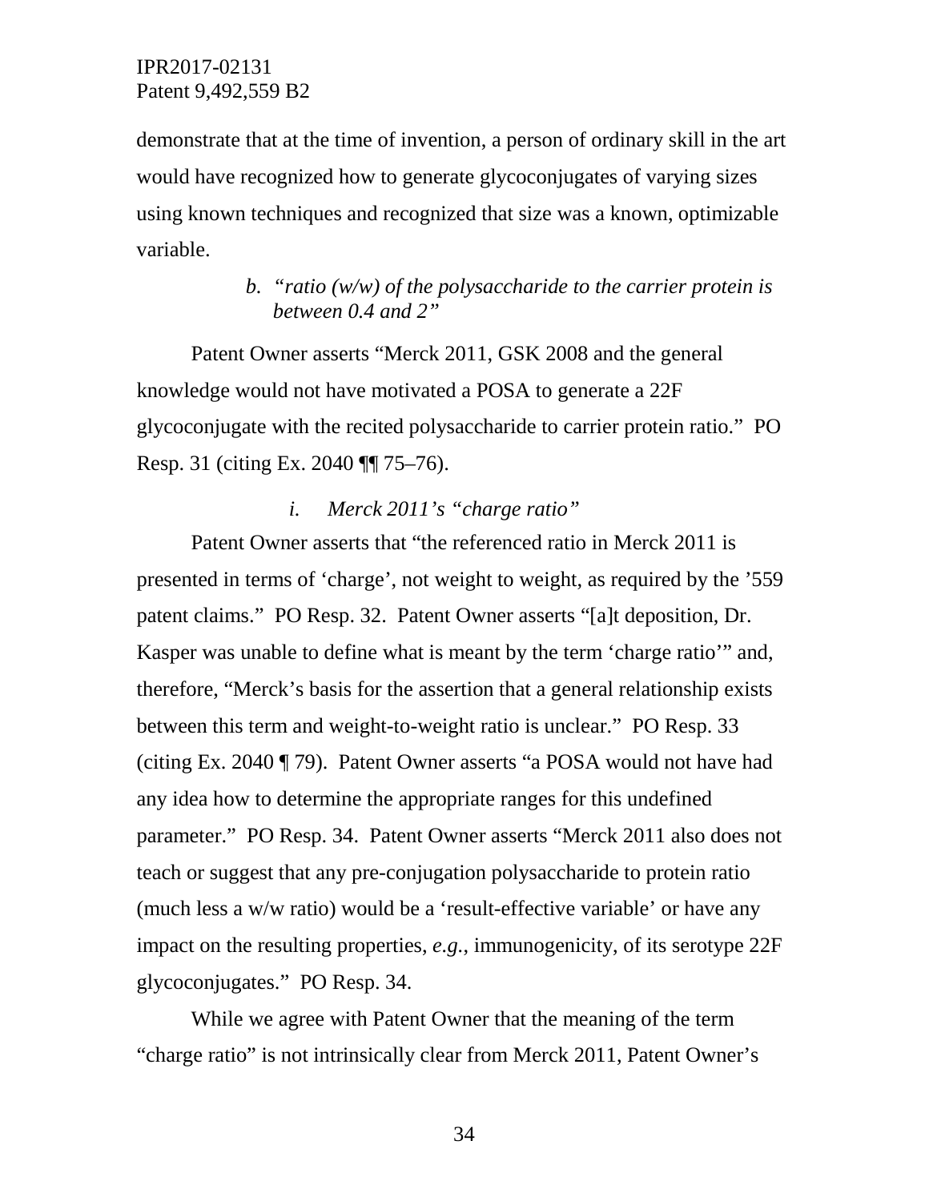demonstrate that at the time of invention, a person of ordinary skill in the art would have recognized how to generate glycoconjugates of varying sizes using known techniques and recognized that size was a known, optimizable variable.

*b. "ratio (w/w) of the polysaccharide to the carrier protein is between 0.4 and 2"*

Patent Owner asserts "Merck 2011, GSK 2008 and the general knowledge would not have motivated a POSA to generate a 22F glycoconjugate with the recited polysaccharide to carrier protein ratio." PO Resp. 31 (citing Ex. 2040 ¶¶ 75–76).

*i. Merck 2011's "charge ratio"*

Patent Owner asserts that "the referenced ratio in Merck 2011 is presented in terms of 'charge', not weight to weight, as required by the '559 patent claims." PO Resp. 32. Patent Owner asserts "[a]t deposition, Dr. Kasper was unable to define what is meant by the term 'charge ratio'" and, therefore, "Merck's basis for the assertion that a general relationship exists between this term and weight-to-weight ratio is unclear." PO Resp. 33 (citing Ex. 2040 ¶ 79). Patent Owner asserts "a POSA would not have had any idea how to determine the appropriate ranges for this undefined parameter." PO Resp. 34. Patent Owner asserts "Merck 2011 also does not teach or suggest that any pre-conjugation polysaccharide to protein ratio (much less a w/w ratio) would be a 'result-effective variable' or have any impact on the resulting properties, *e.g.*, immunogenicity, of its serotype 22F glycoconjugates." PO Resp. 34.

While we agree with Patent Owner that the meaning of the term "charge ratio" is not intrinsically clear from Merck 2011, Patent Owner's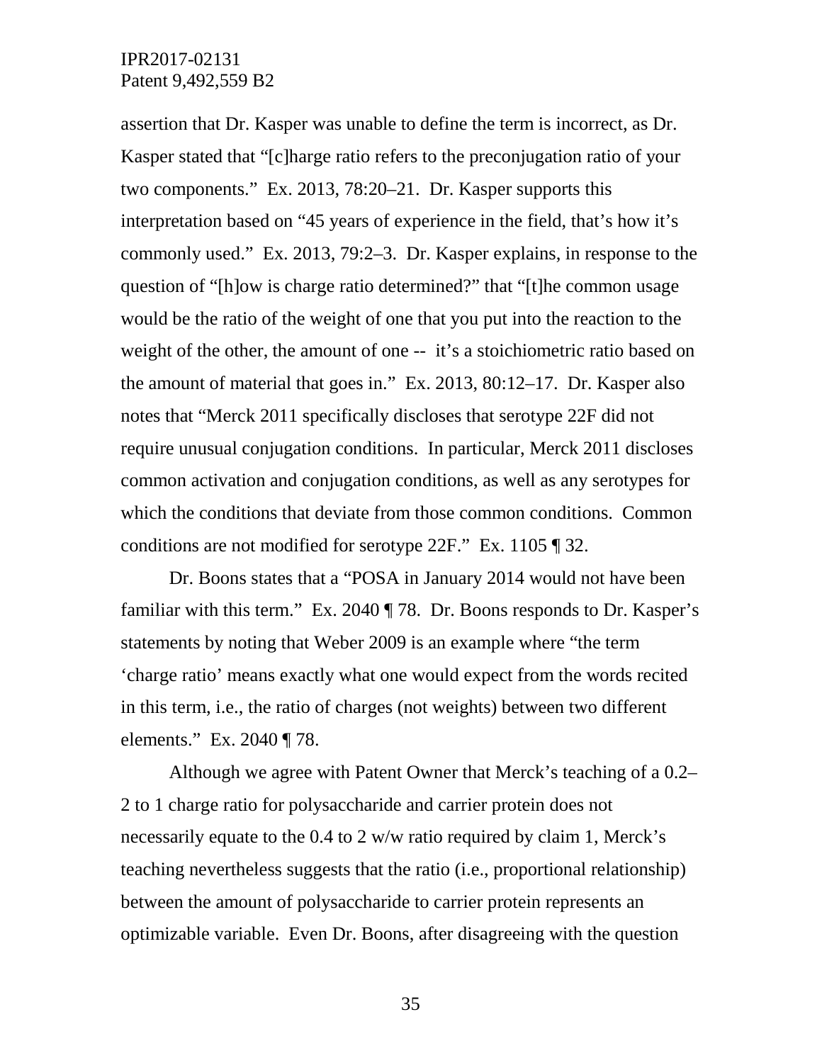assertion that Dr. Kasper was unable to define the term is incorrect, as Dr. Kasper stated that "[c]harge ratio refers to the preconjugation ratio of your two components." Ex. 2013, 78:20–21. Dr. Kasper supports this interpretation based on "45 years of experience in the field, that's how it's commonly used." Ex. 2013, 79:2–3. Dr. Kasper explains, in response to the question of "[h]ow is charge ratio determined?" that "[t]he common usage would be the ratio of the weight of one that you put into the reaction to the weight of the other, the amount of one -- it's a stoichiometric ratio based on the amount of material that goes in." Ex. 2013, 80:12–17. Dr. Kasper also notes that "Merck 2011 specifically discloses that serotype 22F did not require unusual conjugation conditions. In particular, Merck 2011 discloses common activation and conjugation conditions, as well as any serotypes for which the conditions that deviate from those common conditions. Common conditions are not modified for serotype 22F." Ex. 1105 ¶ 32.

Dr. Boons states that a "POSA in January 2014 would not have been familiar with this term." Ex. 2040 ¶ 78. Dr. Boons responds to Dr. Kasper's statements by noting that Weber 2009 is an example where "the term 'charge ratio' means exactly what one would expect from the words recited in this term, i.e., the ratio of charges (not weights) between two different elements." Ex. 2040 ¶ 78.

Although we agree with Patent Owner that Merck's teaching of a 0.2–2 to 1 charge ratio for polysaccharide and carrier protein does not necessarily equate to the 0.4 to 2 w/w ratio required by claim 1, Merck's teaching nevertheless suggests that the ratio (i.e., proportional relationship) between the amount of polysaccharide to carrier protein represents an optimizable variable. Even Dr. Boons, after disagreeing with the question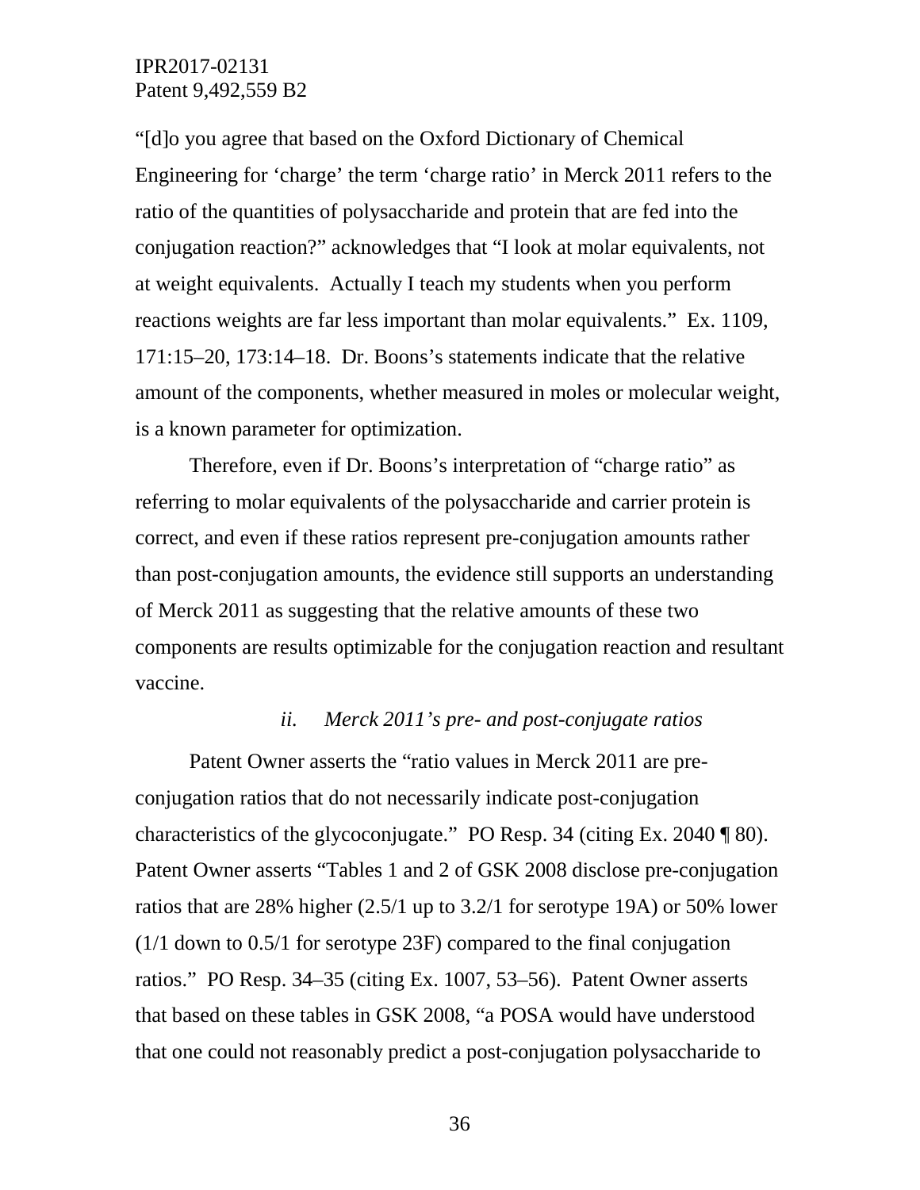"[d]o you agree that based on the Oxford Dictionary of Chemical Engineering for 'charge' the term 'charge ratio' in Merck 2011 refers to the ratio of the quantities of polysaccharide and protein that are fed into the conjugation reaction?" acknowledges that "I look at molar equivalents, not at weight equivalents. Actually I teach my students when you perform reactions weights are far less important than molar equivalents." Ex. 1109, 171:15–20, 173:14–18. Dr. Boons's statements indicate that the relative amount of the components, whether measured in moles or molecular weight, is a known parameter for optimization.

Therefore, even if Dr. Boons's interpretation of "charge ratio" as referring to molar equivalents of the polysaccharide and carrier protein is correct, and even if these ratios represent pre-conjugation amounts rather than post-conjugation amounts, the evidence still supports an understanding of Merck 2011 as suggesting that the relative amounts of these two components are results optimizable for the conjugation reaction and resultant vaccine.

*ii. Merck 2011's pre- and post-conjugate ratios*

Patent Owner asserts the "ratio values in Merck 2011 are pre-conjugation ratios that do not necessarily indicate post-conjugation characteristics of the glycoconjugate." PO Resp. 34 (citing Ex. 2040 ¶ 80). Patent Owner asserts "Tables 1 and 2 of GSK 2008 disclose pre-conjugation ratios that are 28% higher (2.5/1 up to 3.2/1 for serotype 19A) or 50% lower (1/1 down to 0.5/1 for serotype 23F) compared to the final conjugation ratios." PO Resp. 34–35 (citing Ex. 1007, 53–56). Patent Owner asserts that based on these tables in GSK 2008, "a POSA would have understood that one could not reasonably predict a post-conjugation polysaccharide to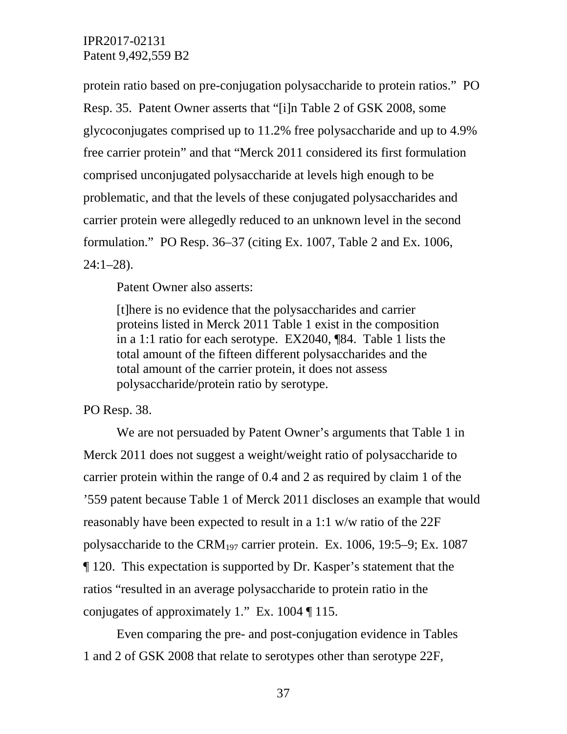protein ratio based on pre-conjugation polysaccharide to protein ratios." PO Resp. 35. Patent Owner asserts that "[i]n Table 2 of GSK 2008, some glycoconjugates comprised up to 11.2% free polysaccharide and up to 4.9% free carrier protein" and that "Merck 2011 considered its first formulation comprised unconjugated polysaccharide at levels high enough to be problematic, and that the levels of these conjugated polysaccharides and carrier protein were allegedly reduced to an unknown level in the second formulation." PO Resp. 36–37 (citing Ex. 1007, Table 2 and Ex. 1006, 24:1–28).

Patent Owner also asserts:

> [t]here is no evidence that the polysaccharides and carrier proteins listed in Merck 2011 Table 1 exist in the composition in a 1:1 ratio for each serotype. EX2040, ¶84. Table 1 lists the total amount of the fifteen different polysaccharides and the total amount of the carrier protein, it does not assess polysaccharide/protein ratio by serotype.

PO Resp. 38.

We are not persuaded by Patent Owner's arguments that Table 1 in Merck 2011 does not suggest a weight/weight ratio of polysaccharide to carrier protein within the range of 0.4 and 2 as required by claim 1 of the '559 patent because Table 1 of Merck 2011 discloses an example that would reasonably have been expected to result in a 1:1 w/w ratio of the 22F polysaccharide to the $CRM_{197}$ carrier protein. Ex. 1006, 19:5–9; Ex. 1087 ¶ 120. This expectation is supported by Dr. Kasper's statement that the ratios "resulted in an average polysaccharide to protein ratio in the conjugates of approximately 1." Ex. 1004 ¶ 115.

Even comparing the pre- and post-conjugation evidence in Tables 1 and 2 of GSK 2008 that relate to serotypes other than serotype 22F,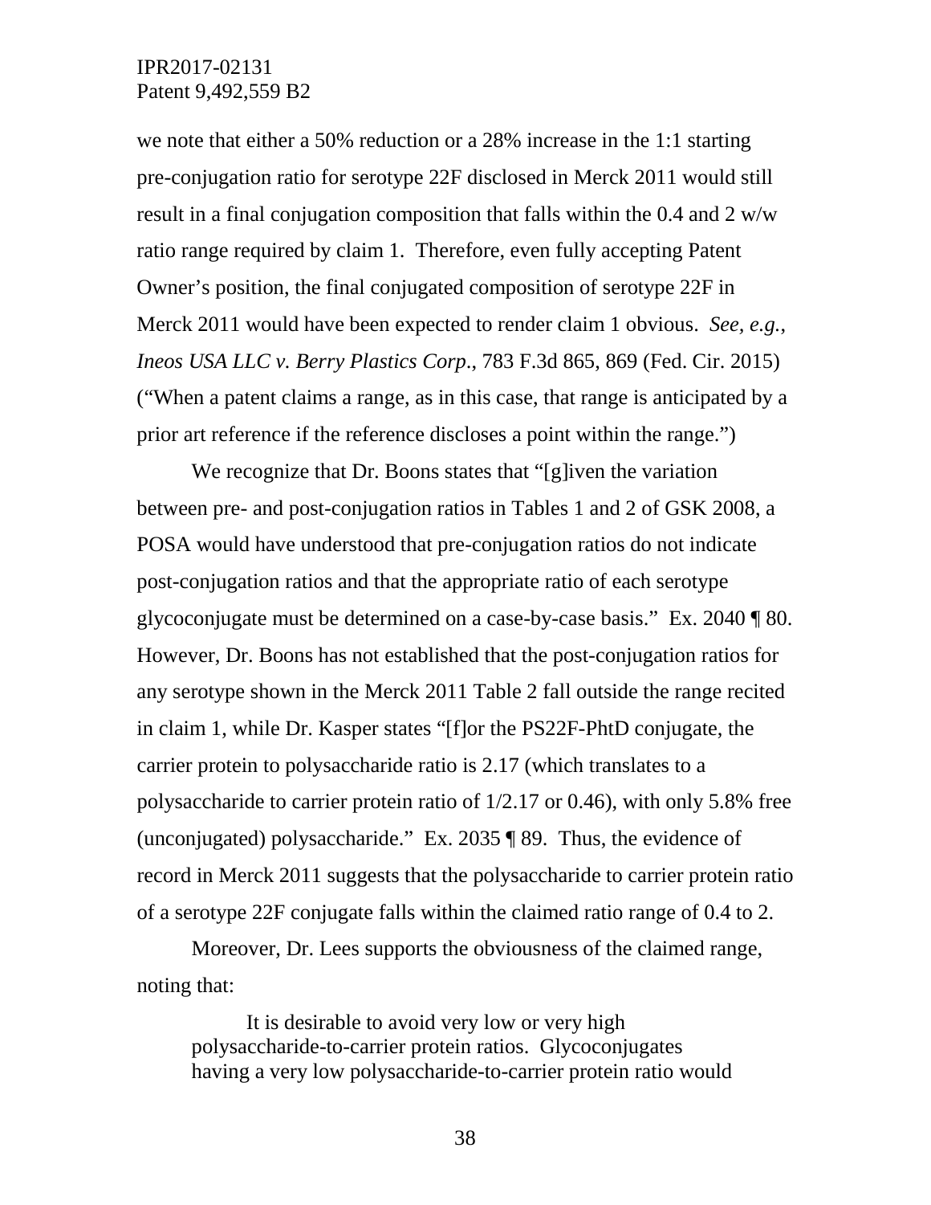we note that either a 50% reduction or a 28% increase in the 1:1 starting pre-conjugation ratio for serotype 22F disclosed in Merck 2011 would still result in a final conjugation composition that falls within the 0.4 and 2 w/w ratio range required by claim 1. Therefore, even fully accepting Patent Owner's position, the final conjugated composition of serotype 22F in Merck 2011 would have been expected to render claim 1 obvious. *See, e.g.*, *Ineos USA LLC v. Berry Plastics Corp*., 783 F.3d 865, 869 (Fed. Cir. 2015) ("When a patent claims a range, as in this case, that range is anticipated by a prior art reference if the reference discloses a point within the range.")

We recognize that Dr. Boons states that "[g]iven the variation between pre- and post-conjugation ratios in Tables 1 and 2 of GSK 2008, a POSA would have understood that pre-conjugation ratios do not indicate post-conjugation ratios and that the appropriate ratio of each serotype glycoconjugate must be determined on a case-by-case basis." Ex. 2040 ¶ 80. However, Dr. Boons has not established that the post-conjugation ratios for any serotype shown in the Merck 2011 Table 2 fall outside the range recited in claim 1, while Dr. Kasper states "[f]or the PS22F-PhtD conjugate, the carrier protein to polysaccharide ratio is 2.17 (which translates to a polysaccharide to carrier protein ratio of 1/2.17 or 0.46), with only 5.8% free (unconjugated) polysaccharide." Ex. 2035 ¶ 89. Thus, the evidence of record in Merck 2011 suggests that the polysaccharide to carrier protein ratio of a serotype 22F conjugate falls within the claimed ratio range of 0.4 to 2.

Moreover, Dr. Lees supports the obviousness of the claimed range, noting that:

> It is desirable to avoid very low or very high polysaccharide-to-carrier protein ratios. Glycoconjugates having a very low polysaccharide-to-carrier protein ratio would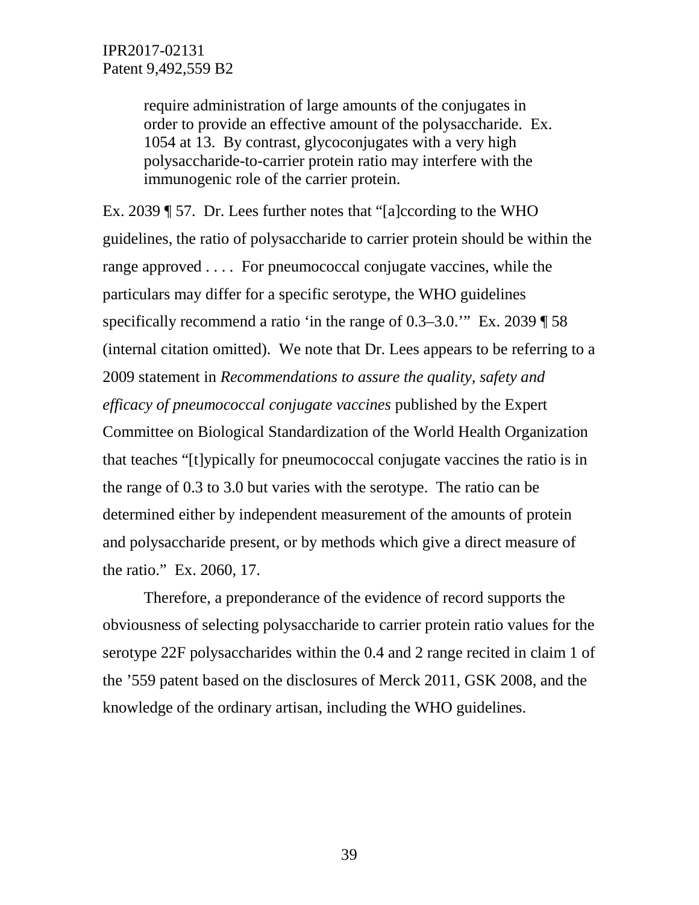> require administration of large amounts of the conjugates in order to provide an effective amount of the polysaccharide. Ex. 1054 at 13. By contrast, glycoconjugates with a very high polysaccharide-to-carrier protein ratio may interfere with the immunogenic role of the carrier protein.

Ex. 2039 ¶ 57. Dr. Lees further notes that "[a]ccording to the WHO guidelines, the ratio of polysaccharide to carrier protein should be within the range approved . . . . For pneumococcal conjugate vaccines, while the particulars may differ for a specific serotype, the WHO guidelines specifically recommend a ratio 'in the range of 0.3–3.0.'" Ex. 2039 ¶ 58 (internal citation omitted). We note that Dr. Lees appears to be referring to a 2009 statement in *Recommendations to assure the quality, safety and efficacy of pneumococcal conjugate vaccines* published by the Expert Committee on Biological Standardization of the World Health Organization that teaches "[t]ypically for pneumococcal conjugate vaccines the ratio is in the range of 0.3 to 3.0 but varies with the serotype. The ratio can be determined either by independent measurement of the amounts of protein and polysaccharide present, or by methods which give a direct measure of the ratio." Ex. 2060, 17.

Therefore, a preponderance of the evidence of record supports the obviousness of selecting polysaccharide to carrier protein ratio values for the serotype 22F polysaccharides within the 0.4 and 2 range recited in claim 1 of the '559 patent based on the disclosures of Merck 2011, GSK 2008, and the knowledge of the ordinary artisan, including the WHO guidelines.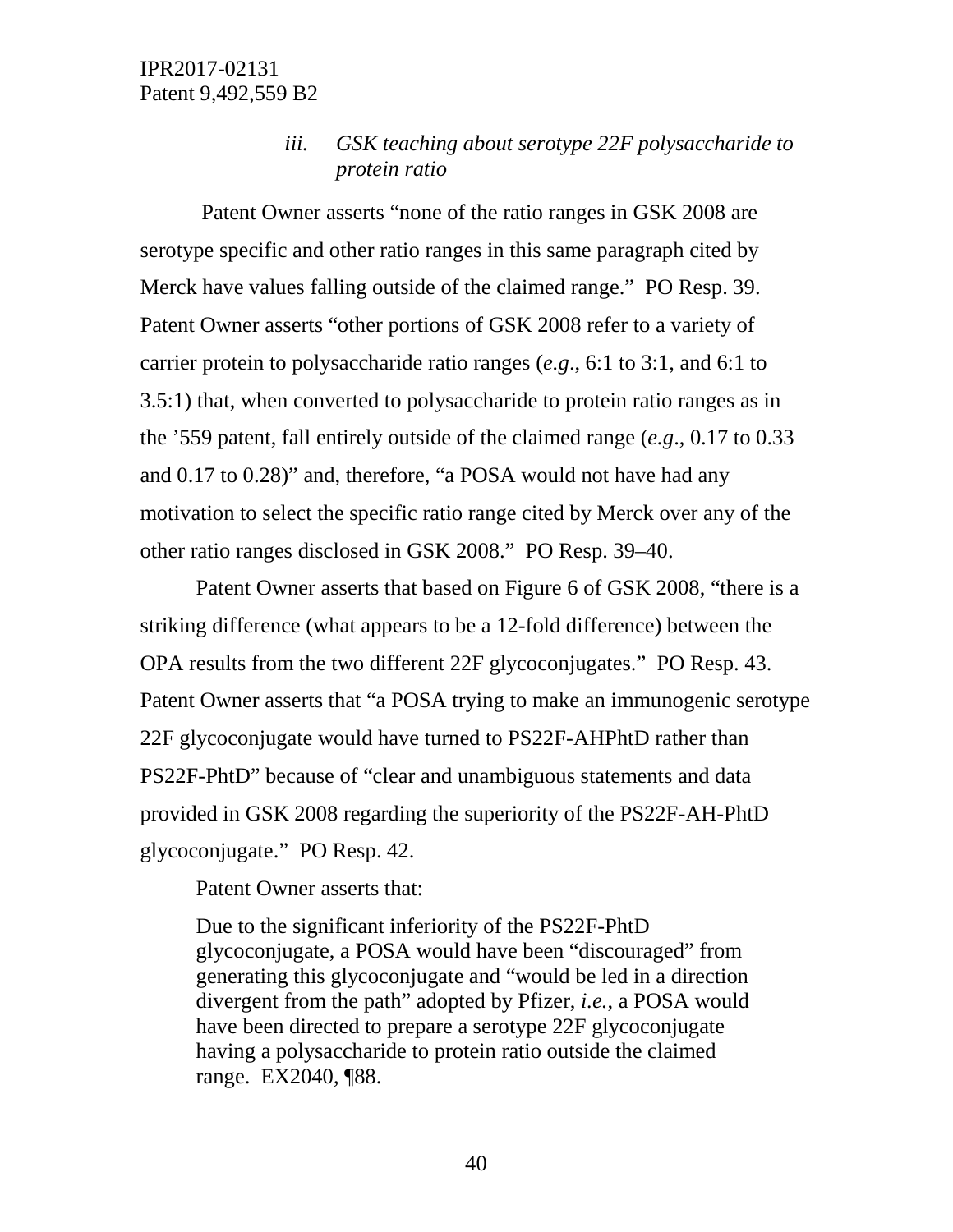### *iii. GSK teaching about serotype 22F polysaccharide to protein ratio*

Patent Owner asserts "none of the ratio ranges in GSK 2008 are serotype specific and other ratio ranges in this same paragraph cited by Merck have values falling outside of the claimed range." PO Resp. 39. Patent Owner asserts "other portions of GSK 2008 refer to a variety of carrier protein to polysaccharide ratio ranges (*e.g*., 6:1 to 3:1, and 6:1 to 3.5:1) that, when converted to polysaccharide to protein ratio ranges as in the '559 patent, fall entirely outside of the claimed range (*e.g*., 0.17 to 0.33 and 0.17 to 0.28)" and, therefore, "a POSA would not have had any motivation to select the specific ratio range cited by Merck over any of the other ratio ranges disclosed in GSK 2008." PO Resp. 39–40.

Patent Owner asserts that based on Figure 6 of GSK 2008, "there is a striking difference (what appears to be a 12-fold difference) between the OPA results from the two different 22F glycoconjugates." PO Resp. 43. Patent Owner asserts that "a POSA trying to make an immunogenic serotype 22F glycoconjugate would have turned to PS22F-AHPhtD rather than PS22F-PhtD" because of "clear and unambiguous statements and data provided in GSK 2008 regarding the superiority of the PS22F-AH-PhtD glycoconjugate." PO Resp. 42.

Patent Owner asserts that:

> Due to the significant inferiority of the PS22F-PhtD glycoconjugate, a POSA would have been "discouraged" from generating this glycoconjugate and "would be led in a direction divergent from the path" adopted by Pfizer, *i.e.*, a POSA would have been directed to prepare a serotype 22F glycoconjugate having a polysaccharide to protein ratio outside the claimed range. EX2040, ¶88.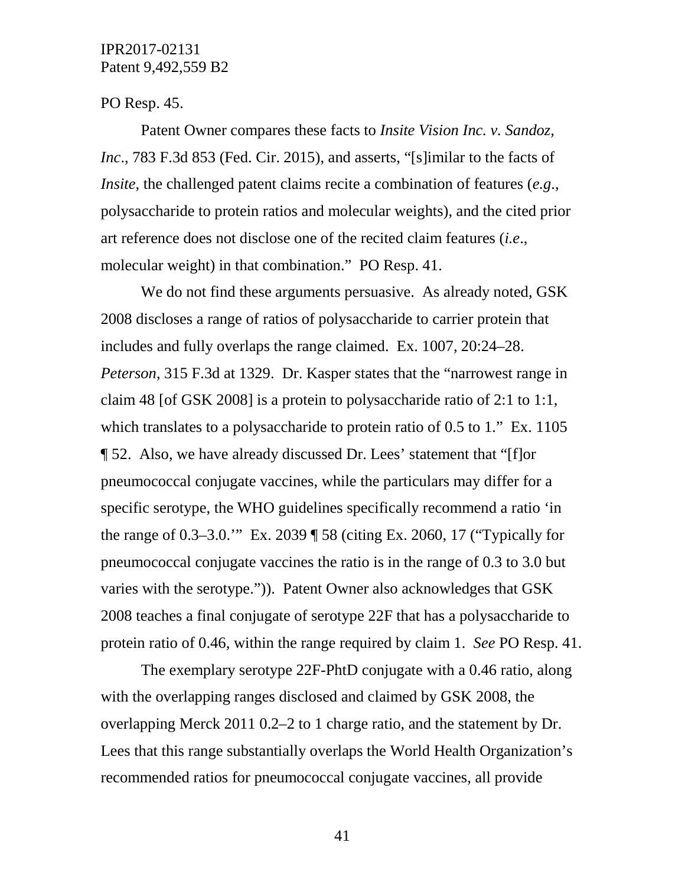PO Resp. 45.

Patent Owner compares these facts to *Insite Vision Inc. v. Sandoz, Inc*., 783 F.3d 853 (Fed. Cir. 2015), and asserts, "[s]imilar to the facts of *Insite*, the challenged patent claims recite a combination of features (*e.g*., polysaccharide to protein ratios and molecular weights), and the cited prior art reference does not disclose one of the recited claim features (*i.e*., molecular weight) in that combination." PO Resp. 41.

We do not find these arguments persuasive. As already noted, GSK 2008 discloses a range of ratios of polysaccharide to carrier protein that includes and fully overlaps the range claimed. Ex. 1007, 20:24–28. *Peterson*, 315 F.3d at 1329. Dr. Kasper states that the "narrowest range in claim 48 [of GSK 2008] is a protein to polysaccharide ratio of 2:1 to 1:1, which translates to a polysaccharide to protein ratio of 0.5 to 1." Ex. 1105 ¶ 52. Also, we have already discussed Dr. Lees' statement that "[f]or pneumococcal conjugate vaccines, while the particulars may differ for a specific serotype, the WHO guidelines specifically recommend a ratio 'in the range of 0.3–3.0.'" Ex. 2039 ¶ 58 (citing Ex. 2060, 17 ("Typically for pneumococcal conjugate vaccines the ratio is in the range of 0.3 to 3.0 but varies with the serotype.")). Patent Owner also acknowledges that GSK 2008 teaches a final conjugate of serotype 22F that has a polysaccharide to protein ratio of 0.46, within the range required by claim 1. *See* PO Resp. 41.

The exemplary serotype 22F-PhtD conjugate with a 0.46 ratio, along with the overlapping ranges disclosed and claimed by GSK 2008, the overlapping Merck 2011 0.2–2 to 1 charge ratio, and the statement by Dr. Lees that this range substantially overlaps the World Health Organization's recommended ratios for pneumococcal conjugate vaccines, all provide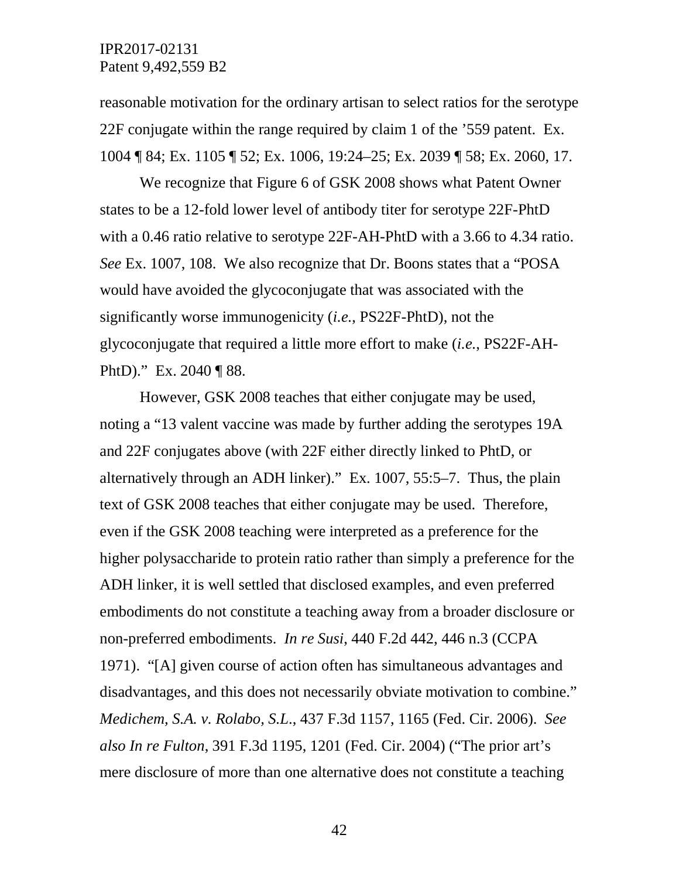reasonable motivation for the ordinary artisan to select ratios for the serotype 22F conjugate within the range required by claim 1 of the '559 patent. Ex. 1004 ¶ 84; Ex. 1105 ¶ 52; Ex. 1006, 19:24–25; Ex. 2039 ¶ 58; Ex. 2060, 17.

We recognize that Figure 6 of GSK 2008 shows what Patent Owner states to be a 12-fold lower level of antibody titer for serotype 22F-PhtD with a 0.46 ratio relative to serotype 22F-AH-PhtD with a 3.66 to 4.34 ratio. *See* Ex. 1007, 108. We also recognize that Dr. Boons states that a "POSA would have avoided the glycoconjugate that was associated with the significantly worse immunogenicity (*i.e.*, PS22F-PhtD), not the glycoconjugate that required a little more effort to make (*i.e.*, PS22F-AH-PhtD)." Ex. 2040 ¶ 88.

However, GSK 2008 teaches that either conjugate may be used, noting a "13 valent vaccine was made by further adding the serotypes 19A and 22F conjugates above (with 22F either directly linked to PhtD, or alternatively through an ADH linker)." Ex. 1007, 55:5–7. Thus, the plain text of GSK 2008 teaches that either conjugate may be used. Therefore, even if the GSK 2008 teaching were interpreted as a preference for the higher polysaccharide to protein ratio rather than simply a preference for the ADH linker, it is well settled that disclosed examples, and even preferred embodiments do not constitute a teaching away from a broader disclosure or non-preferred embodiments. *In re Susi*, 440 F.2d 442, 446 n.3 (CCPA 1971). "[A] given course of action often has simultaneous advantages and disadvantages, and this does not necessarily obviate motivation to combine." *Medichem, S.A. v. Rolabo, S.L.*, 437 F.3d 1157, 1165 (Fed. Cir. 2006). *See also In re Fulton*, 391 F.3d 1195, 1201 (Fed. Cir. 2004) ("The prior art's mere disclosure of more than one alternative does not constitute a teaching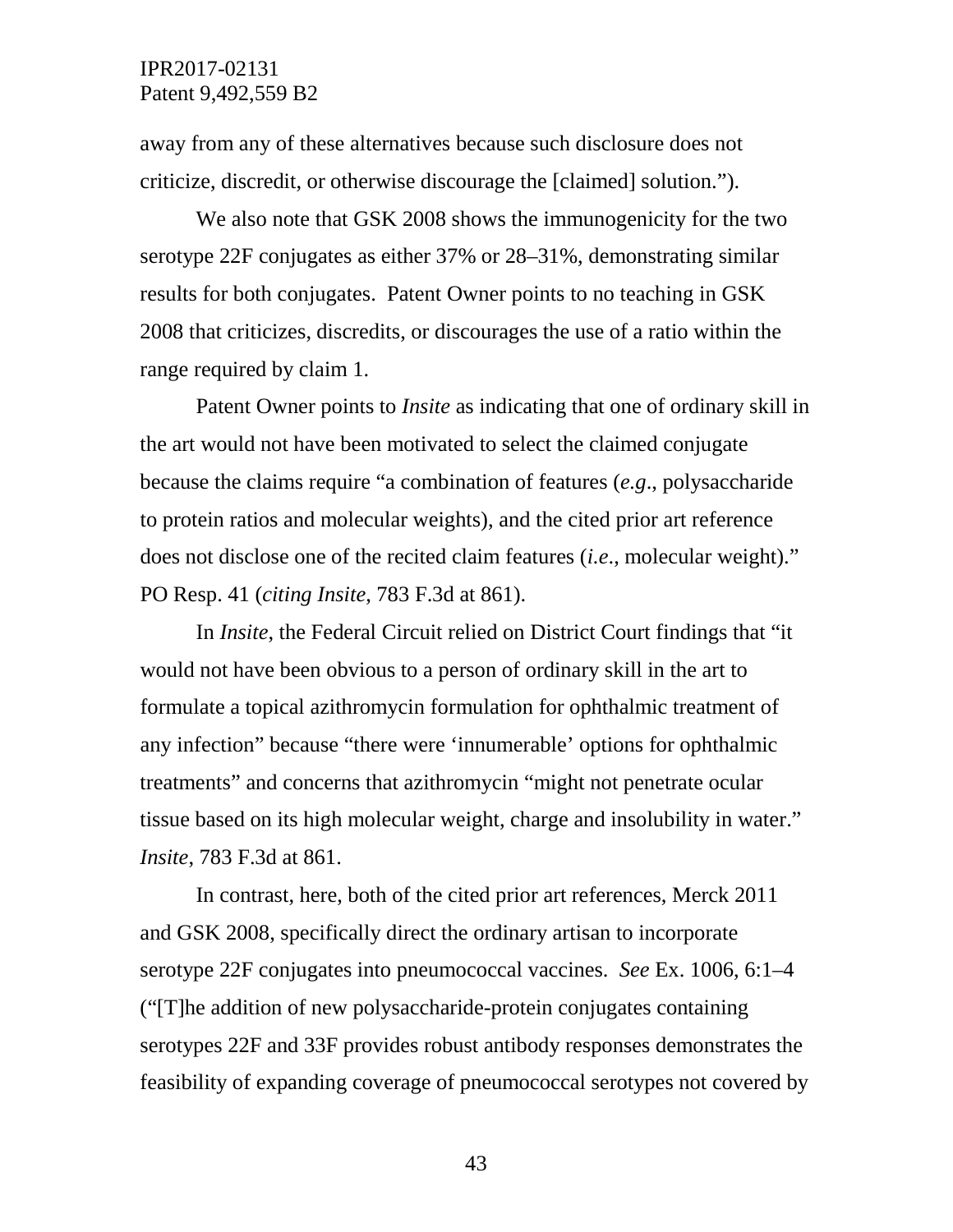away from any of these alternatives because such disclosure does not criticize, discredit, or otherwise discourage the [claimed] solution.").

We also note that GSK 2008 shows the immunogenicity for the two serotype 22F conjugates as either 37% or 28–31%, demonstrating similar results for both conjugates. Patent Owner points to no teaching in GSK 2008 that criticizes, discredits, or discourages the use of a ratio within the range required by claim 1.

Patent Owner points to *Insite* as indicating that one of ordinary skill in the art would not have been motivated to select the claimed conjugate because the claims require "a combination of features (*e.g*., polysaccharide to protein ratios and molecular weights), and the cited prior art reference does not disclose one of the recited claim features (*i.e*., molecular weight)." PO Resp. 41 (*citing Insite*, 783 F.3d at 861).

In *Insite*, the Federal Circuit relied on District Court findings that "it would not have been obvious to a person of ordinary skill in the art to formulate a topical azithromycin formulation for ophthalmic treatment of any infection" because "there were 'innumerable' options for ophthalmic treatments" and concerns that azithromycin "might not penetrate ocular tissue based on its high molecular weight, charge and insolubility in water." *Insite*, 783 F.3d at 861.

In contrast, here, both of the cited prior art references, Merck 2011 and GSK 2008, specifically direct the ordinary artisan to incorporate serotype 22F conjugates into pneumococcal vaccines. *See* Ex. 1006, 6:1–4 ("[T]he addition of new polysaccharide-protein conjugates containing serotypes 22F and 33F provides robust antibody responses demonstrates the feasibility of expanding coverage of pneumococcal serotypes not covered by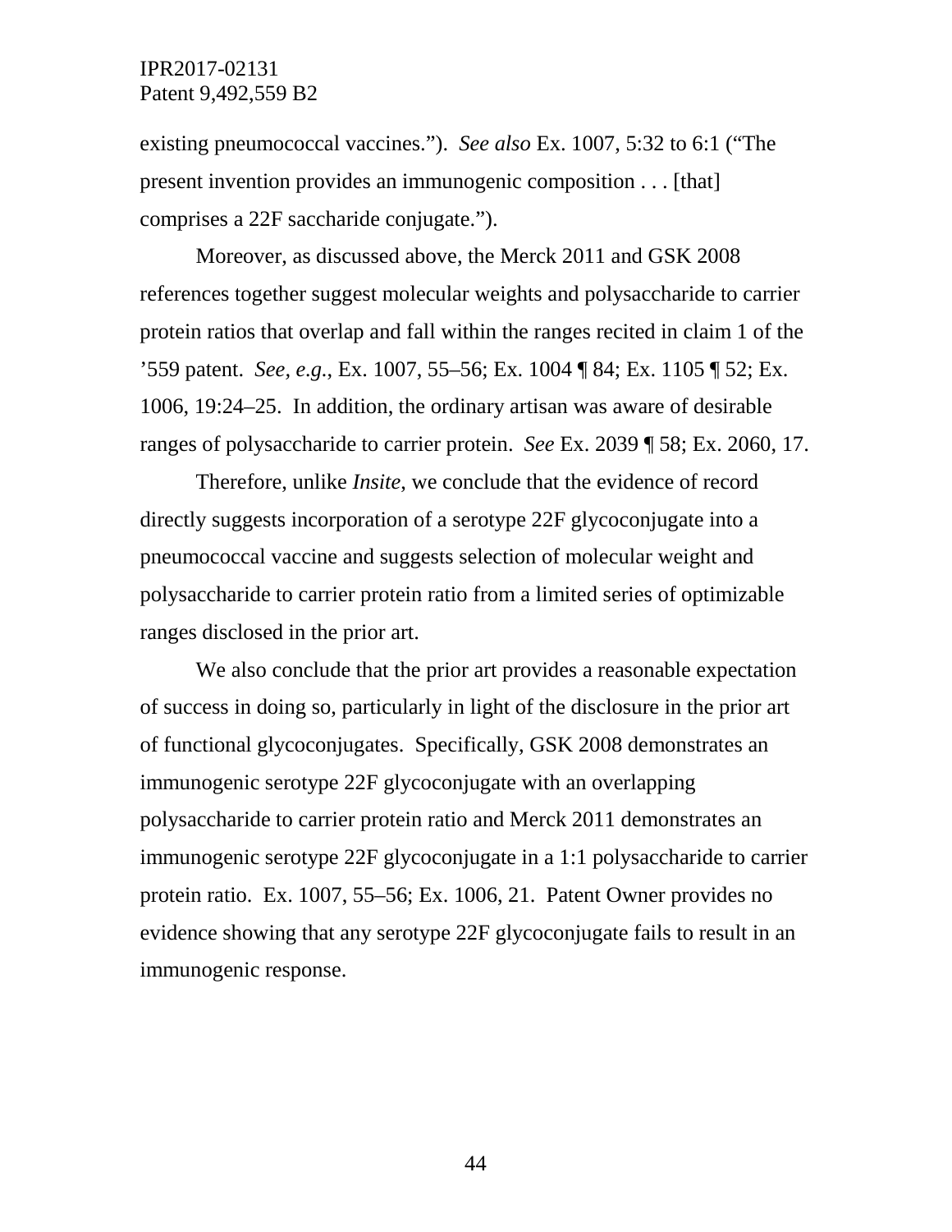existing pneumococcal vaccines.”). *See also* Ex. 1007, 5:32 to 6:1 (“The present invention provides an immunogenic composition . . . [that] comprises a 22F saccharide conjugate.”).

Moreover, as discussed above, the Merck 2011 and GSK 2008 references together suggest molecular weights and polysaccharide to carrier protein ratios that overlap and fall within the ranges recited in claim 1 of the ’559 patent. *See, e.g.*, Ex. 1007, 55–56; Ex. 1004 ¶ 84; Ex. 1105 ¶ 52; Ex. 1006, 19:24–25. In addition, the ordinary artisan was aware of desirable ranges of polysaccharide to carrier protein. *See* Ex. 2039 ¶ 58; Ex. 2060, 17.

Therefore, unlike *Insite*, we conclude that the evidence of record directly suggests incorporation of a serotype 22F glycoconjugate into a pneumococcal vaccine and suggests selection of molecular weight and polysaccharide to carrier protein ratio from a limited series of optimizable ranges disclosed in the prior art.

We also conclude that the prior art provides a reasonable expectation of success in doing so, particularly in light of the disclosure in the prior art of functional glycoconjugates. Specifically, GSK 2008 demonstrates an immunogenic serotype 22F glycoconjugate with an overlapping polysaccharide to carrier protein ratio and Merck 2011 demonstrates an immunogenic serotype 22F glycoconjugate in a 1:1 polysaccharide to carrier protein ratio. Ex. 1007, 55–56; Ex. 1006, 21. Patent Owner provides no evidence showing that any serotype 22F glycoconjugate fails to result in an immunogenic response.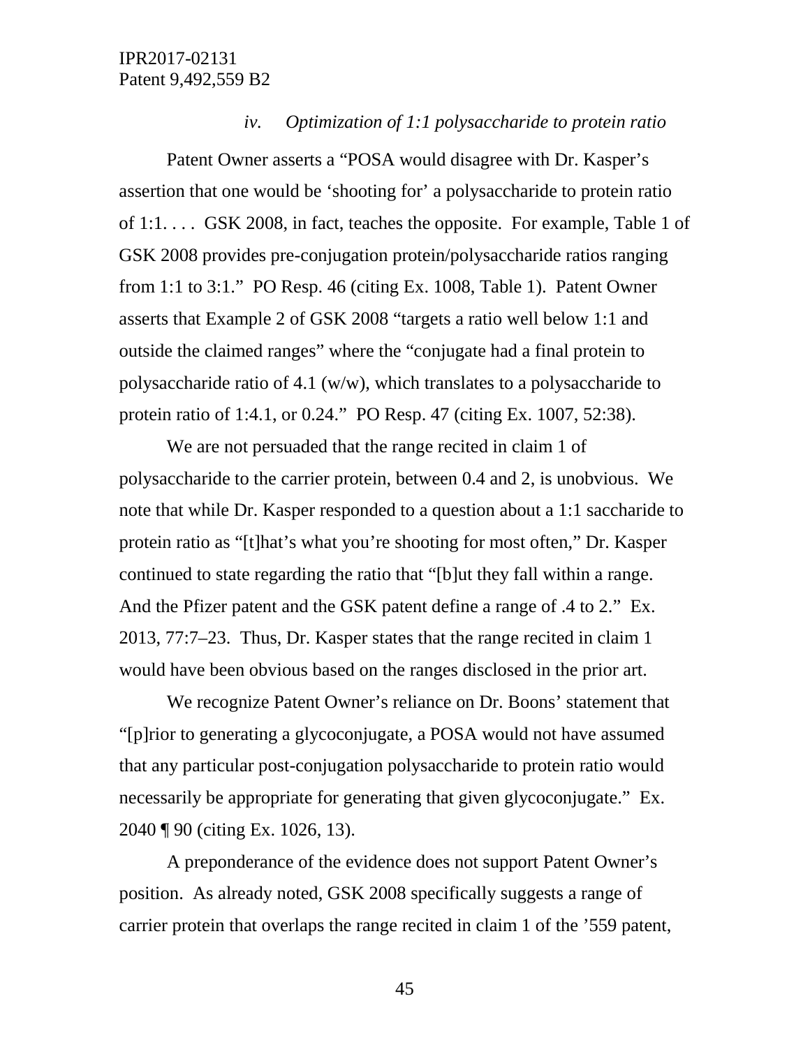*iv. Optimization of 1:1 polysaccharide to protein ratio*

Patent Owner asserts a "POSA would disagree with Dr. Kasper's assertion that one would be 'shooting for' a polysaccharide to protein ratio of 1:1. . . . GSK 2008, in fact, teaches the opposite. For example, Table 1 of GSK 2008 provides pre-conjugation protein/polysaccharide ratios ranging from 1:1 to 3:1." PO Resp. 46 (citing Ex. 1008, Table 1). Patent Owner asserts that Example 2 of GSK 2008 "targets a ratio well below 1:1 and outside the claimed ranges" where the "conjugate had a final protein to polysaccharide ratio of 4.1 (w/w), which translates to a polysaccharide to protein ratio of 1:4.1, or 0.24." PO Resp. 47 (citing Ex. 1007, 52:38).

We are not persuaded that the range recited in claim 1 of polysaccharide to the carrier protein, between 0.4 and 2, is unobvious. We note that while Dr. Kasper responded to a question about a 1:1 saccharide to protein ratio as "[t]hat's what you're shooting for most often," Dr. Kasper continued to state regarding the ratio that "[b]ut they fall within a range. And the Pfizer patent and the GSK patent define a range of .4 to 2." Ex. 2013, 77:7–23. Thus, Dr. Kasper states that the range recited in claim 1 would have been obvious based on the ranges disclosed in the prior art.

We recognize Patent Owner's reliance on Dr. Boons' statement that "[p]rior to generating a glycoconjugate, a POSA would not have assumed that any particular post-conjugation polysaccharide to protein ratio would necessarily be appropriate for generating that given glycoconjugate." Ex. 2040 ¶ 90 (citing Ex. 1026, 13).

A preponderance of the evidence does not support Patent Owner's position. As already noted, GSK 2008 specifically suggests a range of carrier protein that overlaps the range recited in claim 1 of the '559 patent,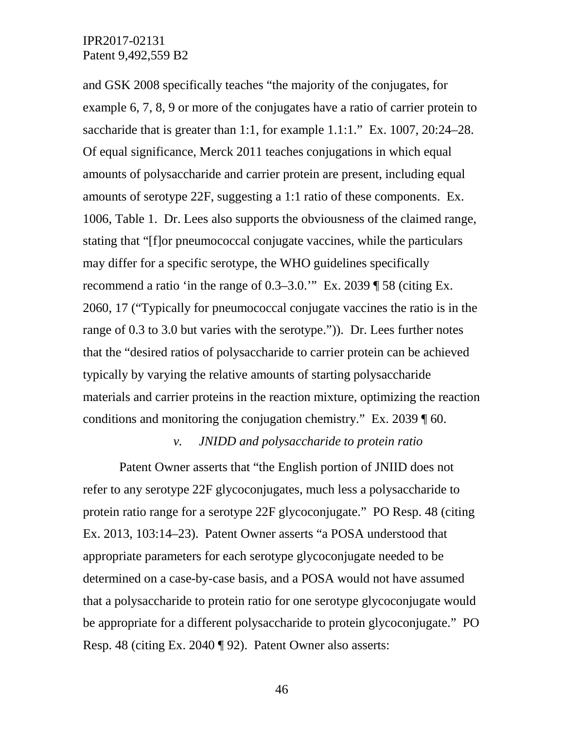and GSK 2008 specifically teaches "the majority of the conjugates, for example 6, 7, 8, 9 or more of the conjugates have a ratio of carrier protein to saccharide that is greater than 1:1, for example 1.1:1." Ex. 1007, 20:24–28. Of equal significance, Merck 2011 teaches conjugations in which equal amounts of polysaccharide and carrier protein are present, including equal amounts of serotype 22F, suggesting a 1:1 ratio of these components. Ex. 1006, Table 1. Dr. Lees also supports the obviousness of the claimed range, stating that "[f]or pneumococcal conjugate vaccines, while the particulars may differ for a specific serotype, the WHO guidelines specifically recommend a ratio 'in the range of 0.3–3.0.'" Ex. 2039 ¶ 58 (citing Ex. 2060, 17 ("Typically for pneumococcal conjugate vaccines the ratio is in the range of 0.3 to 3.0 but varies with the serotype.")). Dr. Lees further notes that the "desired ratios of polysaccharide to carrier protein can be achieved typically by varying the relative amounts of starting polysaccharide materials and carrier proteins in the reaction mixture, optimizing the reaction conditions and monitoring the conjugation chemistry." Ex. 2039 ¶ 60.

*v. JNIDD and polysaccharide to protein ratio*

Patent Owner asserts that "the English portion of JNIID does not refer to any serotype 22F glycoconjugates, much less a polysaccharide to protein ratio range for a serotype 22F glycoconjugate." PO Resp. 48 (citing Ex. 2013, 103:14–23). Patent Owner asserts "a POSA understood that appropriate parameters for each serotype glycoconjugate needed to be determined on a case-by-case basis, and a POSA would not have assumed that a polysaccharide to protein ratio for one serotype glycoconjugate would be appropriate for a different polysaccharide to protein glycoconjugate." PO Resp. 48 (citing Ex. 2040 ¶ 92). Patent Owner also asserts: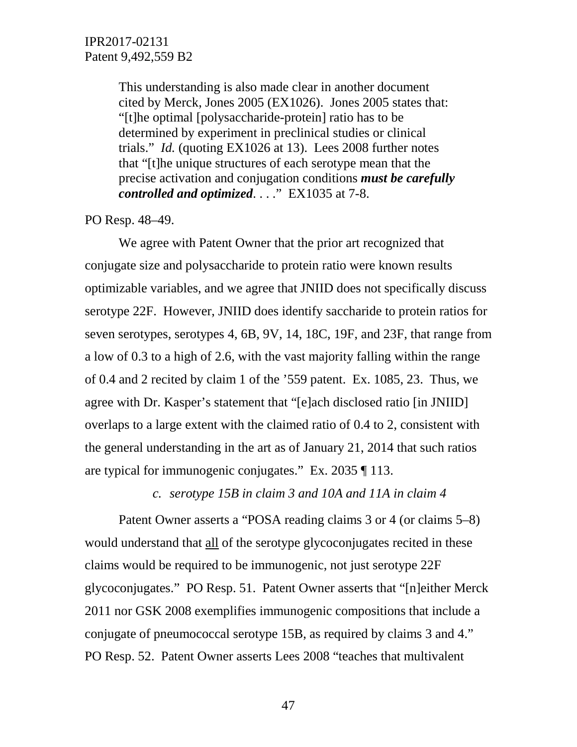> This understanding is also made clear in another document cited by Merck, Jones 2005 (EX1026). Jones 2005 states that: "[t]he optimal [polysaccharide-protein] ratio has to be determined by experiment in preclinical studies or clinical trials." *Id.* (quoting EX1026 at 13). Lees 2008 further notes that "[t]he unique structures of each serotype mean that the precise activation and conjugation conditions ***must be carefully controlled and optimized***. . . ." EX1035 at 7-8.

PO Resp. 48–49.

We agree with Patent Owner that the prior art recognized that conjugate size and polysaccharide to protein ratio were known results optimizable variables, and we agree that JNIID does not specifically discuss serotype 22F. However, JNIID does identify saccharide to protein ratios for seven serotypes, serotypes 4, 6B, 9V, 14, 18C, 19F, and 23F, that range from a low of 0.3 to a high of 2.6, with the vast majority falling within the range of 0.4 and 2 recited by claim 1 of the '559 patent. Ex. 1085, 23. Thus, we agree with Dr. Kasper's statement that "[e]ach disclosed ratio [in JNIID] overlaps to a large extent with the claimed ratio of 0.4 to 2, consistent with the general understanding in the art as of January 21, 2014 that such ratios are typical for immunogenic conjugates." Ex. 2035 ¶ 113.

*c. serotype 15B in claim 3 and 10A and 11A in claim 4*

Patent Owner asserts a "POSA reading claims 3 or 4 (or claims 5–8) would understand that all of the serotype glycoconjugates recited in these claims would be required to be immunogenic, not just serotype 22F glycoconjugates." PO Resp. 51. Patent Owner asserts that "[n]either Merck 2011 nor GSK 2008 exemplifies immunogenic compositions that include a conjugate of pneumococcal serotype 15B, as required by claims 3 and 4." PO Resp. 52. Patent Owner asserts Lees 2008 "teaches that multivalent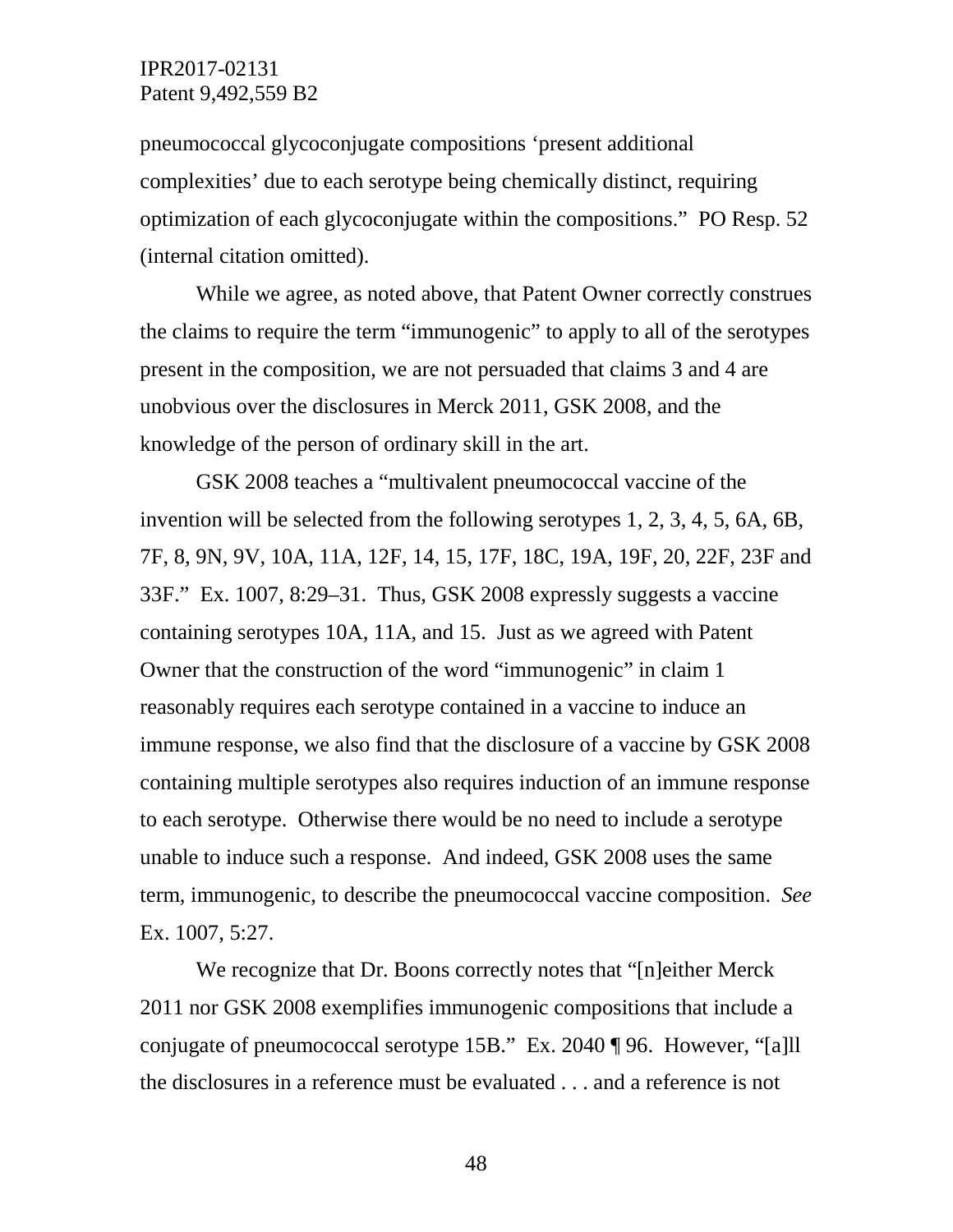pneumococcal glycoconjugate compositions 'present additional complexities' due to each serotype being chemically distinct, requiring optimization of each glycoconjugate within the compositions." PO Resp. 52 (internal citation omitted).

While we agree, as noted above, that Patent Owner correctly construes the claims to require the term "immunogenic" to apply to all of the serotypes present in the composition, we are not persuaded that claims 3 and 4 are unobvious over the disclosures in Merck 2011, GSK 2008, and the knowledge of the person of ordinary skill in the art.

GSK 2008 teaches a "multivalent pneumococcal vaccine of the invention will be selected from the following serotypes 1, 2, 3, 4, 5, 6A, 6B, 7F, 8, 9N, 9V, 10A, 11A, 12F, 14, 15, 17F, 18C, 19A, 19F, 20, 22F, 23F and 33F." Ex. 1007, 8:29–31. Thus, GSK 2008 expressly suggests a vaccine containing serotypes 10A, 11A, and 15. Just as we agreed with Patent Owner that the construction of the word "immunogenic" in claim 1 reasonably requires each serotype contained in a vaccine to induce an immune response, we also find that the disclosure of a vaccine by GSK 2008 containing multiple serotypes also requires induction of an immune response to each serotype. Otherwise there would be no need to include a serotype unable to induce such a response. And indeed, GSK 2008 uses the same term, immunogenic, to describe the pneumococcal vaccine composition. *See* Ex. 1007, 5:27.

We recognize that Dr. Boons correctly notes that "[n]either Merck 2011 nor GSK 2008 exemplifies immunogenic compositions that include a conjugate of pneumococcal serotype 15B." Ex. 2040 ¶ 96. However, "[a]ll the disclosures in a reference must be evaluated . . . and a reference is not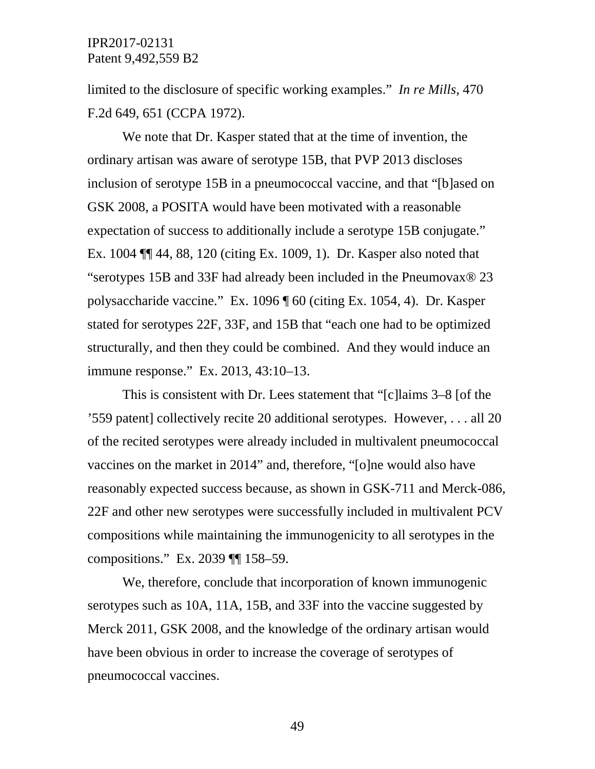limited to the disclosure of specific working examples." *In re Mills*, 470 F.2d 649, 651 (CCPA 1972).

We note that Dr. Kasper stated that at the time of invention, the ordinary artisan was aware of serotype 15B, that PVP 2013 discloses inclusion of serotype 15B in a pneumococcal vaccine, and that "[b]ased on GSK 2008, a POSITA would have been motivated with a reasonable expectation of success to additionally include a serotype 15B conjugate." Ex. 1004 ¶¶ 44, 88, 120 (citing Ex. 1009, 1). Dr. Kasper also noted that "serotypes 15B and 33F had already been included in the Pneumovax® 23 polysaccharide vaccine." Ex. 1096 ¶ 60 (citing Ex. 1054, 4). Dr. Kasper stated for serotypes 22F, 33F, and 15B that "each one had to be optimized structurally, and then they could be combined. And they would induce an immune response." Ex. 2013, 43:10–13.

This is consistent with Dr. Lees statement that "[c]laims 3–8 [of the '559 patent] collectively recite 20 additional serotypes. However, . . . all 20 of the recited serotypes were already included in multivalent pneumococcal vaccines on the market in 2014" and, therefore, "[o]ne would also have reasonably expected success because, as shown in GSK-711 and Merck-086, 22F and other new serotypes were successfully included in multivalent PCV compositions while maintaining the immunogenicity to all serotypes in the compositions." Ex. 2039 ¶¶ 158–59.

We, therefore, conclude that incorporation of known immunogenic serotypes such as 10A, 11A, 15B, and 33F into the vaccine suggested by Merck 2011, GSK 2008, and the knowledge of the ordinary artisan would have been obvious in order to increase the coverage of serotypes of pneumococcal vaccines.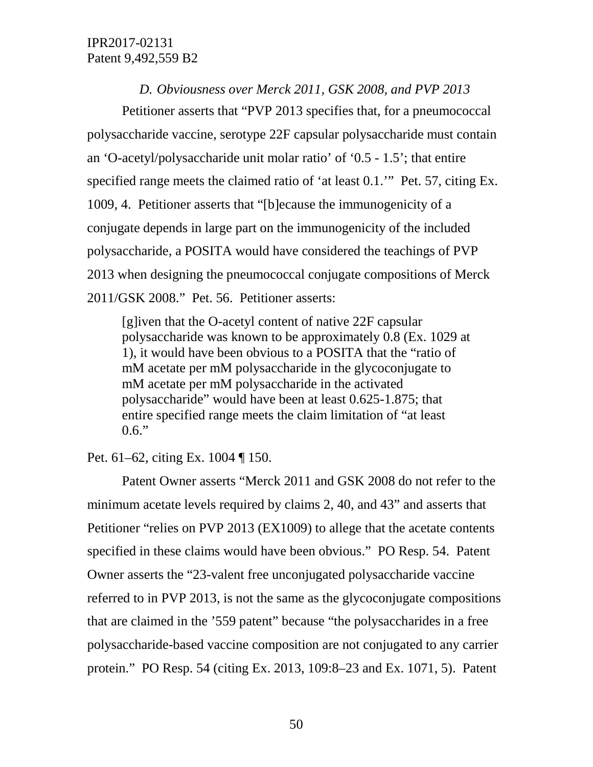*D. Obviousness over Merck 2011, GSK 2008, and PVP 2013*

Petitioner asserts that "PVP 2013 specifies that, for a pneumococcal polysaccharide vaccine, serotype 22F capsular polysaccharide must contain an 'O-acetyl/polysaccharide unit molar ratio' of '0.5 - 1.5'; that entire specified range meets the claimed ratio of 'at least 0.1.'" Pet. 57, citing Ex. 1009, 4. Petitioner asserts that "[b]ecause the immunogenicity of a conjugate depends in large part on the immunogenicity of the included polysaccharide, a POSITA would have considered the teachings of PVP 2013 when designing the pneumococcal conjugate compositions of Merck 2011/GSK 2008." Pet. 56. Petitioner asserts:

> [g]iven that the O-acetyl content of native 22F capsular polysaccharide was known to be approximately 0.8 (Ex. 1029 at 1), it would have been obvious to a POSITA that the "ratio of mM acetate per mM polysaccharide in the glycoconjugate to mM acetate per mM polysaccharide in the activated polysaccharide" would have been at least 0.625-1.875; that entire specified range meets the claim limitation of "at least 0.6."

Pet. 61–62, citing Ex. 1004 ¶ 150.

Patent Owner asserts "Merck 2011 and GSK 2008 do not refer to the minimum acetate levels required by claims 2, 40, and 43" and asserts that Petitioner "relies on PVP 2013 (EX1009) to allege that the acetate contents specified in these claims would have been obvious." PO Resp. 54. Patent Owner asserts the "23-valent free unconjugated polysaccharide vaccine referred to in PVP 2013, is not the same as the glycoconjugate compositions that are claimed in the '559 patent" because "the polysaccharides in a free polysaccharide-based vaccine composition are not conjugated to any carrier protein." PO Resp. 54 (citing Ex. 2013, 109:8–23 and Ex. 1071, 5). Patent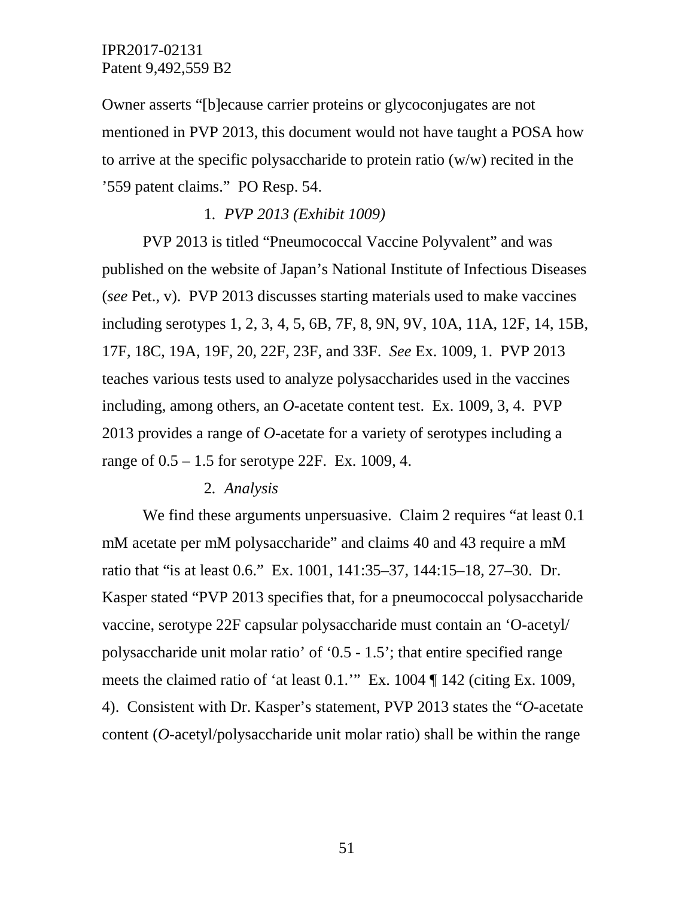Owner asserts "[b]ecause carrier proteins or glycoconjugates are not mentioned in PVP 2013, this document would not have taught a POSA how to arrive at the specific polysaccharide to protein ratio (w/w) recited in the '559 patent claims." PO Resp. 54.

### 1. *PVP 2013 (Exhibit 1009)*

PVP 2013 is titled "Pneumococcal Vaccine Polyvalent" and was published on the website of Japan's National Institute of Infectious Diseases (*see* Pet., v). PVP 2013 discusses starting materials used to make vaccines including serotypes 1, 2, 3, 4, 5, 6B, 7F, 8, 9N, 9V, 10A, 11A, 12F, 14, 15B, 17F, 18C, 19A, 19F, 20, 22F, 23F, and 33F. *See* Ex. 1009, 1. PVP 2013 teaches various tests used to analyze polysaccharides used in the vaccines including, among others, an *O*-acetate content test. Ex. 1009, 3, 4. PVP 2013 provides a range of *O*-acetate for a variety of serotypes including a range of 0.5 – 1.5 for serotype 22F. Ex. 1009, 4.

### 2. *Analysis*

We find these arguments unpersuasive. Claim 2 requires "at least 0.1 mM acetate per mM polysaccharide" and claims 40 and 43 require a mM ratio that "is at least 0.6." Ex. 1001, 141:35–37, 144:15–18, 27–30. Dr. Kasper stated "PVP 2013 specifies that, for a pneumococcal polysaccharide vaccine, serotype 22F capsular polysaccharide must contain an 'O-acetyl/ polysaccharide unit molar ratio' of '0.5 - 1.5'; that entire specified range meets the claimed ratio of 'at least 0.1.'" Ex. 1004 ¶ 142 (citing Ex. 1009, 4). Consistent with Dr. Kasper's statement, PVP 2013 states the "*O*-acetate content (*O*-acetyl/polysaccharide unit molar ratio) shall be within the range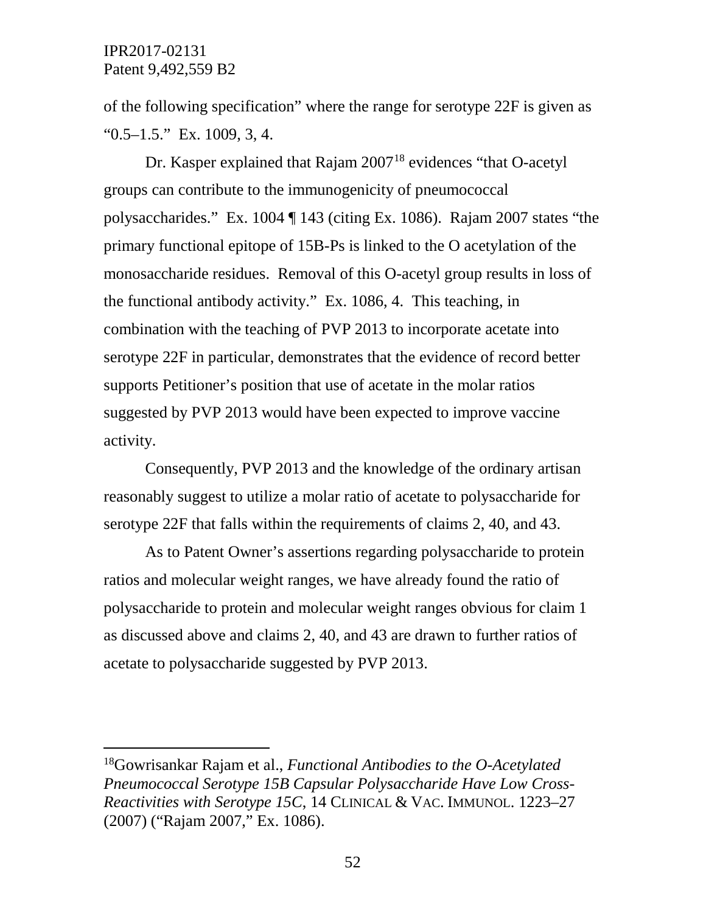of the following specification" where the range for serotype 22F is given as "0.5–1.5." Ex. 1009, 3, 4.

Dr. Kasper explained that Rajam 2007[18] evidences "that O-acetyl groups can contribute to the immunogenicity of pneumococcal polysaccharides." Ex. 1004 ¶ 143 (citing Ex. 1086). Rajam 2007 states "the primary functional epitope of 15B-Ps is linked to the O acetylation of the monosaccharide residues. Removal of this O-acetyl group results in loss of the functional antibody activity." Ex. 1086, 4. This teaching, in combination with the teaching of PVP 2013 to incorporate acetate into serotype 22F in particular, demonstrates that the evidence of record better supports Petitioner's position that use of acetate in the molar ratios suggested by PVP 2013 would have been expected to improve vaccine activity.

Consequently, PVP 2013 and the knowledge of the ordinary artisan reasonably suggest to utilize a molar ratio of acetate to polysaccharide for serotype 22F that falls within the requirements of claims 2, 40, and 43.

As to Patent Owner's assertions regarding polysaccharide to protein ratios and molecular weight ranges, we have already found the ratio of polysaccharide to protein and molecular weight ranges obvious for claim 1 as discussed above and claims 2, 40, and 43 are drawn to further ratios of acetate to polysaccharide suggested by PVP 2013.

---

[18] Gowrisankar Rajam et al., *Functional Antibodies to the O-Acetylated Pneumococcal Serotype 15B Capsular Polysaccharide Have Low Cross-Reactivities with Serotype 15C*, 14 CLINICAL & VAC. IMMUNOL. 1223–27 (2007) ("Rajam 2007," Ex. 1086).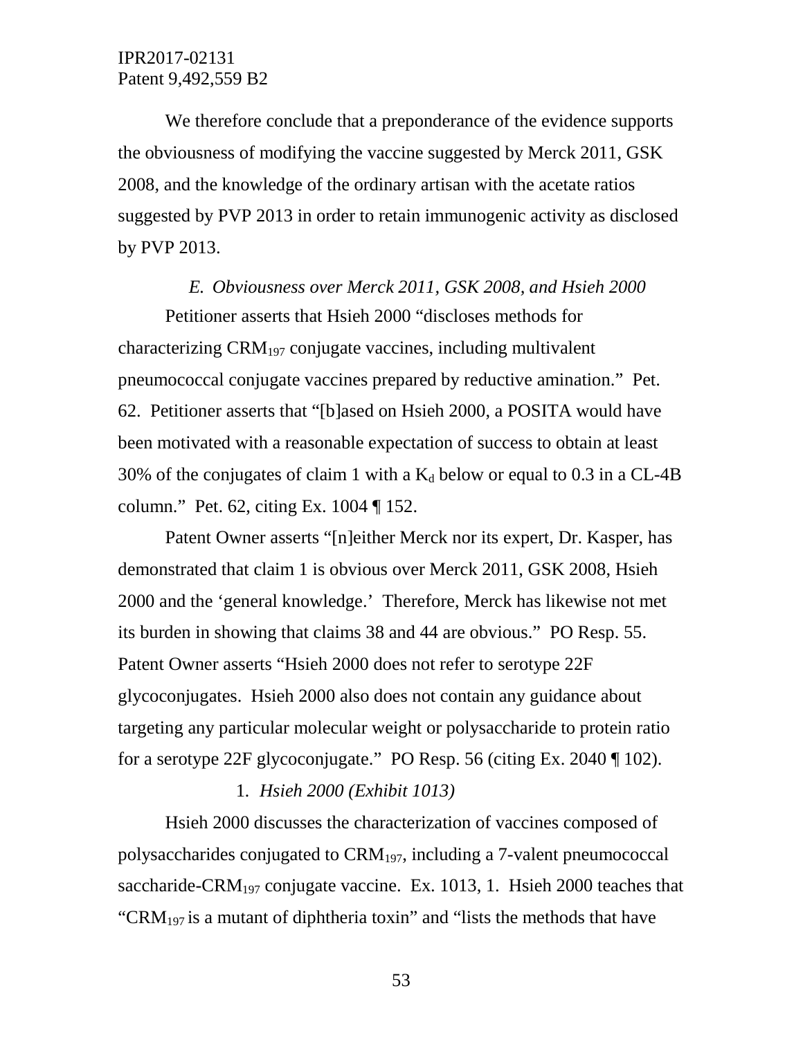We therefore conclude that a preponderance of the evidence supports the obviousness of modifying the vaccine suggested by Merck 2011, GSK 2008, and the knowledge of the ordinary artisan with the acetate ratios suggested by PVP 2013 in order to retain immunogenic activity as disclosed by PVP 2013.

### *E. Obviousness over Merck 2011, GSK 2008, and Hsieh 2000*

Petitioner asserts that Hsieh 2000 "discloses methods for characterizing $CRM_{197}$ conjugate vaccines, including multivalent pneumococcal conjugate vaccines prepared by reductive amination." Pet. 62. Petitioner asserts that "[b]ased on Hsieh 2000, a POSITA would have been motivated with a reasonable expectation of success to obtain at least 30% of the conjugates of claim 1 with a $K_d$ below or equal to 0.3 in a CL-4B column." Pet. 62, citing Ex. 1004 ¶ 152.

Patent Owner asserts "[n]either Merck nor its expert, Dr. Kasper, has demonstrated that claim 1 is obvious over Merck 2011, GSK 2008, Hsieh 2000 and the 'general knowledge.' Therefore, Merck has likewise not met its burden in showing that claims 38 and 44 are obvious." PO Resp. 55. Patent Owner asserts "Hsieh 2000 does not refer to serotype 22F glycoconjugates. Hsieh 2000 also does not contain any guidance about targeting any particular molecular weight or polysaccharide to protein ratio for a serotype 22F glycoconjugate." PO Resp. 56 (citing Ex. 2040 ¶ 102).

#### 1. *Hsieh 2000 (Exhibit 1013)*

Hsieh 2000 discusses the characterization of vaccines composed of polysaccharides conjugated to $CRM_{197}$, including a 7-valent pneumococcal saccharide-$CRM_{197}$ conjugate vaccine. Ex. 1013, 1. Hsieh 2000 teaches that "$CRM_{197}$ is a mutant of diphtheria toxin" and "lists the methods that have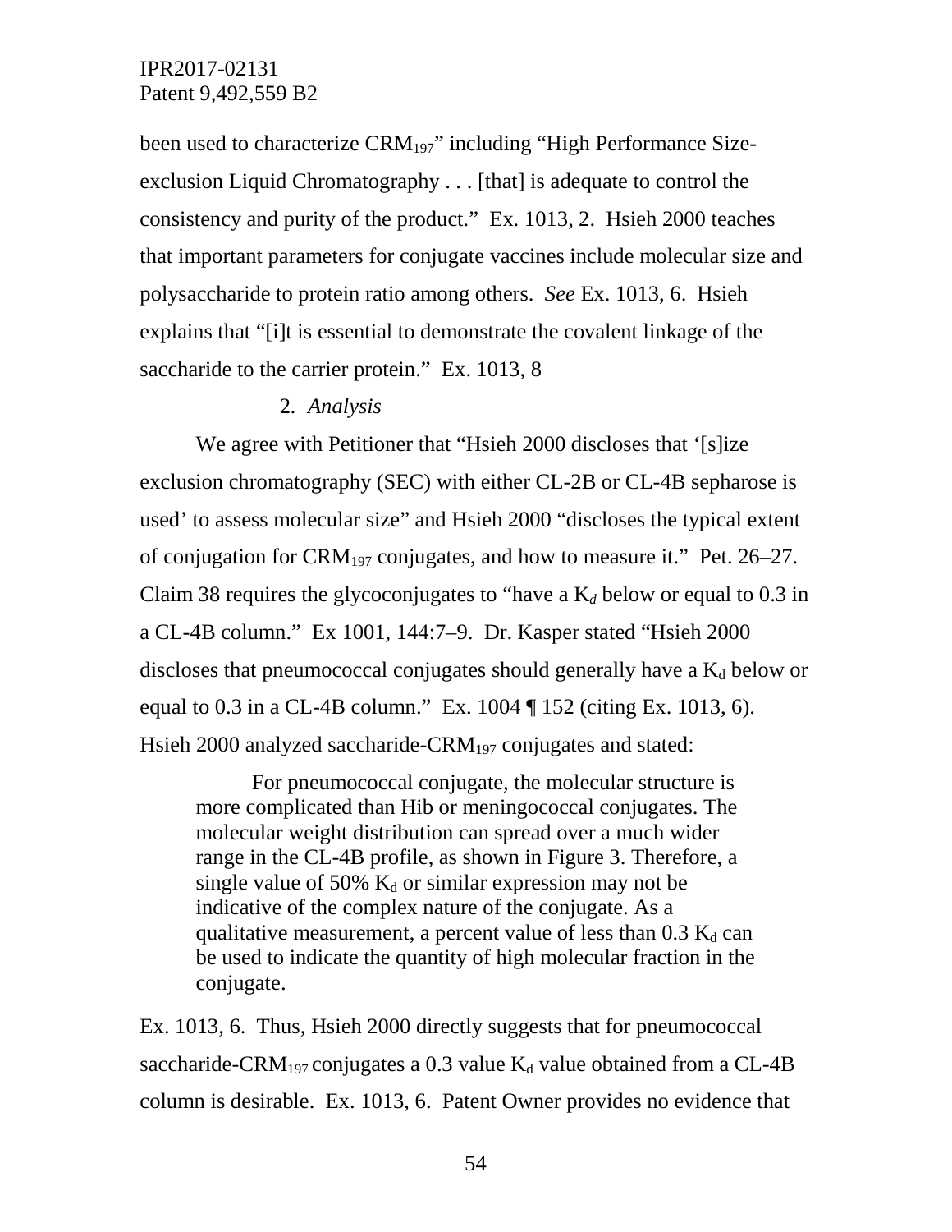been used to characterize $CRM_{197}$" including "High Performance Size-exclusion Liquid Chromatography . . . [that] is adequate to control the consistency and purity of the product." Ex. 1013, 2. Hsieh 2000 teaches that important parameters for conjugate vaccines include molecular size and polysaccharide to protein ratio among others. *See* Ex. 1013, 6. Hsieh explains that "[i]t is essential to demonstrate the covalent linkage of the saccharide to the carrier protein." Ex. 1013, 8

2. *Analysis*

We agree with Petitioner that "Hsieh 2000 discloses that '[s]ize exclusion chromatography (SEC) with either CL-2B or CL-4B sepharose is used' to assess molecular size" and Hsieh 2000 "discloses the typical extent of conjugation for $CRM_{197}$ conjugates, and how to measure it." Pet. 26–27. Claim 38 requires the glycoconjugates to "have a $K_d$ below or equal to 0.3 in a CL-4B column." Ex 1001, 144:7–9. Dr. Kasper stated "Hsieh 2000 discloses that pneumococcal conjugates should generally have a $K_d$ below or equal to 0.3 in a CL-4B column." Ex. 1004 ¶ 152 (citing Ex. 1013, 6). Hsieh 2000 analyzed saccharide-$CRM_{197}$ conjugates and stated:

> For pneumococcal conjugate, the molecular structure is more complicated than Hib or meningococcal conjugates. The molecular weight distribution can spread over a much wider range in the CL-4B profile, as shown in Figure 3. Therefore, a single value of 50% $K_d$ or similar expression may not be indicative of the complex nature of the conjugate. As a qualitative measurement, a percent value of less than 0.3 $K_d$ can be used to indicate the quantity of high molecular fraction in the conjugate.

Ex. 1013, 6. Thus, Hsieh 2000 directly suggests that for pneumococcal saccharide-$CRM_{197}$ conjugates a 0.3 value $K_d$ value obtained from a CL-4B column is desirable. Ex. 1013, 6. Patent Owner provides no evidence that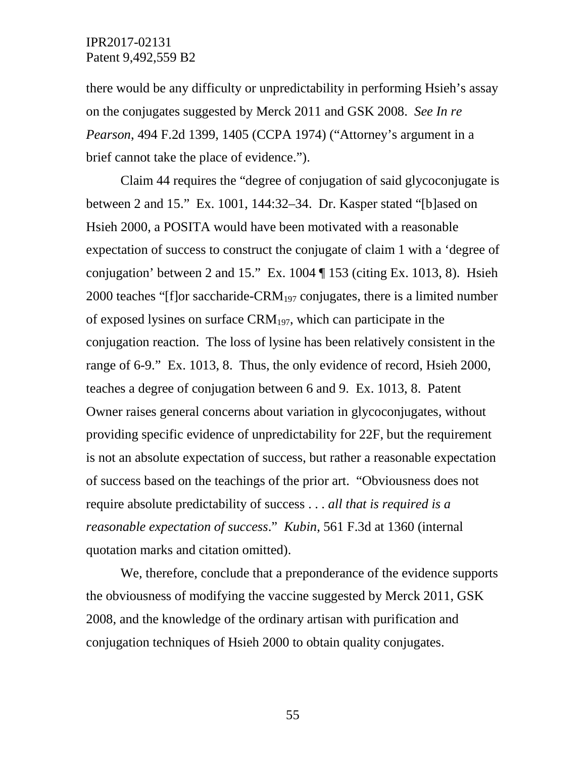there would be any difficulty or unpredictability in performing Hsieh's assay on the conjugates suggested by Merck 2011 and GSK 2008. *See In re Pearson*, 494 F.2d 1399, 1405 (CCPA 1974) ("Attorney's argument in a brief cannot take the place of evidence.").

Claim 44 requires the "degree of conjugation of said glycoconjugate is between 2 and 15." Ex. 1001, 144:32–34. Dr. Kasper stated "[b]ased on Hsieh 2000, a POSITA would have been motivated with a reasonable expectation of success to construct the conjugate of claim 1 with a 'degree of conjugation' between 2 and 15." Ex. 1004 ¶ 153 (citing Ex. 1013, 8). Hsieh 2000 teaches "[f]or saccharide-$CRM_{197}$ conjugates, there is a limited number of exposed lysines on surface $CRM_{197}$, which can participate in the conjugation reaction. The loss of lysine has been relatively consistent in the range of 6-9." Ex. 1013, 8. Thus, the only evidence of record, Hsieh 2000, teaches a degree of conjugation between 6 and 9. Ex. 1013, 8. Patent Owner raises general concerns about variation in glycoconjugates, without providing specific evidence of unpredictability for 22F, but the requirement is not an absolute expectation of success, but rather a reasonable expectation of success based on the teachings of the prior art. "Obviousness does not require absolute predictability of success . . . *all that is required is a reasonable expectation of success*." *Kubin*, 561 F.3d at 1360 (internal quotation marks and citation omitted).

We, therefore, conclude that a preponderance of the evidence supports the obviousness of modifying the vaccine suggested by Merck 2011, GSK 2008, and the knowledge of the ordinary artisan with purification and conjugation techniques of Hsieh 2000 to obtain quality conjugates.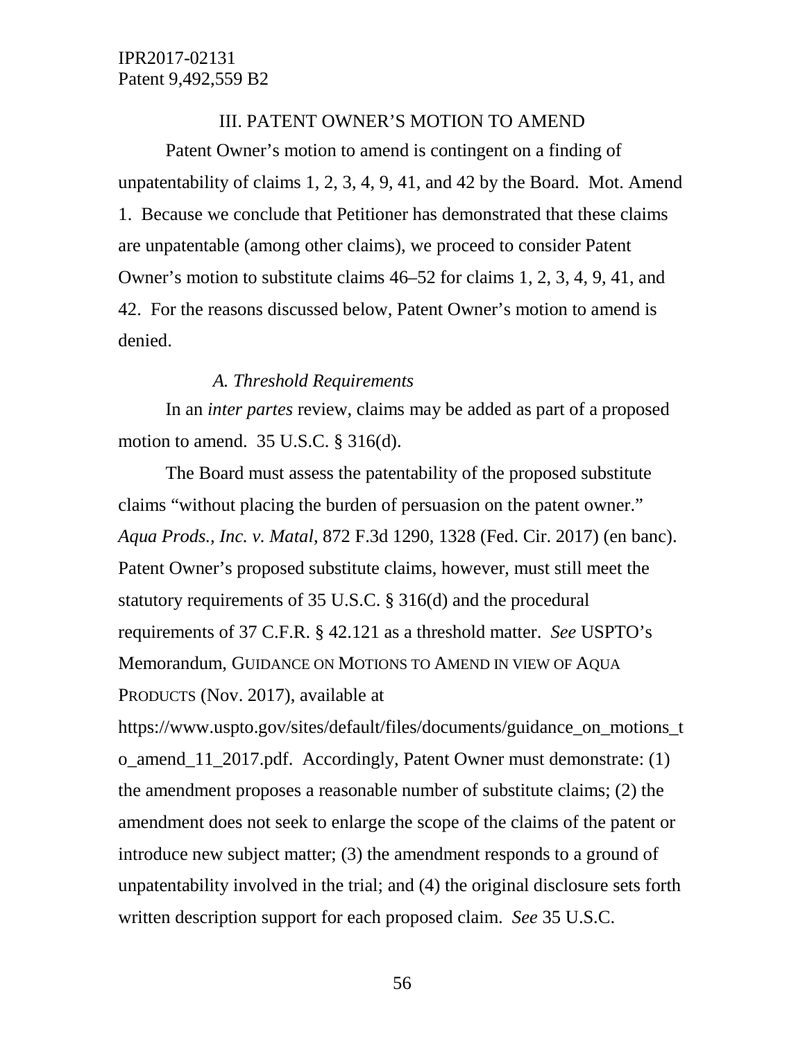## III. PATENT OWNER'S MOTION TO AMEND

Patent Owner's motion to amend is contingent on a finding of unpatentability of claims 1, 2, 3, 4, 9, 41, and 42 by the Board. Mot. Amend 1. Because we conclude that Petitioner has demonstrated that these claims are unpatentable (among other claims), we proceed to consider Patent Owner's motion to substitute claims 46–52 for claims 1, 2, 3, 4, 9, 41, and 42. For the reasons discussed below, Patent Owner's motion to amend is denied.

### *A. Threshold Requirements*

In an *inter partes* review, claims may be added as part of a proposed motion to amend. 35 U.S.C. § 316(d).

The Board must assess the patentability of the proposed substitute claims "without placing the burden of persuasion on the patent owner." *Aqua Prods., Inc. v. Matal*, 872 F.3d 1290, 1328 (Fed. Cir. 2017) (en banc). Patent Owner's proposed substitute claims, however, must still meet the statutory requirements of 35 U.S.C. § 316(d) and the procedural requirements of 37 C.F.R. § 42.121 as a threshold matter. *See* USPTO's Memorandum, GUIDANCE ON MOTIONS TO AMEND IN VIEW OF AQUA PRODUCTS (Nov. 2017), available at https://www.uspto.gov/sites/default/files/documents/guidance_on_motions_to_amend_11_2017.pdf. Accordingly, Patent Owner must demonstrate: (1) the amendment proposes a reasonable number of substitute claims; (2) the amendment does not seek to enlarge the scope of the claims of the patent or introduce new subject matter; (3) the amendment responds to a ground of unpatentability involved in the trial; and (4) the original disclosure sets forth written description support for each proposed claim. *See* 35 U.S.C.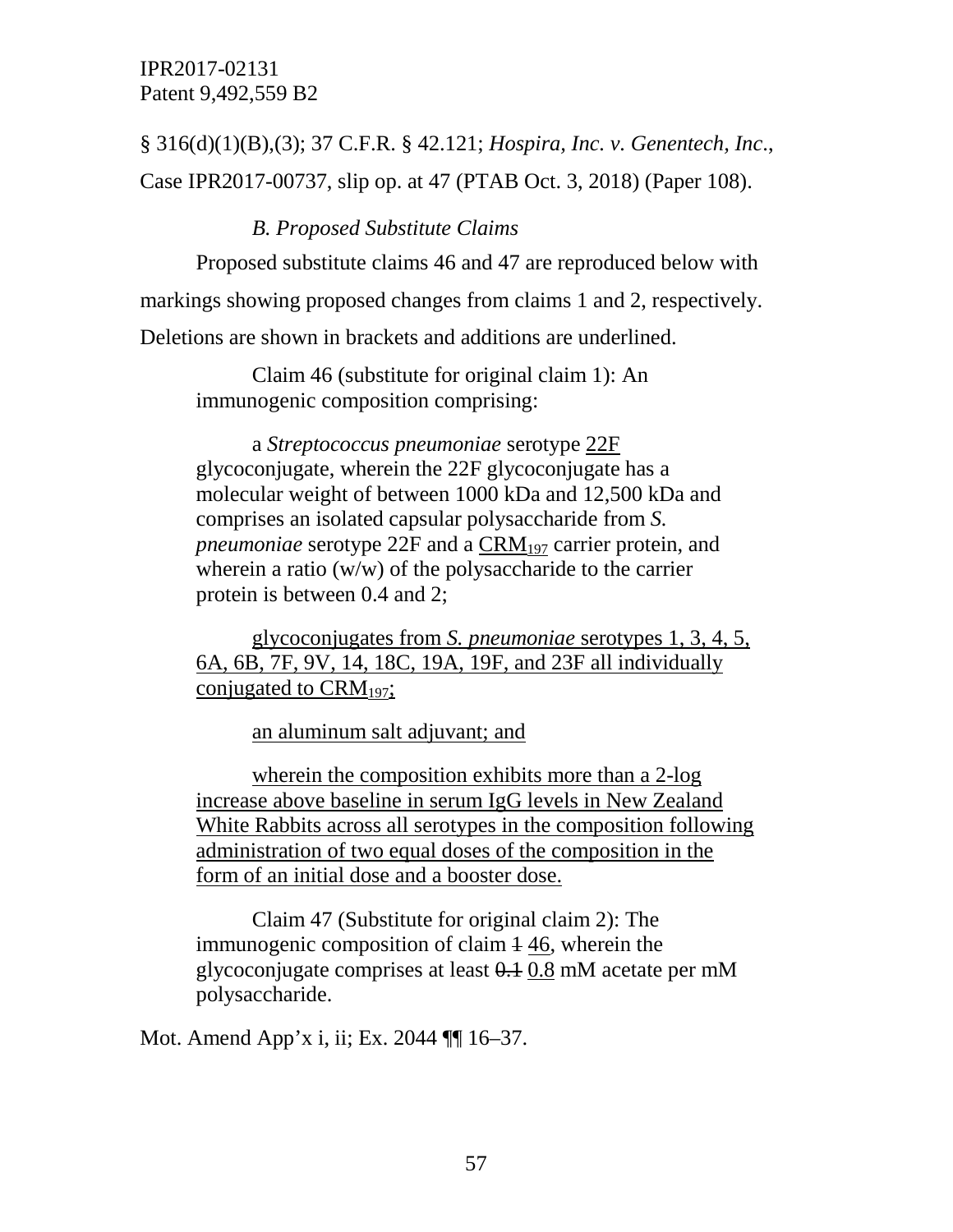§ 316(d)(1)(B),(3); 37 C.F.R. § 42.121; *Hospira, Inc. v. Genentech, Inc*., Case IPR2017-00737, slip op. at 47 (PTAB Oct. 3, 2018) (Paper 108).

### *B. Proposed Substitute Claims*

Proposed substitute claims 46 and 47 are reproduced below with markings showing proposed changes from claims 1 and 2, respectively. Deletions are shown in brackets and additions are underlined.

> Claim 46 (substitute for original claim 1): An immunogenic composition comprising:
>
> a *Streptococcus pneumoniae* serotype <u>22F</u> glycoconjugate, wherein the 22F glycoconjugate has a molecular weight of between 1000 kDa and 12,500 kDa and comprises an isolated capsular polysaccharide from *S. pneumoniae* serotype 22F and a <u>$CRM_{197}$</u> carrier protein, and wherein a ratio (w/w) of the polysaccharide to the carrier protein is between 0.4 and 2;
>
> <u>glycoconjugates from *S. pneumoniae* serotypes 1, 3, 4, 5, 6A, 6B, 7F, 9V, 14, 18C, 19A, 19F, and 23F all individually conjugated to $CRM_{197}$;</u>
>
> <u>an aluminum salt adjuvant; and</u>
>
> <u>wherein the composition exhibits more than a 2-log increase above baseline in serum IgG levels in New Zealand White Rabbits across all serotypes in the composition following administration of two equal doses of the composition in the form of an initial dose and a booster dose.</u>
>
> Claim 47 (Substitute for original claim 2): The immunogenic composition of claim ~~1~~ <u>46</u>, wherein the glycoconjugate comprises at least ~~0.1~~ <u>0.8</u> mM acetate per mM polysaccharide.

Mot. Amend App'x i, ii; Ex. 2044 ¶¶ 16–37.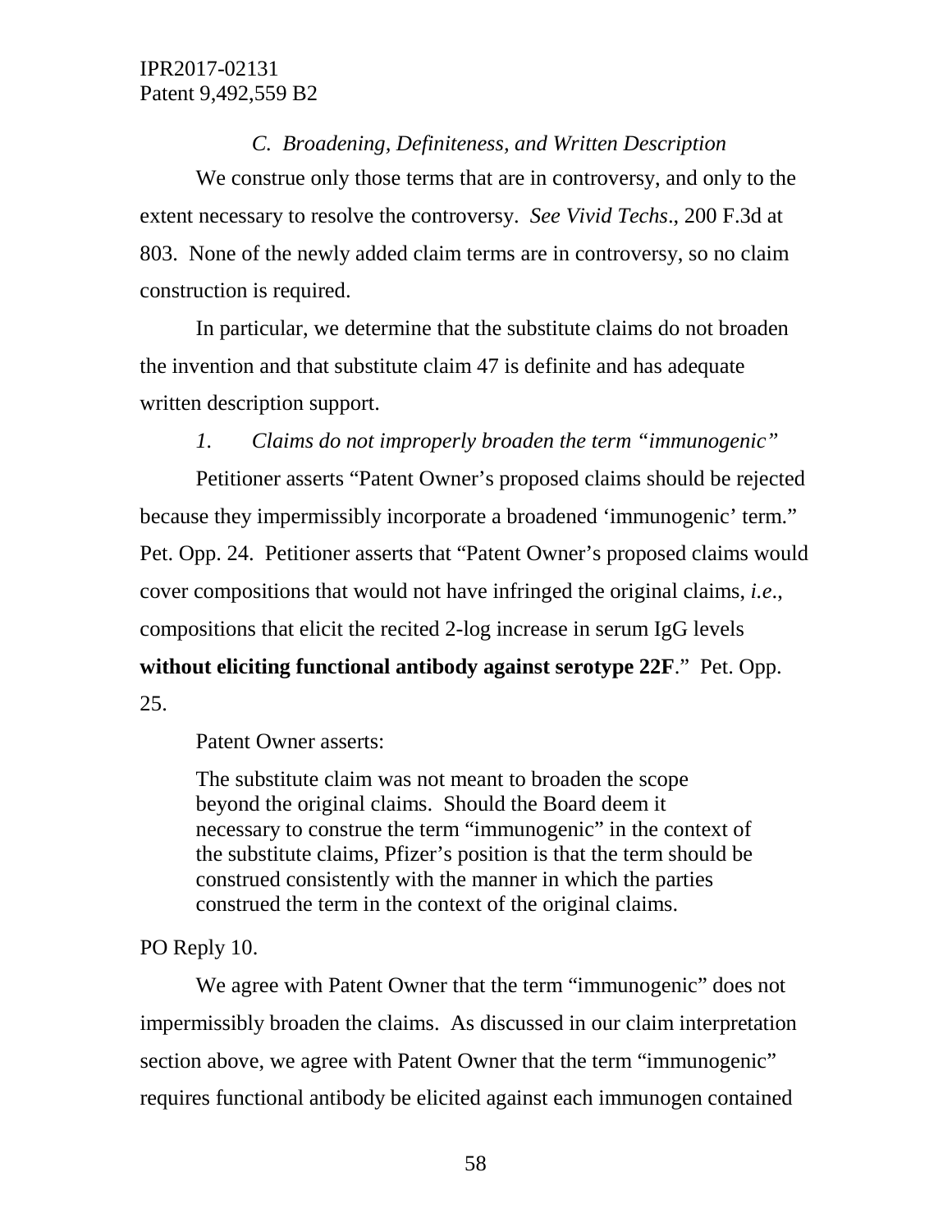### *C. Broadening, Definiteness, and Written Description*

We construe only those terms that are in controversy, and only to the extent necessary to resolve the controversy. *See Vivid Techs*., 200 F.3d at 803. None of the newly added claim terms are in controversy, so no claim construction is required.

In particular, we determine that the substitute claims do not broaden the invention and that substitute claim 47 is definite and has adequate written description support.

#### *1. Claims do not improperly broaden the term "immunogenic"*

Petitioner asserts "Patent Owner's proposed claims should be rejected because they impermissibly incorporate a broadened 'immunogenic' term." Pet. Opp. 24. Petitioner asserts that "Patent Owner's proposed claims would cover compositions that would not have infringed the original claims, *i.e*., compositions that elicit the recited 2-log increase in serum IgG levels **without eliciting functional antibody against serotype 22F**." Pet. Opp. 25.

Patent Owner asserts:

> The substitute claim was not meant to broaden the scope beyond the original claims. Should the Board deem it necessary to construe the term "immunogenic" in the context of the substitute claims, Pfizer's position is that the term should be construed consistently with the manner in which the parties construed the term in the context of the original claims.

PO Reply 10.

We agree with Patent Owner that the term "immunogenic" does not impermissibly broaden the claims. As discussed in our claim interpretation section above, we agree with Patent Owner that the term "immunogenic" requires functional antibody be elicited against each immunogen contained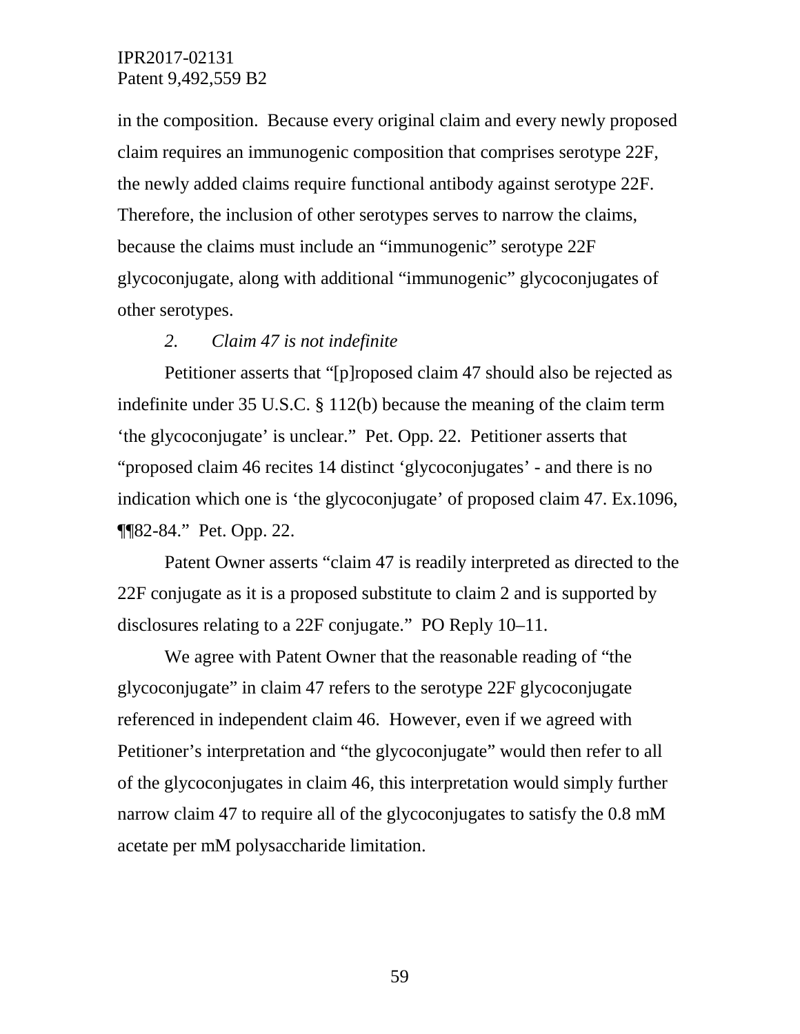in the composition. Because every original claim and every newly proposed claim requires an immunogenic composition that comprises serotype 22F, the newly added claims require functional antibody against serotype 22F. Therefore, the inclusion of other serotypes serves to narrow the claims, because the claims must include an "immunogenic" serotype 22F glycoconjugate, along with additional "immunogenic" glycoconjugates of other serotypes.

*2. Claim 47 is not indefinite*

Petitioner asserts that "[p]roposed claim 47 should also be rejected as indefinite under 35 U.S.C. § 112(b) because the meaning of the claim term 'the glycoconjugate' is unclear." Pet. Opp. 22. Petitioner asserts that "proposed claim 46 recites 14 distinct 'glycoconjugates' - and there is no indication which one is 'the glycoconjugate' of proposed claim 47. Ex.1096, ¶¶82-84." Pet. Opp. 22.

Patent Owner asserts "claim 47 is readily interpreted as directed to the 22F conjugate as it is a proposed substitute to claim 2 and is supported by disclosures relating to a 22F conjugate." PO Reply 10–11.

We agree with Patent Owner that the reasonable reading of "the glycoconjugate" in claim 47 refers to the serotype 22F glycoconjugate referenced in independent claim 46. However, even if we agreed with Petitioner's interpretation and "the glycoconjugate" would then refer to all of the glycoconjugates in claim 46, this interpretation would simply further narrow claim 47 to require all of the glycoconjugates to satisfy the 0.8 mM acetate per mM polysaccharide limitation.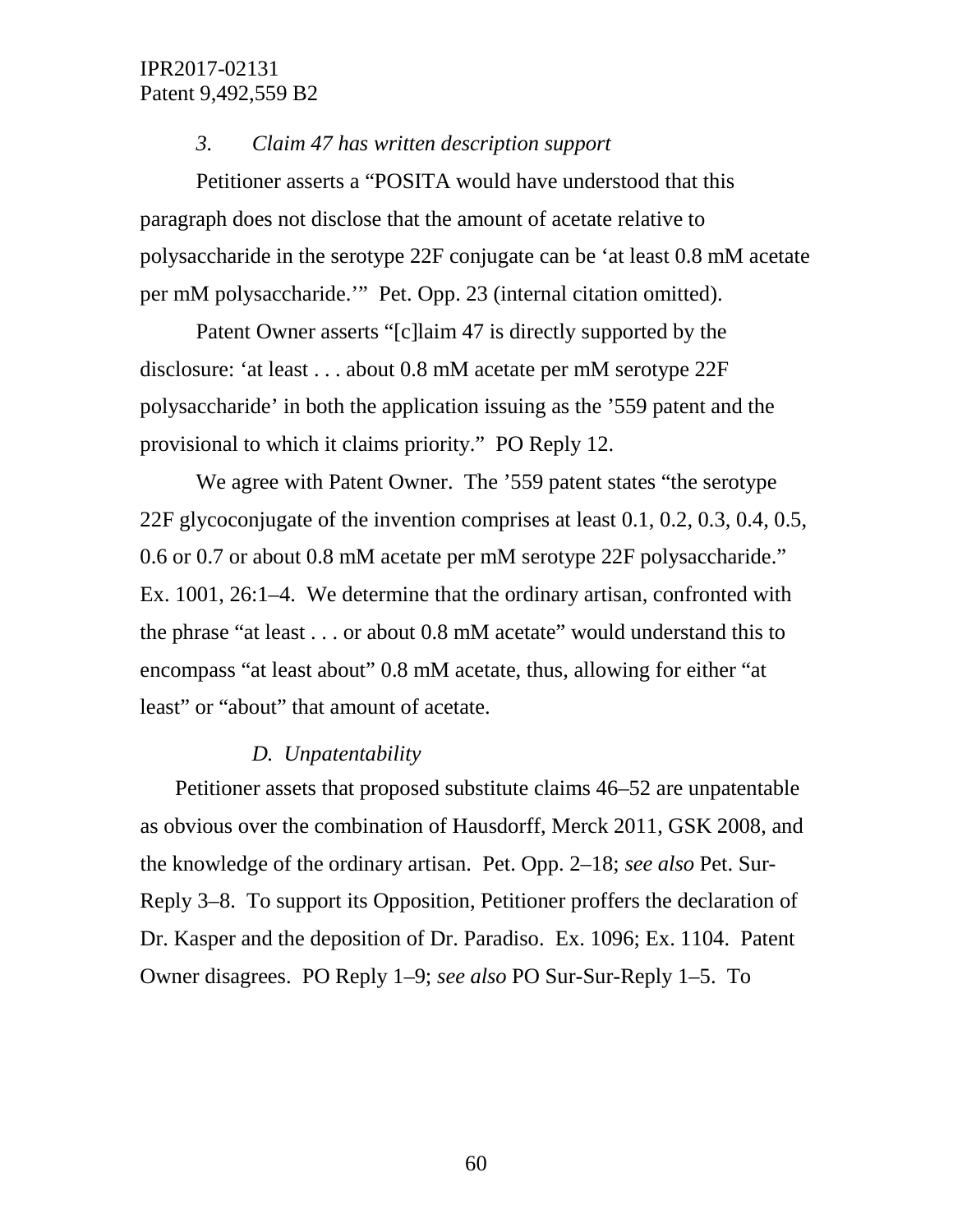*3. Claim 47 has written description support*

Petitioner asserts a "POSITA would have understood that this paragraph does not disclose that the amount of acetate relative to polysaccharide in the serotype 22F conjugate can be 'at least 0.8 mM acetate per mM polysaccharide.'" Pet. Opp. 23 (internal citation omitted).

Patent Owner asserts "[c]laim 47 is directly supported by the disclosure: 'at least . . . about 0.8 mM acetate per mM serotype 22F polysaccharide' in both the application issuing as the '559 patent and the provisional to which it claims priority." PO Reply 12.

We agree with Patent Owner. The '559 patent states "the serotype 22F glycoconjugate of the invention comprises at least 0.1, 0.2, 0.3, 0.4, 0.5, 0.6 or 0.7 or about 0.8 mM acetate per mM serotype 22F polysaccharide." Ex. 1001, 26:1–4. We determine that the ordinary artisan, confronted with the phrase "at least . . . or about 0.8 mM acetate" would understand this to encompass "at least about" 0.8 mM acetate, thus, allowing for either "at least" or "about" that amount of acetate.

*D. Unpatentability*

Petitioner assets that proposed substitute claims 46–52 are unpatentable as obvious over the combination of Hausdorff, Merck 2011, GSK 2008, and the knowledge of the ordinary artisan. Pet. Opp. 2–18; *see also* Pet. Sur-Reply 3–8. To support its Opposition, Petitioner proffers the declaration of Dr. Kasper and the deposition of Dr. Paradiso. Ex. 1096; Ex. 1104. Patent Owner disagrees. PO Reply 1–9; *see also* PO Sur-Sur-Reply 1–5. To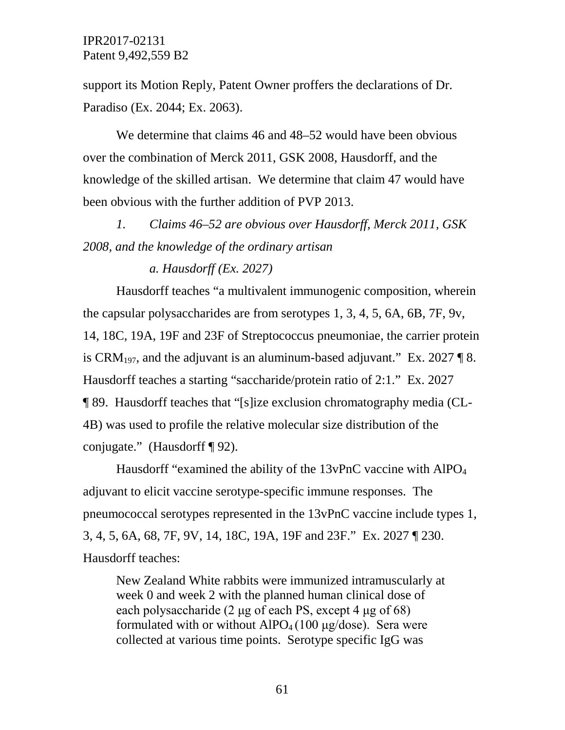support its Motion Reply, Patent Owner proffers the declarations of Dr. Paradiso (Ex. 2044; Ex. 2063).

We determine that claims 46 and 48–52 would have been obvious over the combination of Merck 2011, GSK 2008, Hausdorff, and the knowledge of the skilled artisan. We determine that claim 47 would have been obvious with the further addition of PVP 2013.

*1. Claims 46–52 are obvious over Hausdorff, Merck 2011, GSK 2008, and the knowledge of the ordinary artisan*

*a. Hausdorff (Ex. 2027)*

Hausdorff teaches "a multivalent immunogenic composition, wherein the capsular polysaccharides are from serotypes 1, 3, 4, 5, 6A, 6B, 7F, 9v, 14, 18C, 19A, 19F and 23F of Streptococcus pneumoniae, the carrier protein is $CRM_{197}$, and the adjuvant is an aluminum-based adjuvant." Ex. 2027 ¶ 8. Hausdorff teaches a starting "saccharide/protein ratio of 2:1." Ex. 2027 ¶ 89. Hausdorff teaches that "[s]ize exclusion chromatography media (CL-4B) was used to profile the relative molecular size distribution of the conjugate." (Hausdorff ¶ 92).

Hausdorff "examined the ability of the 13vPnC vaccine with $AlPO_4$ adjuvant to elicit vaccine serotype-specific immune responses. The pneumococcal serotypes represented in the 13vPnC vaccine include types 1, 3, 4, 5, 6A, 68, 7F, 9V, 14, 18C, 19A, 19F and 23F." Ex. 2027 ¶ 230. Hausdorff teaches:

> New Zealand White rabbits were immunized intramuscularly at week 0 and week 2 with the planned human clinical dose of each polysaccharide (2 μg of each PS, except 4 μg of 68) formulated with or without $AlPO_4$ (100 μg/dose). Sera were collected at various time points. Serotype specific IgG was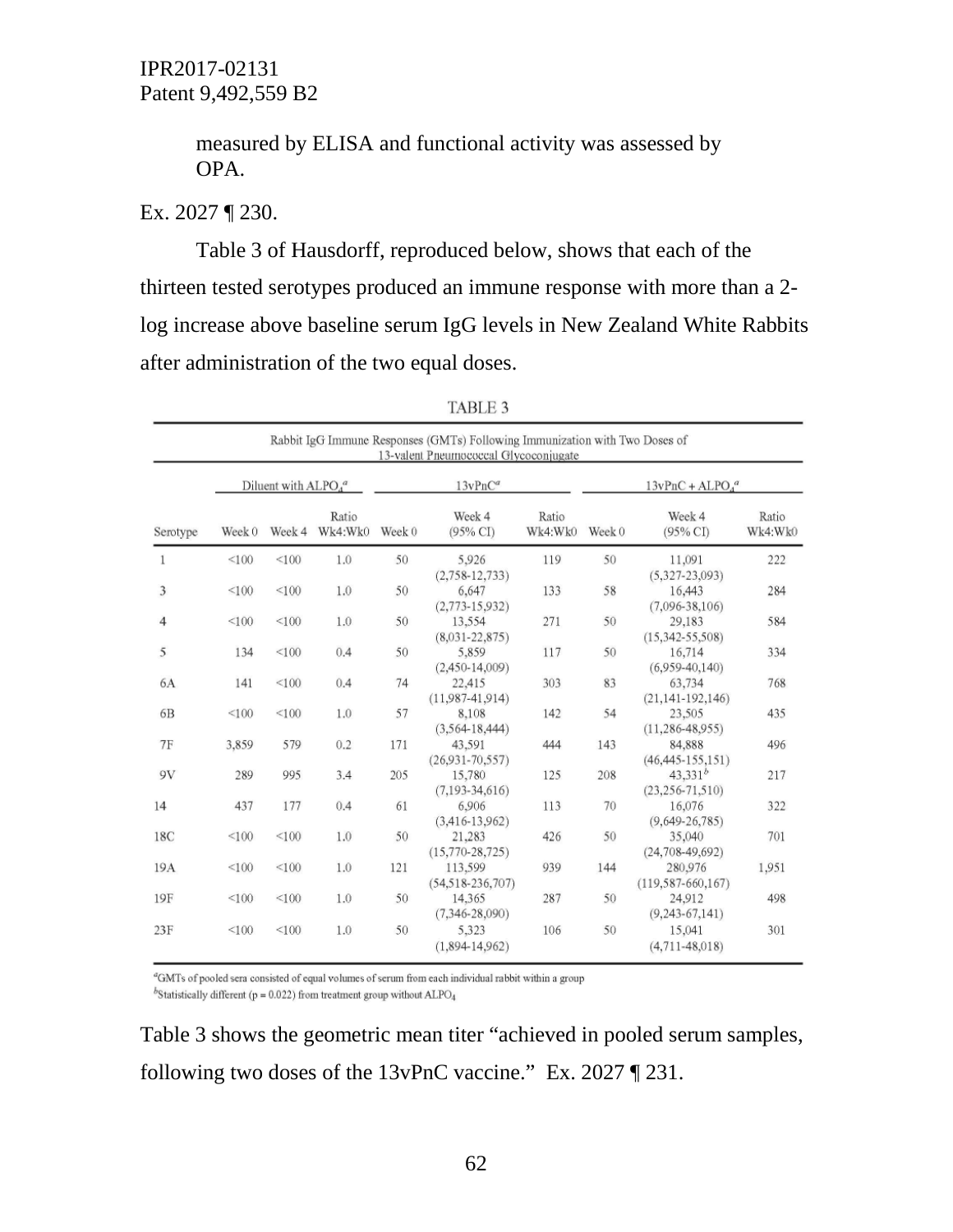measured by ELISA and functional activity was assessed by OPA.

Ex. 2027 ¶ 230.

Table 3 of Hausdorff, reproduced below, shows that each of the thirteen tested serotypes produced an immune response with more than a 2-log increase above baseline serum IgG levels in New Zealand White Rabbits after administration of the two equal doses.

TABLE 3

Rabbit IgG Immune Responses (GMTs) Following Immunization with Two Doses of 13-valent Pneumococcal Glycoconjugate

| | Diluent with $ALPO_4$[a] | | | 13vPnC[a] | | | 13vPnC + $ALPO_4$[a] | | |
|---|---|---|---|---|---|---|---|---|---|
| Serotype | Week 0 | Week 4 | Ratio Wk4:Wk0 | Week 0 | Week 4 (95% CI) | Ratio Wk4:Wk0 | Week 0 | Week 4 (95% CI) | Ratio Wk4:Wk0 |
| 1 | <100 | <100 | 1.0 | 50 | 5,926 (2,758-12,733) | 119 | 50 | 11,091 (5,327-23,093) | 222 |
| 3 | <100 | <100 | 1.0 | 50 | 6,647 (2,773-15,932) | 133 | 58 | 16,443 (7,096-38,106) | 284 |
| 4 | <100 | <100 | 1.0 | 50 | 13,554 (8,031-22,875) | 271 | 50 | 29,183 (15,342-55,508) | 584 |
| 5 | 134 | <100 | 0.4 | 50 | 5,859 (2,450-14,009) | 117 | 50 | 16,714 (6,959-40,140) | 334 |
| 6A | 141 | <100 | 0.4 | 74 | 22,415 (11,987-41,914) | 303 | 83 | 63,734 (21,141-192,146) | 768 |
| 6B | <100 | <100 | 1.0 | 57 | 8,108 (3,564-18,444) | 142 | 54 | 23,505 (11,286-48,955) | 435 |
| 7F | 3,859 | 579 | 0.2 | 171 | 43,591 (26,931-70,557) | 444 | 143 | 84,888 (46,445-155,151) | 496 |
| 9V | 289 | 995 | 3.4 | 205 | 15,780 (7,193-34,616) | 125 | 208 | 43,331[b] (23,256-71,510) | 217 |
| 14 | 437 | 177 | 0.4 | 61 | 6,906 (3,416-13,962) | 113 | 70 | 16,076 (9,649-26,785) | 322 |
| 18C | <100 | <100 | 1.0 | 50 | 21,283 (15,770-28,725) | 426 | 50 | 35,040 (24,708-49,692) | 701 |
| 19A | <100 | <100 | 1.0 | 121 | 113,599 (54,518-236,707) | 939 | 144 | 280,976 (119,587-660,167) | 1,951 |
| 19F | <100 | <100 | 1.0 | 50 | 14,365 (7,346-28,090) | 287 | 50 | 24,912 (9,243-67,141) | 498 |
| 23F | <100 | <100 | 1.0 | 50 | 5,323 (1,894-14,962) | 106 | 50 | 15,041 (4,711-48,018) | 301 |

[a]GMTs of pooled sera consisted of equal volumes of serum from each individual rabbit within a group

[b]Statistically different (p = 0.022) from treatment group without $ALPO_4$

Table 3 shows the geometric mean titer "achieved in pooled serum samples, following two doses of the 13vPnC vaccine." Ex. 2027 ¶ 231.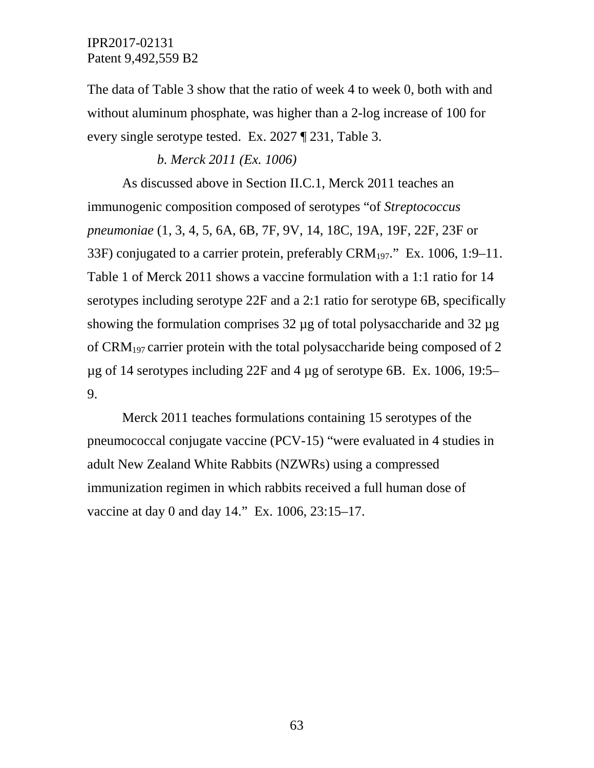The data of Table 3 show that the ratio of week 4 to week 0, both with and without aluminum phosphate, was higher than a 2-log increase of 100 for every single serotype tested. Ex. 2027 ¶ 231, Table 3.

*b. Merck 2011 (Ex. 1006)*

As discussed above in Section II.C.1, Merck 2011 teaches an immunogenic composition composed of serotypes "of *Streptococcus pneumoniae* (1, 3, 4, 5, 6A, 6B, 7F, 9V, 14, 18C, 19A, 19F, 22F, 23F or 33F) conjugated to a carrier protein, preferably $CRM_{197}$." Ex. 1006, 1:9–11. Table 1 of Merck 2011 shows a vaccine formulation with a 1:1 ratio for 14 serotypes including serotype 22F and a 2:1 ratio for serotype 6B, specifically showing the formulation comprises 32 µg of total polysaccharide and 32 µg of $CRM_{197}$ carrier protein with the total polysaccharide being composed of 2 µg of 14 serotypes including 22F and 4 µg of serotype 6B. Ex. 1006, 19:5–9.

Merck 2011 teaches formulations containing 15 serotypes of the pneumococcal conjugate vaccine (PCV-15) "were evaluated in 4 studies in adult New Zealand White Rabbits (NZWRs) using a compressed immunization regimen in which rabbits received a full human dose of vaccine at day 0 and day 14." Ex. 1006, 23:15–17.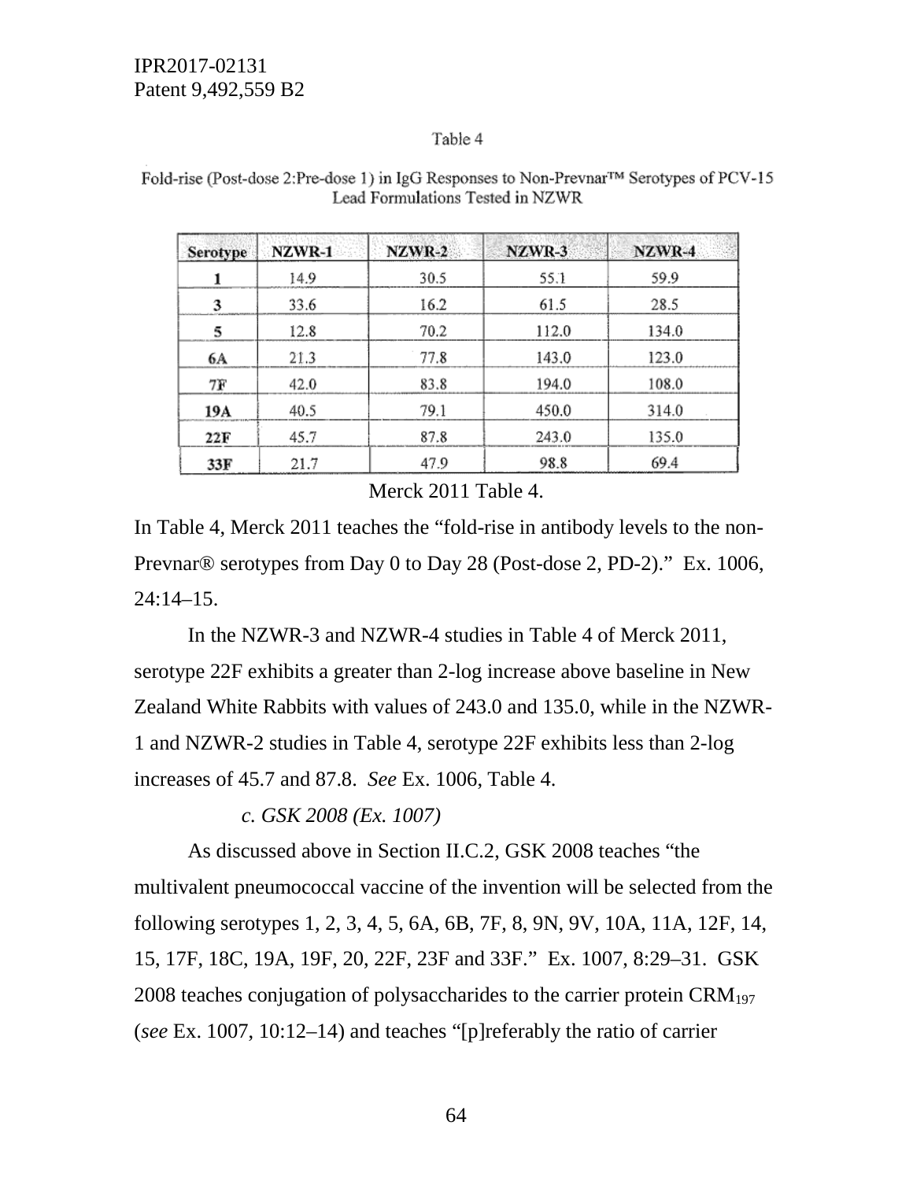Table 4

Fold-rise (Post-dose 2:Pre-dose 1) in IgG Responses to Non-Prevnar™ Serotypes of PCV-15 Lead Formulations Tested in NZWR

| Serotype | NZWR-1 | NZWR-2 | NZWR-3 | NZWR-4 |
|---|---|---|---|---|
| 1 | 14.9 | 30.5 | 55.1 | 59.9 |
| 3 | 33.6 | 16.2 | 61.5 | 28.5 |
| 5 | 12.8 | 70.2 | 112.0 | 134.0 |
| 6A | 21.3 | 77.8 | 143.0 | 123.0 |
| 7F | 42.0 | 83.8 | 194.0 | 108.0 |
| 19A | 40.5 | 79.1 | 450.0 | 314.0 |
| 22F | 45.7 | 87.8 | 243.0 | 135.0 |
| 33F | 21.7 | 47.9 | 98.8 | 69.4 |

Merck 2011 Table 4.

In Table 4, Merck 2011 teaches the "fold-rise in antibody levels to the non-Prevnar® serotypes from Day 0 to Day 28 (Post-dose 2, PD-2)." Ex. 1006, 24:14–15.

In the NZWR-3 and NZWR-4 studies in Table 4 of Merck 2011, serotype 22F exhibits a greater than 2-log increase above baseline in New Zealand White Rabbits with values of 243.0 and 135.0, while in the NZWR-1 and NZWR-2 studies in Table 4, serotype 22F exhibits less than 2-log increases of 45.7 and 87.8. *See* Ex. 1006, Table 4.

*c. GSK 2008 (Ex. 1007)*

As discussed above in Section II.C.2, GSK 2008 teaches "the multivalent pneumococcal vaccine of the invention will be selected from the following serotypes 1, 2, 3, 4, 5, 6A, 6B, 7F, 8, 9N, 9V, 10A, 11A, 12F, 14, 15, 17F, 18C, 19A, 19F, 20, 22F, 23F and 33F." Ex. 1007, 8:29–31. GSK 2008 teaches conjugation of polysaccharides to the carrier protein $CRM_{197}$ (*see* Ex. 1007, 10:12–14) and teaches "[p]referably the ratio of carrier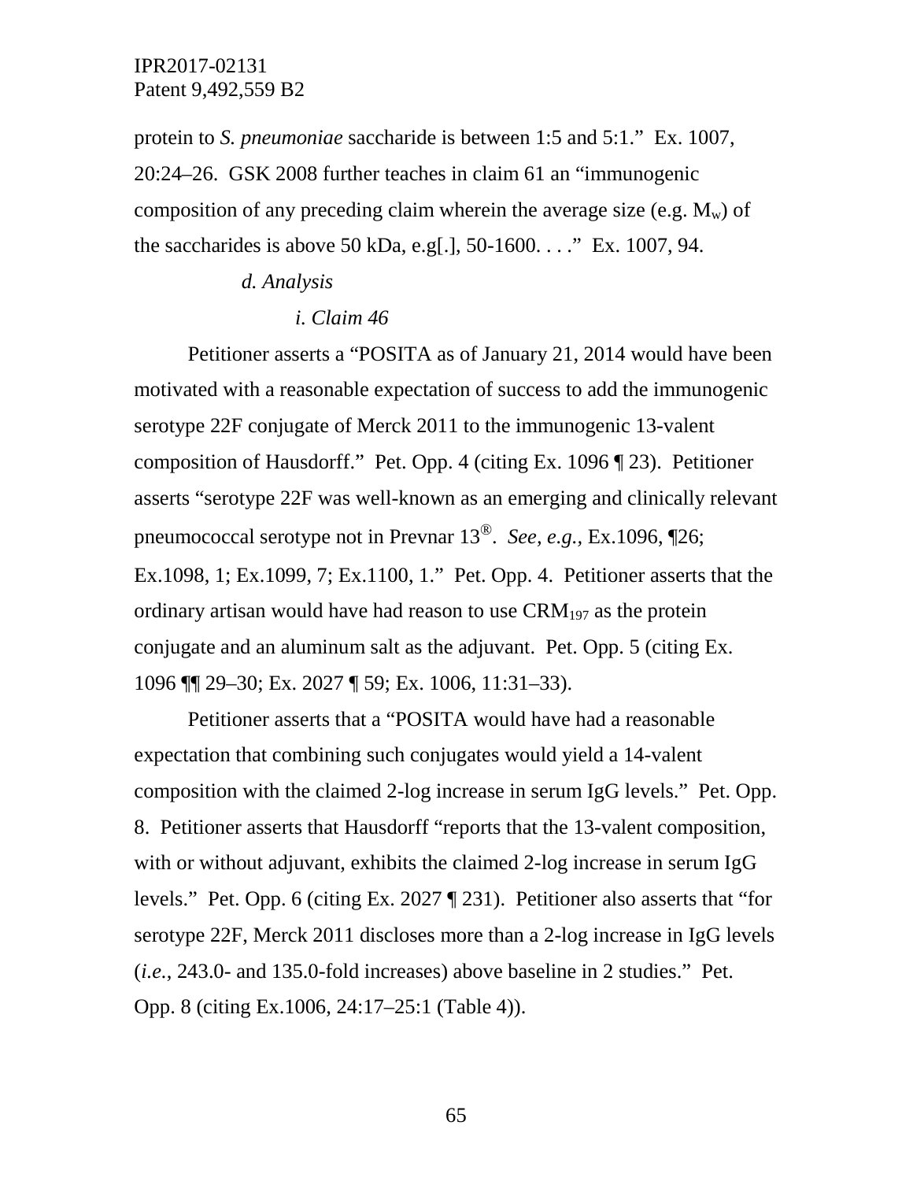protein to *S. pneumoniae* saccharide is between 1:5 and 5:1." Ex. 1007, 20:24–26. GSK 2008 further teaches in claim 61 an "immunogenic composition of any preceding claim wherein the average size (e.g. $M_w$) of the saccharides is above 50 kDa, e.g[.], 50-1600. . . ." Ex. 1007, 94.

*d. Analysis*

*i. Claim 46*

Petitioner asserts a "POSITA as of January 21, 2014 would have been motivated with a reasonable expectation of success to add the immunogenic serotype 22F conjugate of Merck 2011 to the immunogenic 13-valent composition of Hausdorff." Pet. Opp. 4 (citing Ex. 1096 ¶ 23). Petitioner asserts "serotype 22F was well-known as an emerging and clinically relevant pneumococcal serotype not in Prevnar 13®. *See, e.g.,* Ex.1096, ¶26; Ex.1098, 1; Ex.1099, 7; Ex.1100, 1." Pet. Opp. 4. Petitioner asserts that the ordinary artisan would have had reason to use $CRM_{197}$ as the protein conjugate and an aluminum salt as the adjuvant. Pet. Opp. 5 (citing Ex. 1096 ¶¶ 29–30; Ex. 2027 ¶ 59; Ex. 1006, 11:31–33).

Petitioner asserts that a "POSITA would have had a reasonable expectation that combining such conjugates would yield a 14-valent composition with the claimed 2-log increase in serum IgG levels." Pet. Opp. 8. Petitioner asserts that Hausdorff "reports that the 13-valent composition, with or without adjuvant, exhibits the claimed 2-log increase in serum IgG levels." Pet. Opp. 6 (citing Ex. 2027 ¶ 231). Petitioner also asserts that "for serotype 22F, Merck 2011 discloses more than a 2-log increase in IgG levels (*i.e.*, 243.0- and 135.0-fold increases) above baseline in 2 studies." Pet. Opp. 8 (citing Ex.1006, 24:17–25:1 (Table 4)).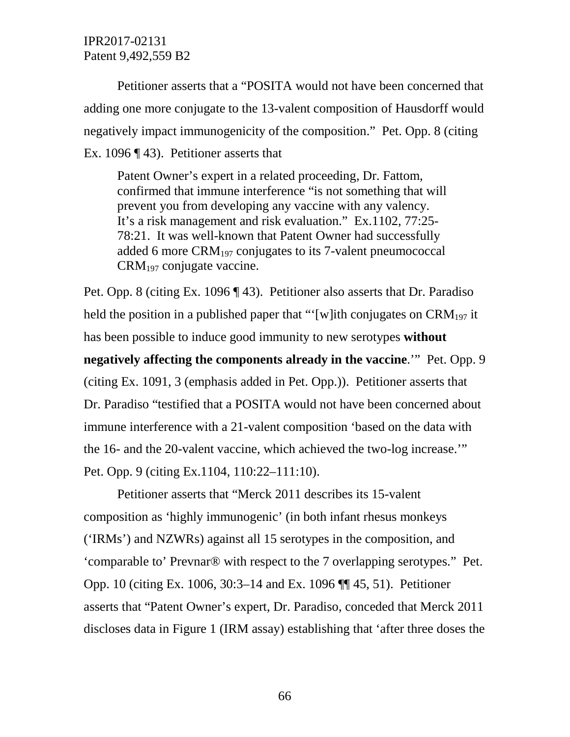Petitioner asserts that a "POSITA would not have been concerned that adding one more conjugate to the 13-valent composition of Hausdorff would negatively impact immunogenicity of the composition." Pet. Opp. 8 (citing Ex. 1096 ¶ 43). Petitioner asserts that

> Patent Owner's expert in a related proceeding, Dr. Fattom, confirmed that immune interference "is not something that will prevent you from developing any vaccine with any valency. It's a risk management and risk evaluation." Ex.1102, 77:25-78:21. It was well-known that Patent Owner had successfully added 6 more $CRM_{197}$ conjugates to its 7-valent pneumococcal $CRM_{197}$ conjugate vaccine.

Pet. Opp. 8 (citing Ex. 1096 ¶ 43). Petitioner also asserts that Dr. Paradiso held the position in a published paper that "'[w]ith conjugates on $CRM_{197}$ it has been possible to induce good immunity to new serotypes **without negatively affecting the components already in the vaccine**.'" Pet. Opp. 9 (citing Ex. 1091, 3 (emphasis added in Pet. Opp.)). Petitioner asserts that Dr. Paradiso "testified that a POSITA would not have been concerned about immune interference with a 21-valent composition 'based on the data with the 16- and the 20-valent vaccine, which achieved the two-log increase.'" Pet. Opp. 9 (citing Ex.1104, 110:22–111:10).

Petitioner asserts that "Merck 2011 describes its 15-valent composition as 'highly immunogenic' (in both infant rhesus monkeys ('IRMs') and NZWRs) against all 15 serotypes in the composition, and 'comparable to' Prevnar® with respect to the 7 overlapping serotypes." Pet. Opp. 10 (citing Ex. 1006, 30:3–14 and Ex. 1096 ¶¶ 45, 51). Petitioner asserts that "Patent Owner's expert, Dr. Paradiso, conceded that Merck 2011 discloses data in Figure 1 (IRM assay) establishing that 'after three doses the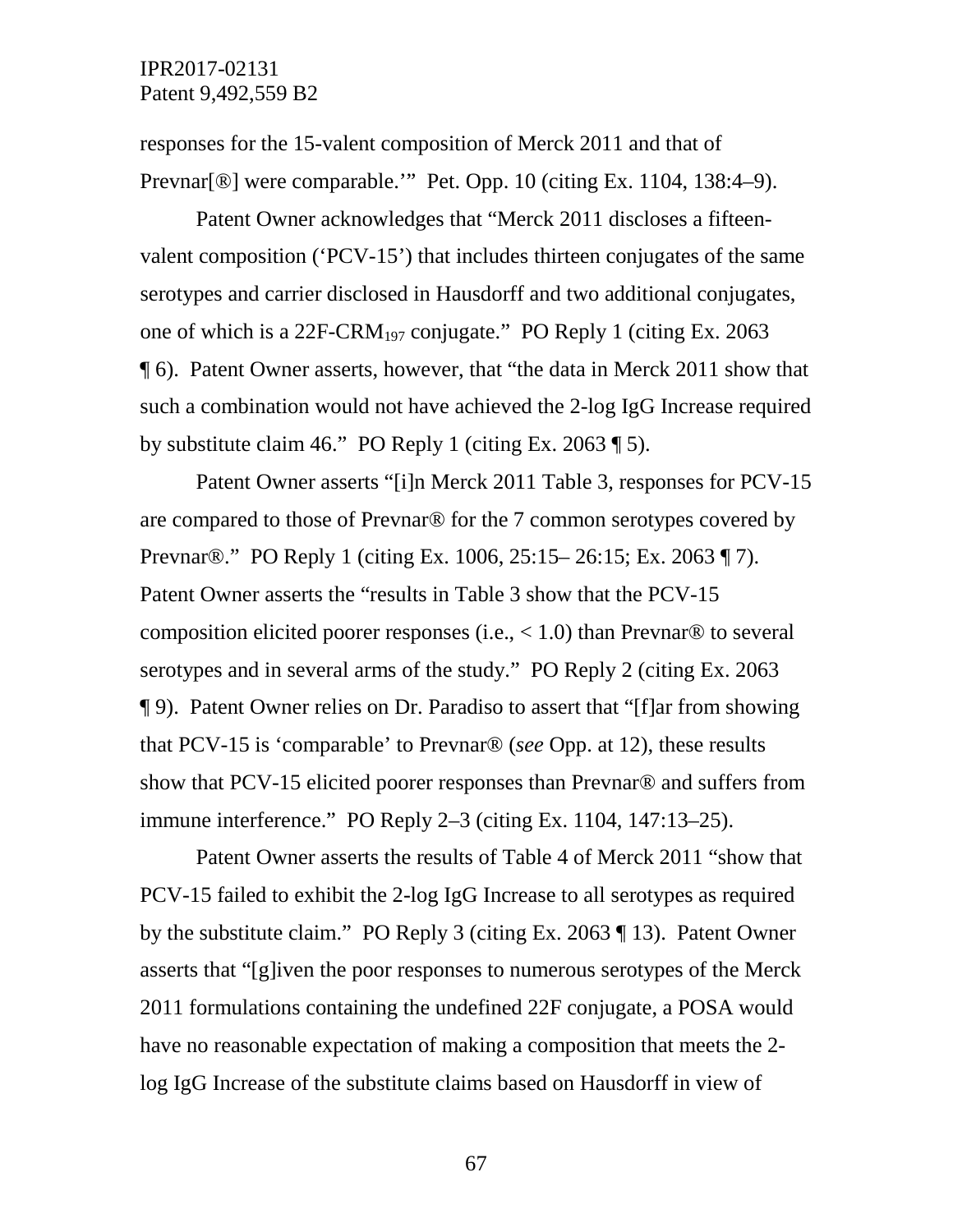responses for the 15-valent composition of Merck 2011 and that of Prevnar[®] were comparable.'" Pet. Opp. 10 (citing Ex. 1104, 138:4–9).

Patent Owner acknowledges that "Merck 2011 discloses a fifteen-valent composition ('PCV-15') that includes thirteen conjugates of the same serotypes and carrier disclosed in Hausdorff and two additional conjugates, one of which is a 22F-$CRM_{197}$ conjugate." PO Reply 1 (citing Ex. 2063 ¶ 6). Patent Owner asserts, however, that "the data in Merck 2011 show that such a combination would not have achieved the 2-log IgG Increase required by substitute claim 46." PO Reply 1 (citing Ex. 2063 ¶ 5).

Patent Owner asserts "[i]n Merck 2011 Table 3, responses for PCV-15 are compared to those of Prevnar® for the 7 common serotypes covered by Prevnar®." PO Reply 1 (citing Ex. 1006, 25:15– 26:15; Ex. 2063 ¶ 7). Patent Owner asserts the "results in Table 3 show that the PCV-15 composition elicited poorer responses (i.e., < 1.0) than Prevnar® to several serotypes and in several arms of the study." PO Reply 2 (citing Ex. 2063 ¶ 9). Patent Owner relies on Dr. Paradiso to assert that "[f]ar from showing that PCV-15 is 'comparable' to Prevnar® (*see* Opp. at 12), these results show that PCV-15 elicited poorer responses than Prevnar® and suffers from immune interference." PO Reply 2–3 (citing Ex. 1104, 147:13–25).

Patent Owner asserts the results of Table 4 of Merck 2011 "show that PCV-15 failed to exhibit the 2-log IgG Increase to all serotypes as required by the substitute claim." PO Reply 3 (citing Ex. 2063 ¶ 13). Patent Owner asserts that "[g]iven the poor responses to numerous serotypes of the Merck 2011 formulations containing the undefined 22F conjugate, a POSA would have no reasonable expectation of making a composition that meets the 2-log IgG Increase of the substitute claims based on Hausdorff in view of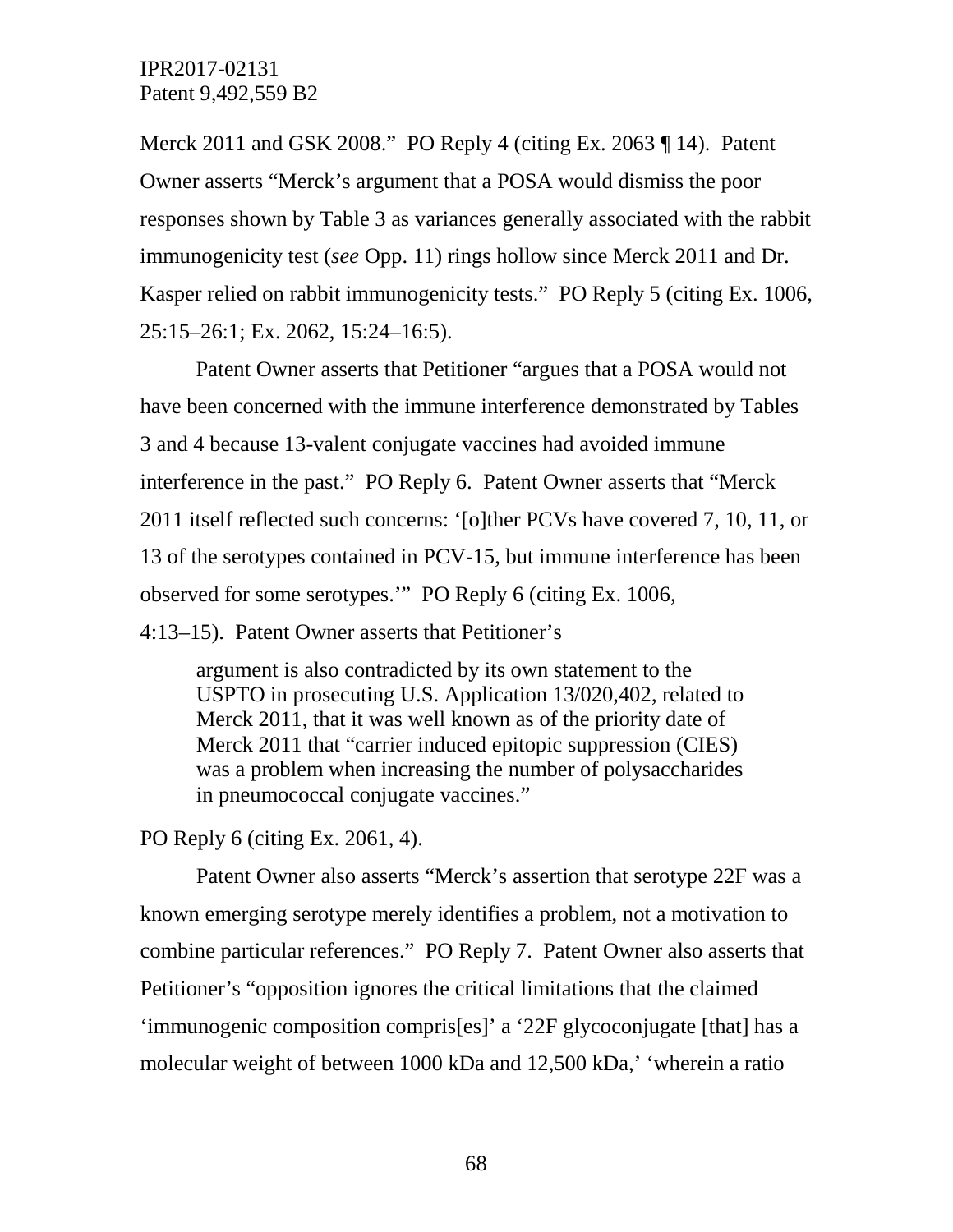Merck 2011 and GSK 2008." PO Reply 4 (citing Ex. 2063 ¶ 14). Patent Owner asserts "Merck's argument that a POSA would dismiss the poor responses shown by Table 3 as variances generally associated with the rabbit immunogenicity test (*see* Opp. 11) rings hollow since Merck 2011 and Dr. Kasper relied on rabbit immunogenicity tests." PO Reply 5 (citing Ex. 1006, 25:15–26:1; Ex. 2062, 15:24–16:5).

Patent Owner asserts that Petitioner "argues that a POSA would not have been concerned with the immune interference demonstrated by Tables 3 and 4 because 13-valent conjugate vaccines had avoided immune interference in the past." PO Reply 6. Patent Owner asserts that "Merck 2011 itself reflected such concerns: '[o]ther PCVs have covered 7, 10, 11, or 13 of the serotypes contained in PCV-15, but immune interference has been observed for some serotypes.'" PO Reply 6 (citing Ex. 1006, 4:13–15). Patent Owner asserts that Petitioner's

> argument is also contradicted by its own statement to the USPTO in prosecuting U.S. Application 13/020,402, related to Merck 2011, that it was well known as of the priority date of Merck 2011 that "carrier induced epitopic suppression (CIES) was a problem when increasing the number of polysaccharides in pneumococcal conjugate vaccines."

PO Reply 6 (citing Ex. 2061, 4).

Patent Owner also asserts "Merck's assertion that serotype 22F was a known emerging serotype merely identifies a problem, not a motivation to combine particular references." PO Reply 7. Patent Owner also asserts that Petitioner's "opposition ignores the critical limitations that the claimed 'immunogenic composition compris[es]' a '22F glycoconjugate [that] has a molecular weight of between 1000 kDa and 12,500 kDa,' 'wherein a ratio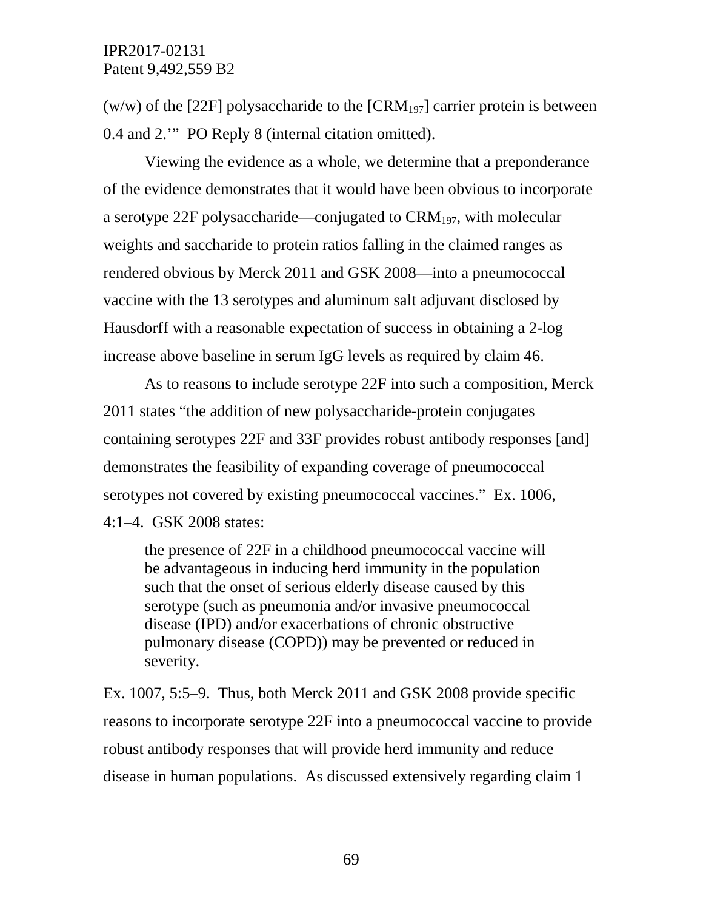(w/w) of the [22F] polysaccharide to the [$CRM_{197}$] carrier protein is between 0.4 and 2.'" PO Reply 8 (internal citation omitted).

Viewing the evidence as a whole, we determine that a preponderance of the evidence demonstrates that it would have been obvious to incorporate a serotype 22F polysaccharide—conjugated to $CRM_{197}$, with molecular weights and saccharide to protein ratios falling in the claimed ranges as rendered obvious by Merck 2011 and GSK 2008—into a pneumococcal vaccine with the 13 serotypes and aluminum salt adjuvant disclosed by Hausdorff with a reasonable expectation of success in obtaining a 2-log increase above baseline in serum IgG levels as required by claim 46.

As to reasons to include serotype 22F into such a composition, Merck 2011 states "the addition of new polysaccharide-protein conjugates containing serotypes 22F and 33F provides robust antibody responses [and] demonstrates the feasibility of expanding coverage of pneumococcal serotypes not covered by existing pneumococcal vaccines." Ex. 1006, 4:1–4. GSK 2008 states:

> the presence of 22F in a childhood pneumococcal vaccine will be advantageous in inducing herd immunity in the population such that the onset of serious elderly disease caused by this serotype (such as pneumonia and/or invasive pneumococcal disease (IPD) and/or exacerbations of chronic obstructive pulmonary disease (COPD)) may be prevented or reduced in severity.

Ex. 1007, 5:5–9. Thus, both Merck 2011 and GSK 2008 provide specific reasons to incorporate serotype 22F into a pneumococcal vaccine to provide robust antibody responses that will provide herd immunity and reduce disease in human populations. As discussed extensively regarding claim 1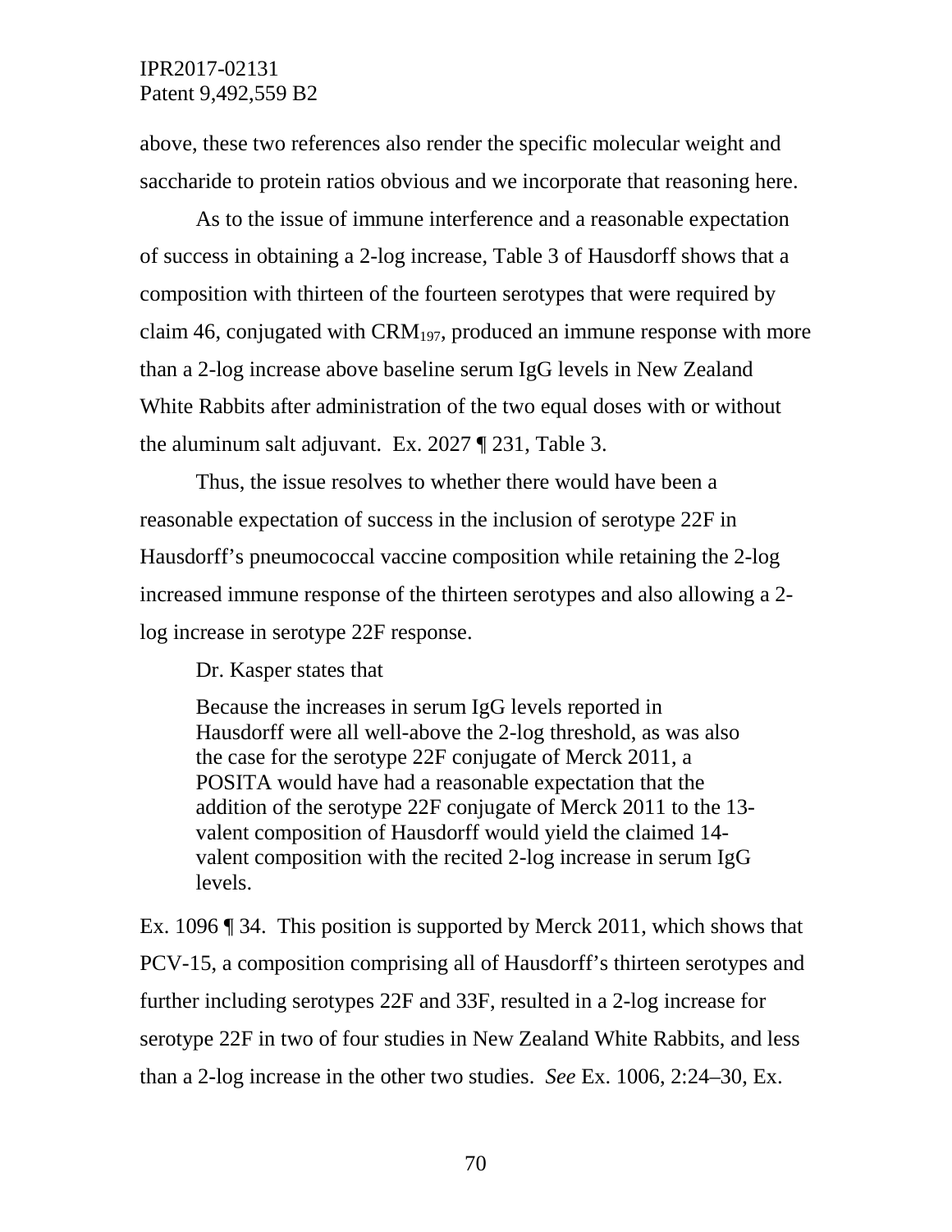above, these two references also render the specific molecular weight and saccharide to protein ratios obvious and we incorporate that reasoning here.

As to the issue of immune interference and a reasonable expectation of success in obtaining a 2-log increase, Table 3 of Hausdorff shows that a composition with thirteen of the fourteen serotypes that were required by claim 46, conjugated with $CRM_{197}$, produced an immune response with more than a 2-log increase above baseline serum IgG levels in New Zealand White Rabbits after administration of the two equal doses with or without the aluminum salt adjuvant. Ex. 2027 ¶ 231, Table 3.

Thus, the issue resolves to whether there would have been a reasonable expectation of success in the inclusion of serotype 22F in Hausdorff's pneumococcal vaccine composition while retaining the 2-log increased immune response of the thirteen serotypes and also allowing a 2-log increase in serotype 22F response.

Dr. Kasper states that

> Because the increases in serum IgG levels reported in Hausdorff were all well-above the 2-log threshold, as was also the case for the serotype 22F conjugate of Merck 2011, a POSITA would have had a reasonable expectation that the addition of the serotype 22F conjugate of Merck 2011 to the 13-valent composition of Hausdorff would yield the claimed 14-valent composition with the recited 2-log increase in serum IgG levels.

Ex. 1096 ¶ 34. This position is supported by Merck 2011, which shows that PCV-15, a composition comprising all of Hausdorff's thirteen serotypes and further including serotypes 22F and 33F, resulted in a 2-log increase for serotype 22F in two of four studies in New Zealand White Rabbits, and less than a 2-log increase in the other two studies. *See* Ex. 1006, 2:24–30, Ex.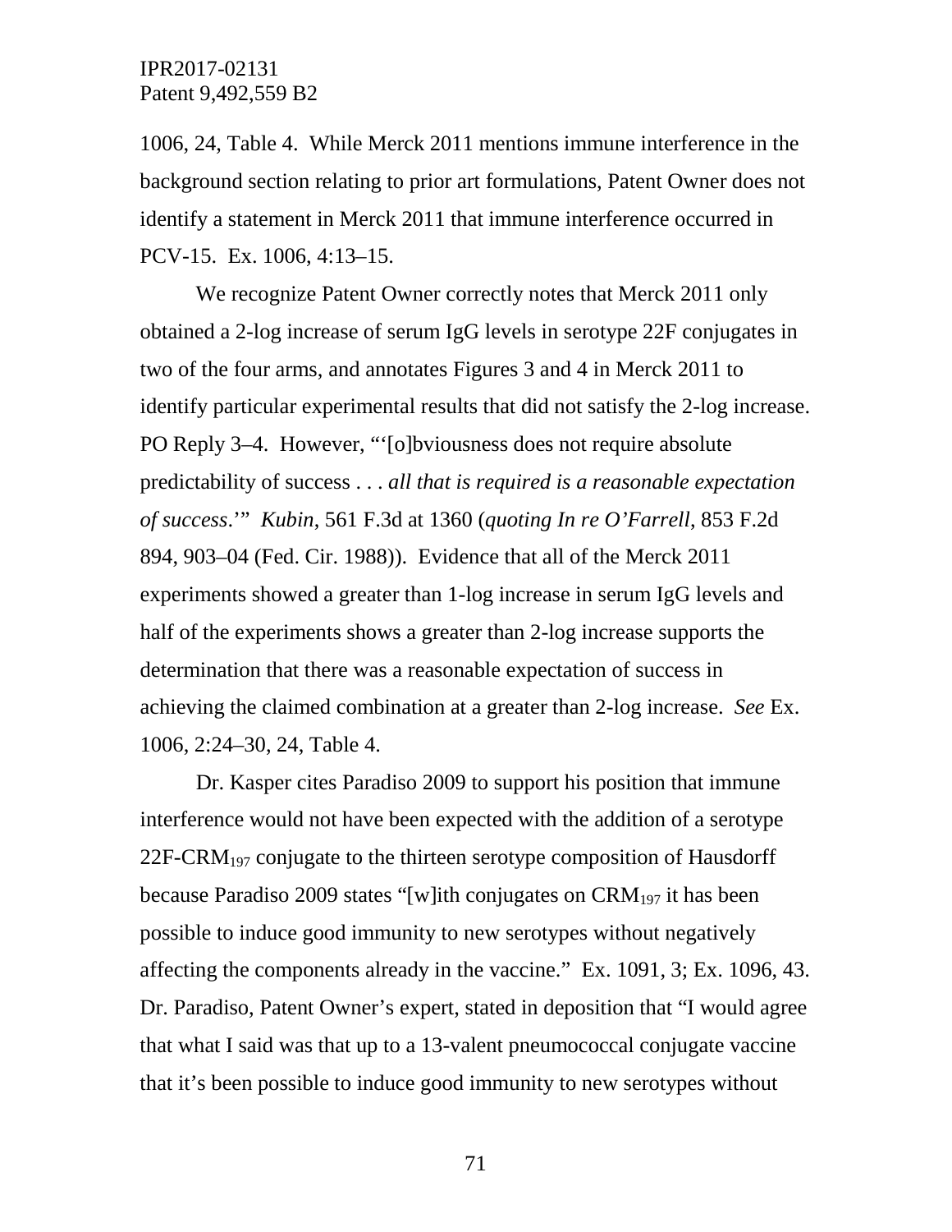1006, 24, Table 4. While Merck 2011 mentions immune interference in the background section relating to prior art formulations, Patent Owner does not identify a statement in Merck 2011 that immune interference occurred in PCV-15. Ex. 1006, 4:13–15.

We recognize Patent Owner correctly notes that Merck 2011 only obtained a 2-log increase of serum IgG levels in serotype 22F conjugates in two of the four arms, and annotates Figures 3 and 4 in Merck 2011 to identify particular experimental results that did not satisfy the 2-log increase. PO Reply 3–4. However, "'[o]bviousness does not require absolute predictability of success . . . *all that is required is a reasonable expectation of success*.'" *Kubin*, 561 F.3d at 1360 (*quoting In re O'Farrell*, 853 F.2d 894, 903–04 (Fed. Cir. 1988)). Evidence that all of the Merck 2011 experiments showed a greater than 1-log increase in serum IgG levels and half of the experiments shows a greater than 2-log increase supports the determination that there was a reasonable expectation of success in achieving the claimed combination at a greater than 2-log increase. *See* Ex. 1006, 2:24–30, 24, Table 4.

Dr. Kasper cites Paradiso 2009 to support his position that immune interference would not have been expected with the addition of a serotype 22F-$CRM_{197}$ conjugate to the thirteen serotype composition of Hausdorff because Paradiso 2009 states "[w]ith conjugates on $CRM_{197}$ it has been possible to induce good immunity to new serotypes without negatively affecting the components already in the vaccine." Ex. 1091, 3; Ex. 1096, 43. Dr. Paradiso, Patent Owner's expert, stated in deposition that "I would agree that what I said was that up to a 13-valent pneumococcal conjugate vaccine that it's been possible to induce good immunity to new serotypes without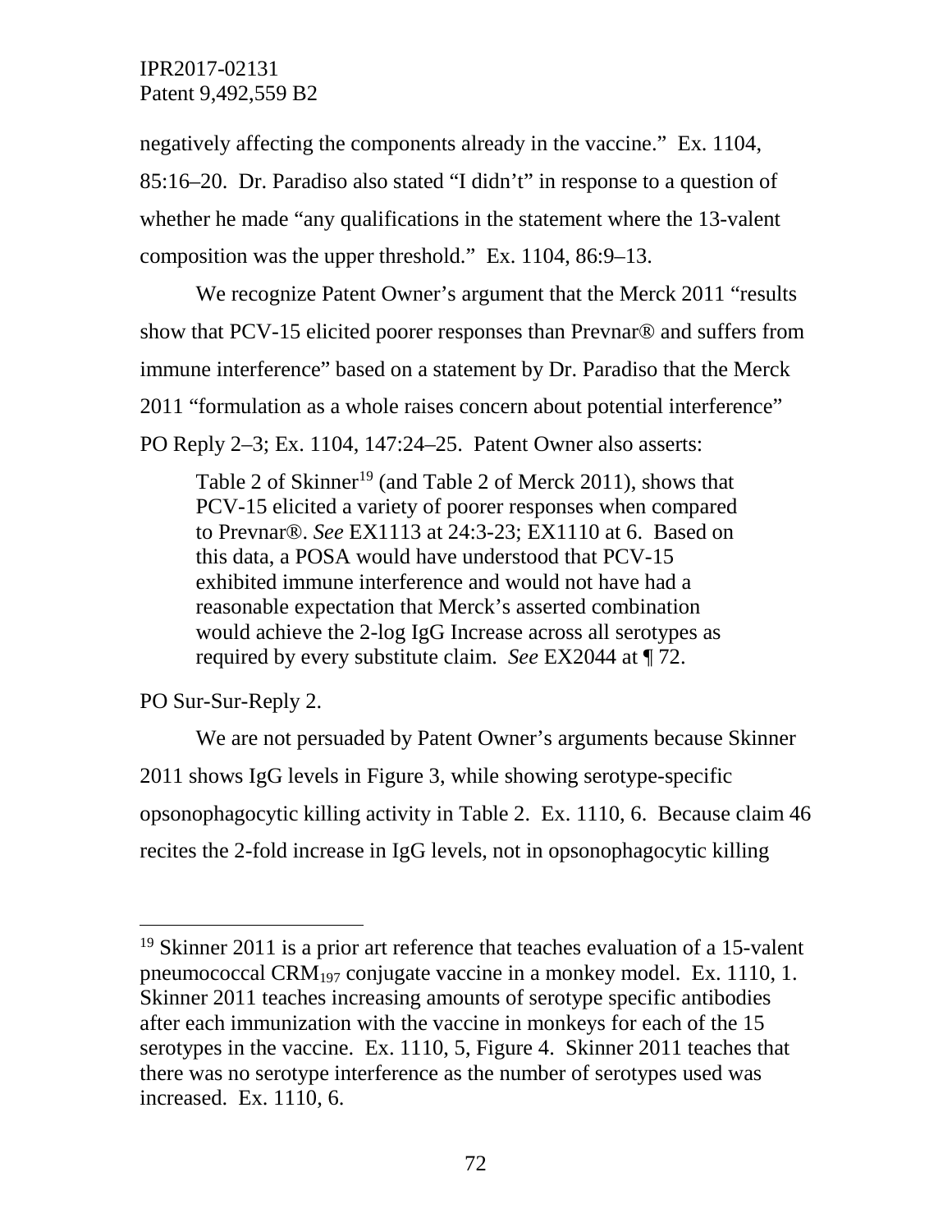negatively affecting the components already in the vaccine." Ex. 1104, 85:16–20. Dr. Paradiso also stated "I didn't" in response to a question of whether he made "any qualifications in the statement where the 13-valent composition was the upper threshold." Ex. 1104, 86:9–13.

We recognize Patent Owner's argument that the Merck 2011 "results show that PCV-15 elicited poorer responses than Prevnar® and suffers from immune interference" based on a statement by Dr. Paradiso that the Merck 2011 "formulation as a whole raises concern about potential interference" PO Reply 2–3; Ex. 1104, 147:24–25. Patent Owner also asserts:

> Table 2 of Skinner[19] (and Table 2 of Merck 2011), shows that PCV-15 elicited a variety of poorer responses when compared to Prevnar®. *See* EX1113 at 24:3-23; EX1110 at 6. Based on this data, a POSA would have understood that PCV-15 exhibited immune interference and would not have had a reasonable expectation that Merck's asserted combination would achieve the 2-log IgG Increase across all serotypes as required by every substitute claim. *See* EX2044 at ¶ 72.

PO Sur-Sur-Reply 2.

We are not persuaded by Patent Owner's arguments because Skinner 2011 shows IgG levels in Figure 3, while showing serotype-specific opsonophagocytic killing activity in Table 2. Ex. 1110, 6. Because claim 46 recites the 2-fold increase in IgG levels, not in opsonophagocytic killing

[19] Skinner 2011 is a prior art reference that teaches evaluation of a 15-valent pneumococcal $CRM_{197}$ conjugate vaccine in a monkey model. Ex. 1110, 1. Skinner 2011 teaches increasing amounts of serotype specific antibodies after each immunization with the vaccine in monkeys for each of the 15 serotypes in the vaccine. Ex. 1110, 5, Figure 4. Skinner 2011 teaches that there was no serotype interference as the number of serotypes used was increased. Ex. 1110, 6.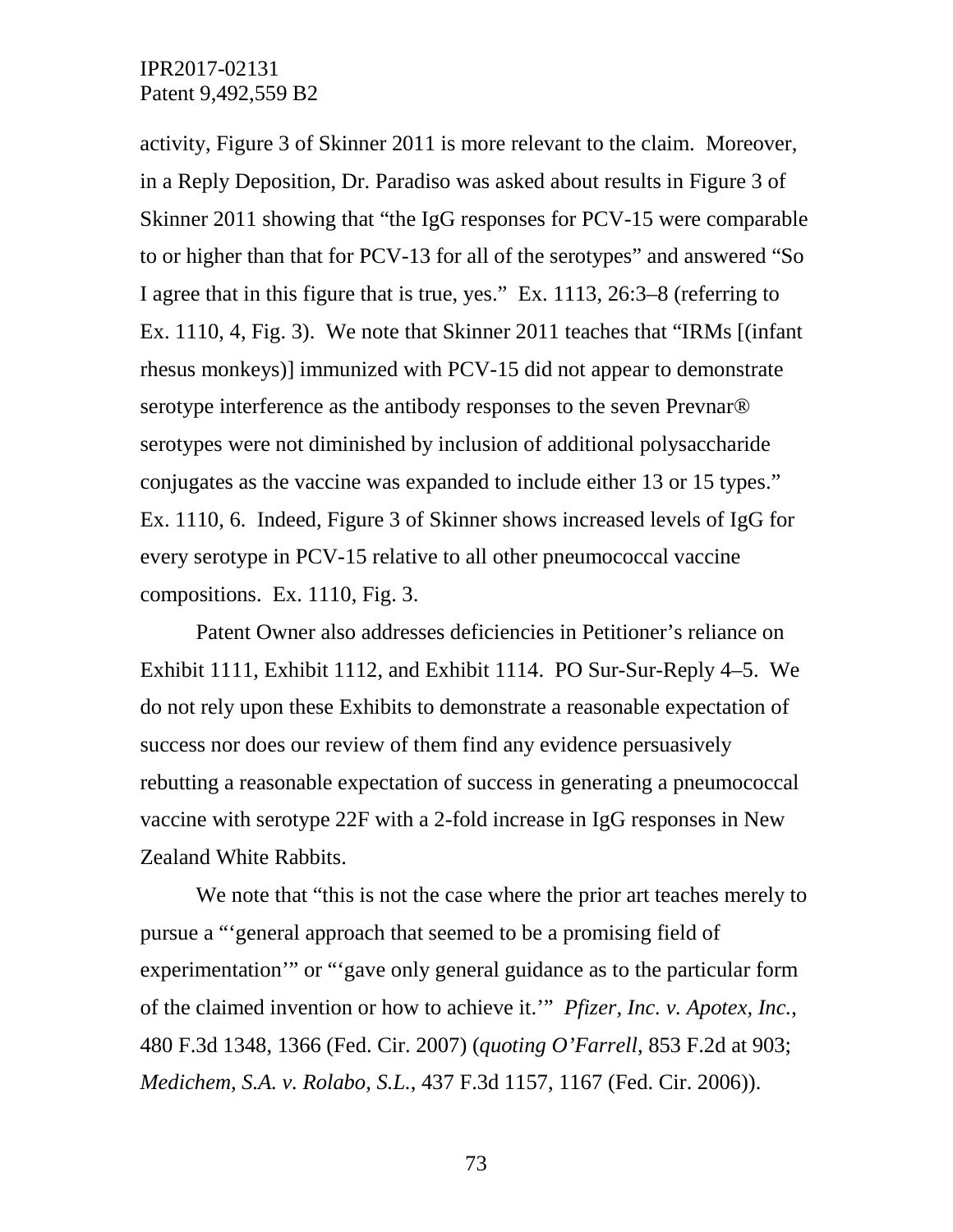activity, Figure 3 of Skinner 2011 is more relevant to the claim. Moreover, in a Reply Deposition, Dr. Paradiso was asked about results in Figure 3 of Skinner 2011 showing that "the IgG responses for PCV-15 were comparable to or higher than that for PCV-13 for all of the serotypes" and answered "So I agree that in this figure that is true, yes." Ex. 1113, 26:3–8 (referring to Ex. 1110, 4, Fig. 3). We note that Skinner 2011 teaches that "IRMs [(infant rhesus monkeys)] immunized with PCV-15 did not appear to demonstrate serotype interference as the antibody responses to the seven Prevnar® serotypes were not diminished by inclusion of additional polysaccharide conjugates as the vaccine was expanded to include either 13 or 15 types." Ex. 1110, 6. Indeed, Figure 3 of Skinner shows increased levels of IgG for every serotype in PCV-15 relative to all other pneumococcal vaccine compositions. Ex. 1110, Fig. 3.

Patent Owner also addresses deficiencies in Petitioner's reliance on Exhibit 1111, Exhibit 1112, and Exhibit 1114. PO Sur-Sur-Reply 4–5. We do not rely upon these Exhibits to demonstrate a reasonable expectation of success nor does our review of them find any evidence persuasively rebutting a reasonable expectation of success in generating a pneumococcal vaccine with serotype 22F with a 2-fold increase in IgG responses in New Zealand White Rabbits.

We note that "this is not the case where the prior art teaches merely to pursue a "'general approach that seemed to be a promising field of experimentation'" or "'gave only general guidance as to the particular form of the claimed invention or how to achieve it.'" *Pfizer, Inc. v. Apotex, Inc.*, 480 F.3d 1348, 1366 (Fed. Cir. 2007) (*quoting O'Farrell*, 853 F.2d at 903; *Medichem, S.A. v. Rolabo, S.L.*, 437 F.3d 1157, 1167 (Fed. Cir. 2006)).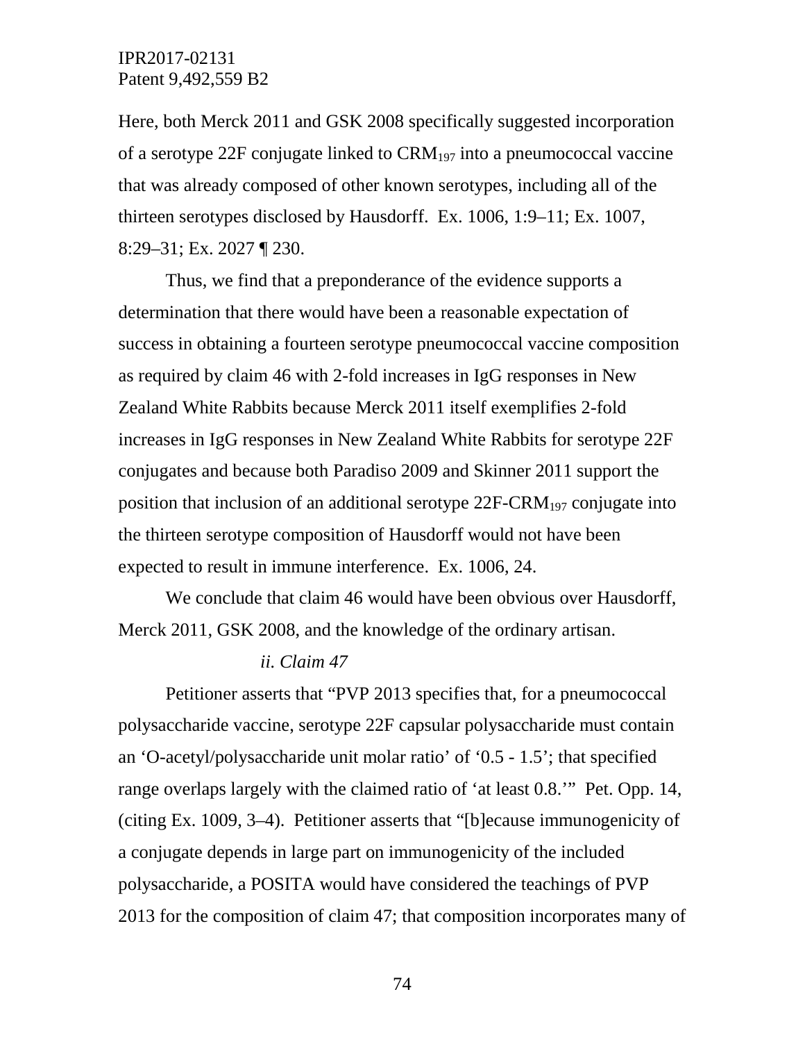Here, both Merck 2011 and GSK 2008 specifically suggested incorporation of a serotype 22F conjugate linked to $CRM_{197}$ into a pneumococcal vaccine that was already composed of other known serotypes, including all of the thirteen serotypes disclosed by Hausdorff. Ex. 1006, 1:9–11; Ex. 1007, 8:29–31; Ex. 2027 ¶ 230.

Thus, we find that a preponderance of the evidence supports a determination that there would have been a reasonable expectation of success in obtaining a fourteen serotype pneumococcal vaccine composition as required by claim 46 with 2-fold increases in IgG responses in New Zealand White Rabbits because Merck 2011 itself exemplifies 2-fold increases in IgG responses in New Zealand White Rabbits for serotype 22F conjugates and because both Paradiso 2009 and Skinner 2011 support the position that inclusion of an additional serotype 22F-$CRM_{197}$ conjugate into the thirteen serotype composition of Hausdorff would not have been expected to result in immune interference. Ex. 1006, 24.

We conclude that claim 46 would have been obvious over Hausdorff, Merck 2011, GSK 2008, and the knowledge of the ordinary artisan.

*ii. Claim 47*

Petitioner asserts that "PVP 2013 specifies that, for a pneumococcal polysaccharide vaccine, serotype 22F capsular polysaccharide must contain an 'O-acetyl/polysaccharide unit molar ratio' of '0.5 - 1.5'; that specified range overlaps largely with the claimed ratio of 'at least 0.8.'" Pet. Opp. 14, (citing Ex. 1009, 3–4). Petitioner asserts that "[b]ecause immunogenicity of a conjugate depends in large part on immunogenicity of the included polysaccharide, a POSITA would have considered the teachings of PVP 2013 for the composition of claim 47; that composition incorporates many of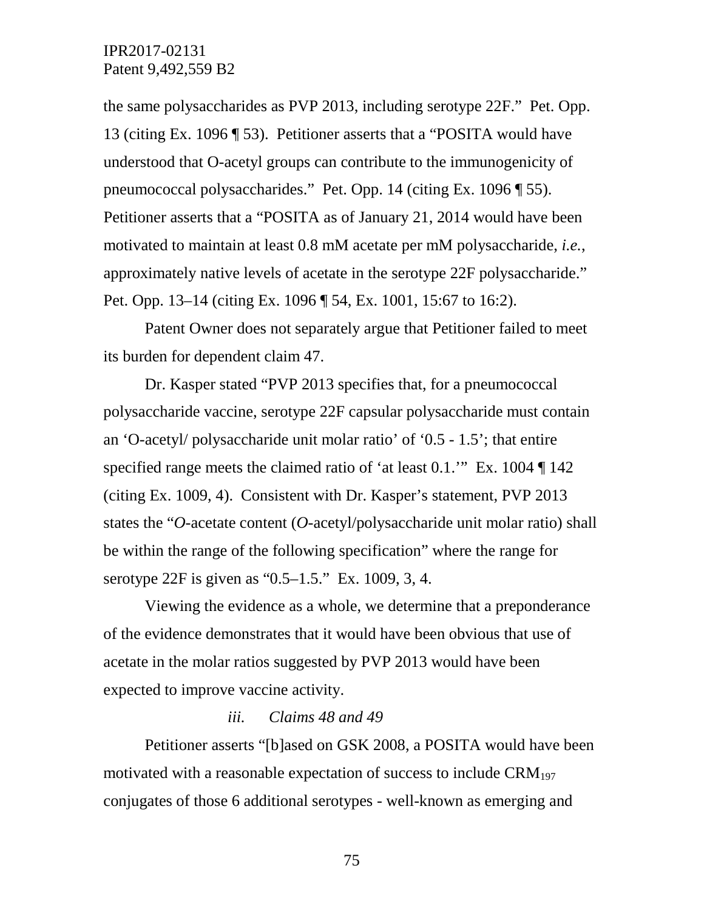the same polysaccharides as PVP 2013, including serotype 22F." Pet. Opp. 13 (citing Ex. 1096 ¶ 53). Petitioner asserts that a "POSITA would have understood that O-acetyl groups can contribute to the immunogenicity of pneumococcal polysaccharides." Pet. Opp. 14 (citing Ex. 1096 ¶ 55). Petitioner asserts that a "POSITA as of January 21, 2014 would have been motivated to maintain at least 0.8 mM acetate per mM polysaccharide, *i.e.*, approximately native levels of acetate in the serotype 22F polysaccharide." Pet. Opp. 13–14 (citing Ex. 1096 ¶ 54, Ex. 1001, 15:67 to 16:2).

Patent Owner does not separately argue that Petitioner failed to meet its burden for dependent claim 47.

Dr. Kasper stated "PVP 2013 specifies that, for a pneumococcal polysaccharide vaccine, serotype 22F capsular polysaccharide must contain an 'O-acetyl/ polysaccharide unit molar ratio' of '0.5 - 1.5'; that entire specified range meets the claimed ratio of 'at least 0.1.'" Ex. 1004 ¶ 142 (citing Ex. 1009, 4). Consistent with Dr. Kasper's statement, PVP 2013 states the "*O*-acetate content (*O*-acetyl/polysaccharide unit molar ratio) shall be within the range of the following specification" where the range for serotype 22F is given as "0.5–1.5." Ex. 1009, 3, 4.

Viewing the evidence as a whole, we determine that a preponderance of the evidence demonstrates that it would have been obvious that use of acetate in the molar ratios suggested by PVP 2013 would have been expected to improve vaccine activity.

*iii. Claims 48 and 49*

Petitioner asserts "[b]ased on GSK 2008, a POSITA would have been motivated with a reasonable expectation of success to include $CRM_{197}$ conjugates of those 6 additional serotypes - well-known as emerging and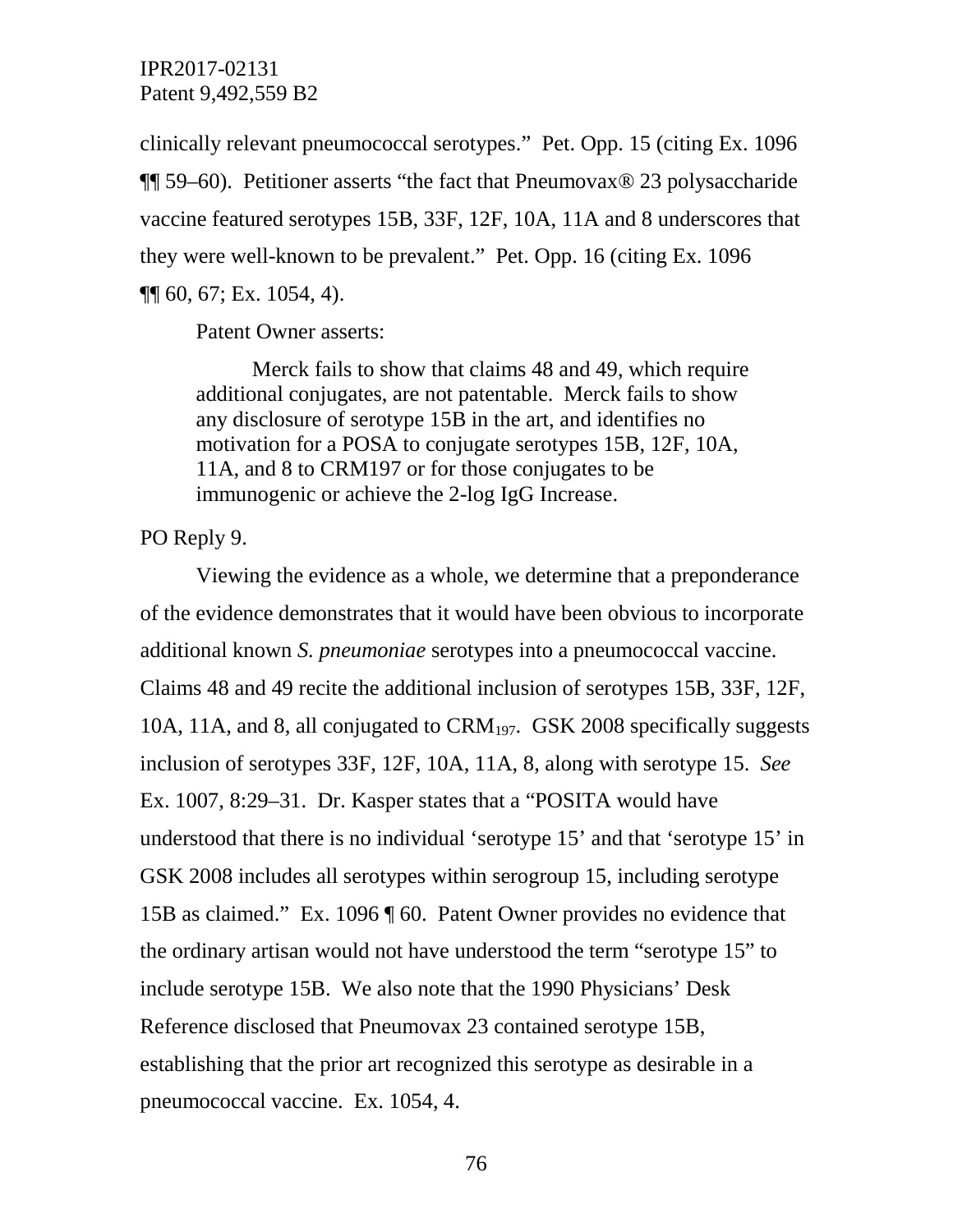clinically relevant pneumococcal serotypes." Pet. Opp. 15 (citing Ex. 1096 ¶¶ 59–60). Petitioner asserts "the fact that Pneumovax® 23 polysaccharide vaccine featured serotypes 15B, 33F, 12F, 10A, 11A and 8 underscores that they were well-known to be prevalent." Pet. Opp. 16 (citing Ex. 1096 ¶¶ 60, 67; Ex. 1054, 4).

Patent Owner asserts:

> Merck fails to show that claims 48 and 49, which require additional conjugates, are not patentable. Merck fails to show any disclosure of serotype 15B in the art, and identifies no motivation for a POSA to conjugate serotypes 15B, 12F, 10A, 11A, and 8 to CRM197 or for those conjugates to be immunogenic or achieve the 2-log IgG Increase.

PO Reply 9.

Viewing the evidence as a whole, we determine that a preponderance of the evidence demonstrates that it would have been obvious to incorporate additional known *S. pneumoniae* serotypes into a pneumococcal vaccine. Claims 48 and 49 recite the additional inclusion of serotypes 15B, 33F, 12F, 10A, 11A, and 8, all conjugated to $CRM_{197}$. GSK 2008 specifically suggests inclusion of serotypes 33F, 12F, 10A, 11A, 8, along with serotype 15. *See* Ex. 1007, 8:29–31. Dr. Kasper states that a "POSITA would have understood that there is no individual 'serotype 15' and that 'serotype 15' in GSK 2008 includes all serotypes within serogroup 15, including serotype 15B as claimed." Ex. 1096 ¶ 60. Patent Owner provides no evidence that the ordinary artisan would not have understood the term "serotype 15" to include serotype 15B. We also note that the 1990 Physicians' Desk Reference disclosed that Pneumovax 23 contained serotype 15B, establishing that the prior art recognized this serotype as desirable in a pneumococcal vaccine. Ex. 1054, 4.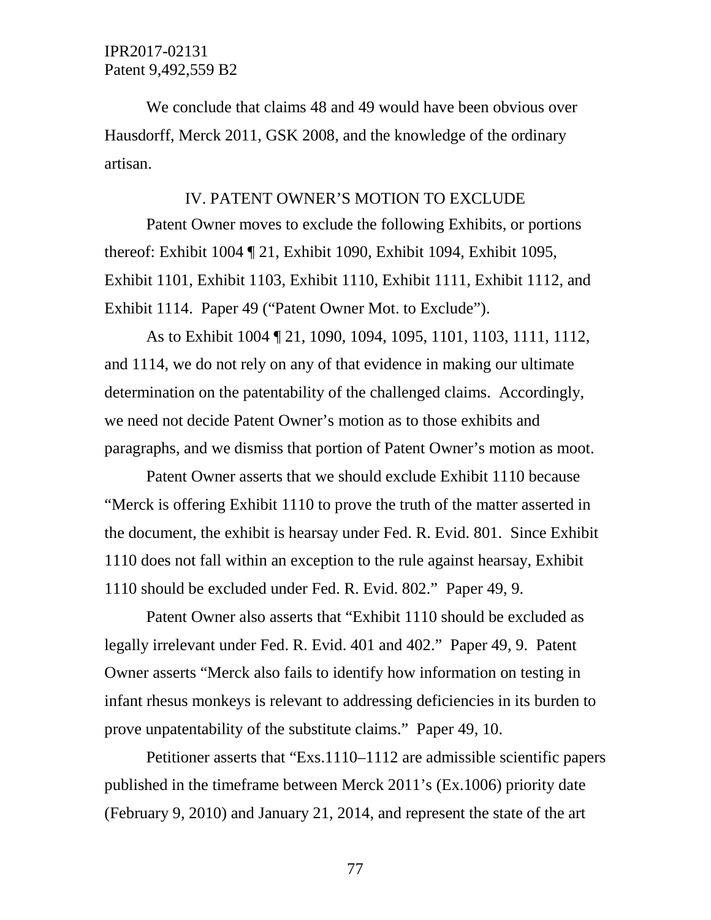We conclude that claims 48 and 49 would have been obvious over Hausdorff, Merck 2011, GSK 2008, and the knowledge of the ordinary artisan.

## IV. PATENT OWNER'S MOTION TO EXCLUDE

Patent Owner moves to exclude the following Exhibits, or portions thereof: Exhibit 1004 ¶ 21, Exhibit 1090, Exhibit 1094, Exhibit 1095, Exhibit 1101, Exhibit 1103, Exhibit 1110, Exhibit 1111, Exhibit 1112, and Exhibit 1114. Paper 49 ("Patent Owner Mot. to Exclude").

As to Exhibit 1004 ¶ 21, 1090, 1094, 1095, 1101, 1103, 1111, 1112, and 1114, we do not rely on any of that evidence in making our ultimate determination on the patentability of the challenged claims. Accordingly, we need not decide Patent Owner's motion as to those exhibits and paragraphs, and we dismiss that portion of Patent Owner's motion as moot.

Patent Owner asserts that we should exclude Exhibit 1110 because "Merck is offering Exhibit 1110 to prove the truth of the matter asserted in the document, the exhibit is hearsay under Fed. R. Evid. 801. Since Exhibit 1110 does not fall within an exception to the rule against hearsay, Exhibit 1110 should be excluded under Fed. R. Evid. 802." Paper 49, 9.

Patent Owner also asserts that "Exhibit 1110 should be excluded as legally irrelevant under Fed. R. Evid. 401 and 402." Paper 49, 9. Patent Owner asserts "Merck also fails to identify how information on testing in infant rhesus monkeys is relevant to addressing deficiencies in its burden to prove unpatentability of the substitute claims." Paper 49, 10.

Petitioner asserts that "Exs.1110–1112 are admissible scientific papers published in the timeframe between Merck 2011's (Ex.1006) priority date (February 9, 2010) and January 21, 2014, and represent the state of the art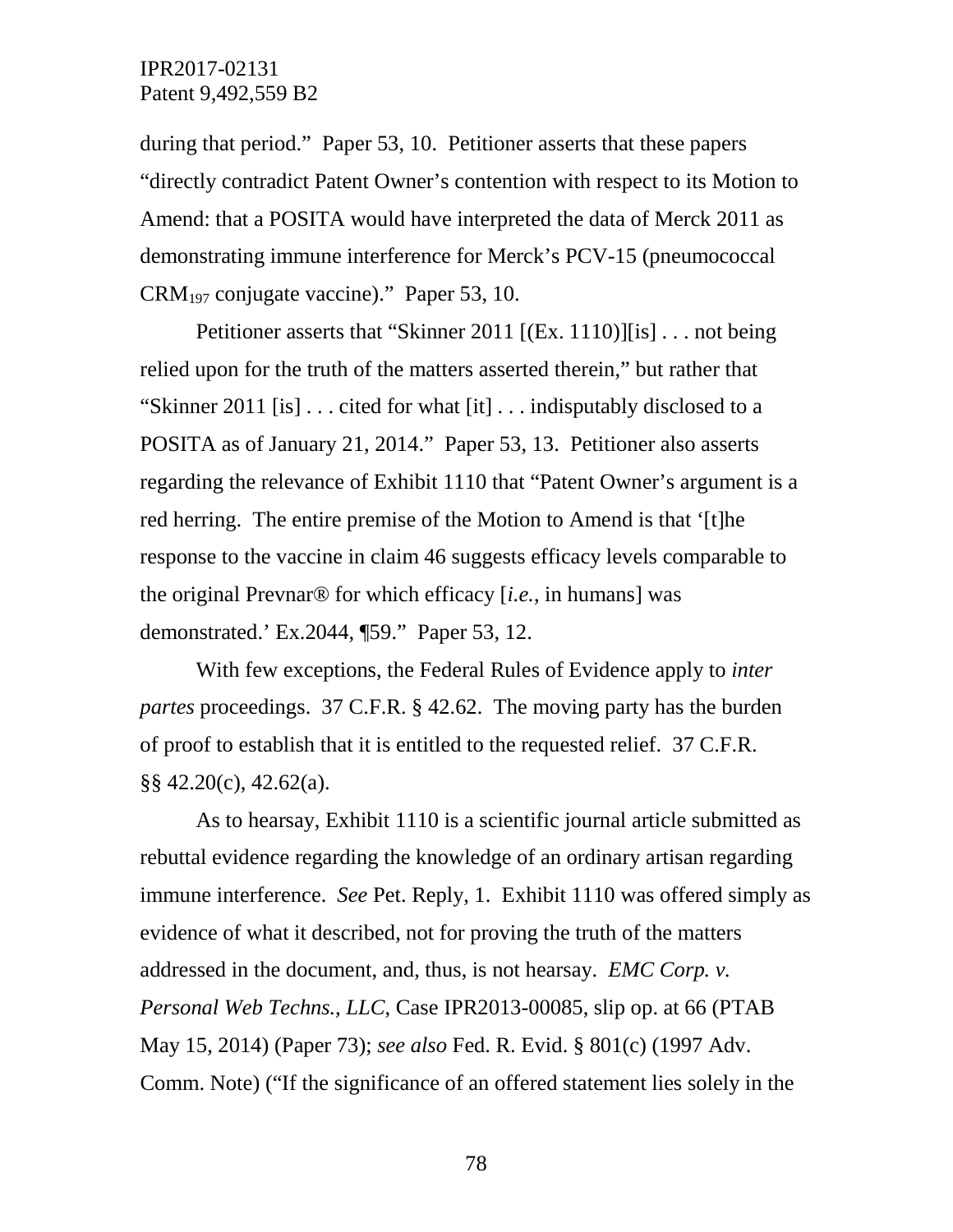during that period." Paper 53, 10. Petitioner asserts that these papers "directly contradict Patent Owner's contention with respect to its Motion to Amend: that a POSITA would have interpreted the data of Merck 2011 as demonstrating immune interference for Merck's PCV-15 (pneumococcal $CRM_{197}$ conjugate vaccine)." Paper 53, 10.

Petitioner asserts that "Skinner 2011 [(Ex. 1110)][is] . . . not being relied upon for the truth of the matters asserted therein," but rather that "Skinner 2011 [is] . . . cited for what [it] . . . indisputably disclosed to a POSITA as of January 21, 2014." Paper 53, 13. Petitioner also asserts regarding the relevance of Exhibit 1110 that "Patent Owner's argument is a red herring. The entire premise of the Motion to Amend is that '[t]he response to the vaccine in claim 46 suggests efficacy levels comparable to the original Prevnar® for which efficacy [*i.e.*, in humans] was demonstrated.' Ex.2044, ¶59." Paper 53, 12.

With few exceptions, the Federal Rules of Evidence apply to *inter partes* proceedings. 37 C.F.R. § 42.62. The moving party has the burden of proof to establish that it is entitled to the requested relief. 37 C.F.R. §§ 42.20(c), 42.62(a).

As to hearsay, Exhibit 1110 is a scientific journal article submitted as rebuttal evidence regarding the knowledge of an ordinary artisan regarding immune interference. *See* Pet. Reply, 1. Exhibit 1110 was offered simply as evidence of what it described, not for proving the truth of the matters addressed in the document, and, thus, is not hearsay. *EMC Corp. v. Personal Web Techns., LLC*, Case IPR2013-00085, slip op. at 66 (PTAB May 15, 2014) (Paper 73); *see also* Fed. R. Evid. § 801(c) (1997 Adv. Comm. Note) ("If the significance of an offered statement lies solely in the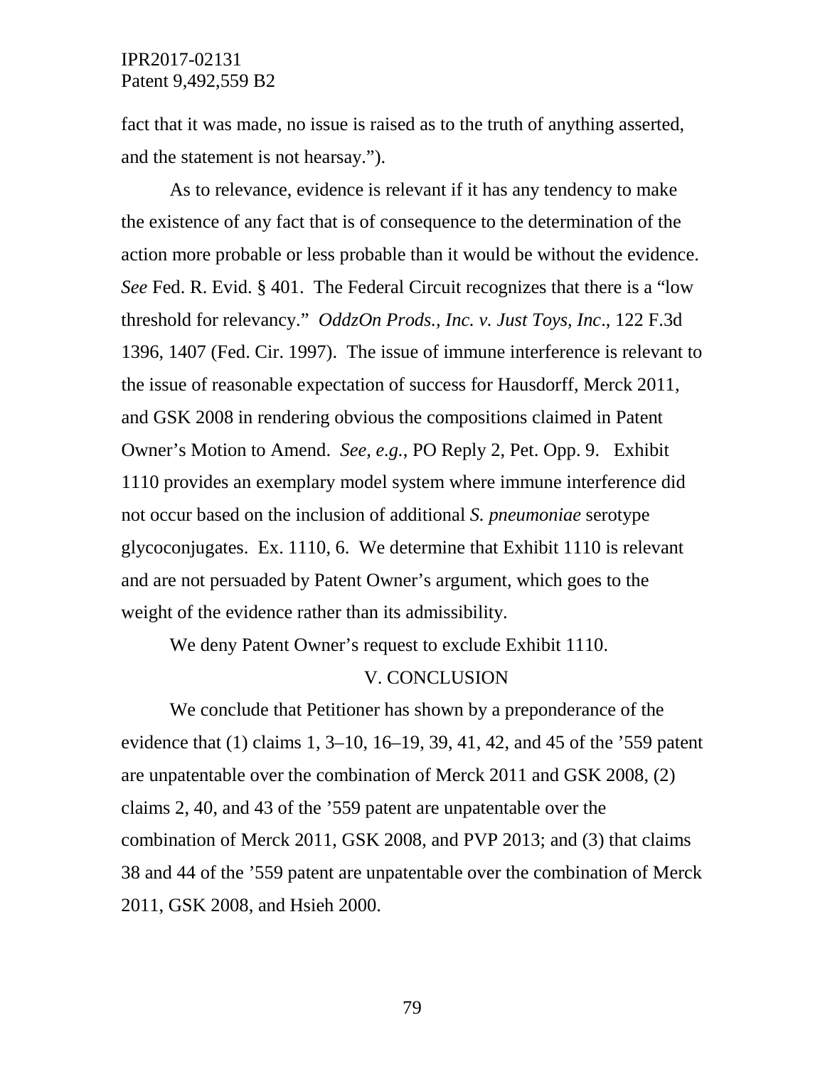fact that it was made, no issue is raised as to the truth of anything asserted, and the statement is not hearsay.").

As to relevance, evidence is relevant if it has any tendency to make the existence of any fact that is of consequence to the determination of the action more probable or less probable than it would be without the evidence. *See* Fed. R. Evid. § 401. The Federal Circuit recognizes that there is a "low threshold for relevancy." *OddzOn Prods., Inc. v. Just Toys, Inc*., 122 F.3d 1396, 1407 (Fed. Cir. 1997). The issue of immune interference is relevant to the issue of reasonable expectation of success for Hausdorff, Merck 2011, and GSK 2008 in rendering obvious the compositions claimed in Patent Owner's Motion to Amend. *See, e.g.*, PO Reply 2, Pet. Opp. 9. Exhibit 1110 provides an exemplary model system where immune interference did not occur based on the inclusion of additional *S. pneumoniae* serotype glycoconjugates. Ex. 1110, 6. We determine that Exhibit 1110 is relevant and are not persuaded by Patent Owner's argument, which goes to the weight of the evidence rather than its admissibility.

We deny Patent Owner's request to exclude Exhibit 1110.

## V. CONCLUSION

We conclude that Petitioner has shown by a preponderance of the evidence that (1) claims 1, 3–10, 16–19, 39, 41, 42, and 45 of the '559 patent are unpatentable over the combination of Merck 2011 and GSK 2008, (2) claims 2, 40, and 43 of the '559 patent are unpatentable over the combination of Merck 2011, GSK 2008, and PVP 2013; and (3) that claims 38 and 44 of the '559 patent are unpatentable over the combination of Merck 2011, GSK 2008, and Hsieh 2000.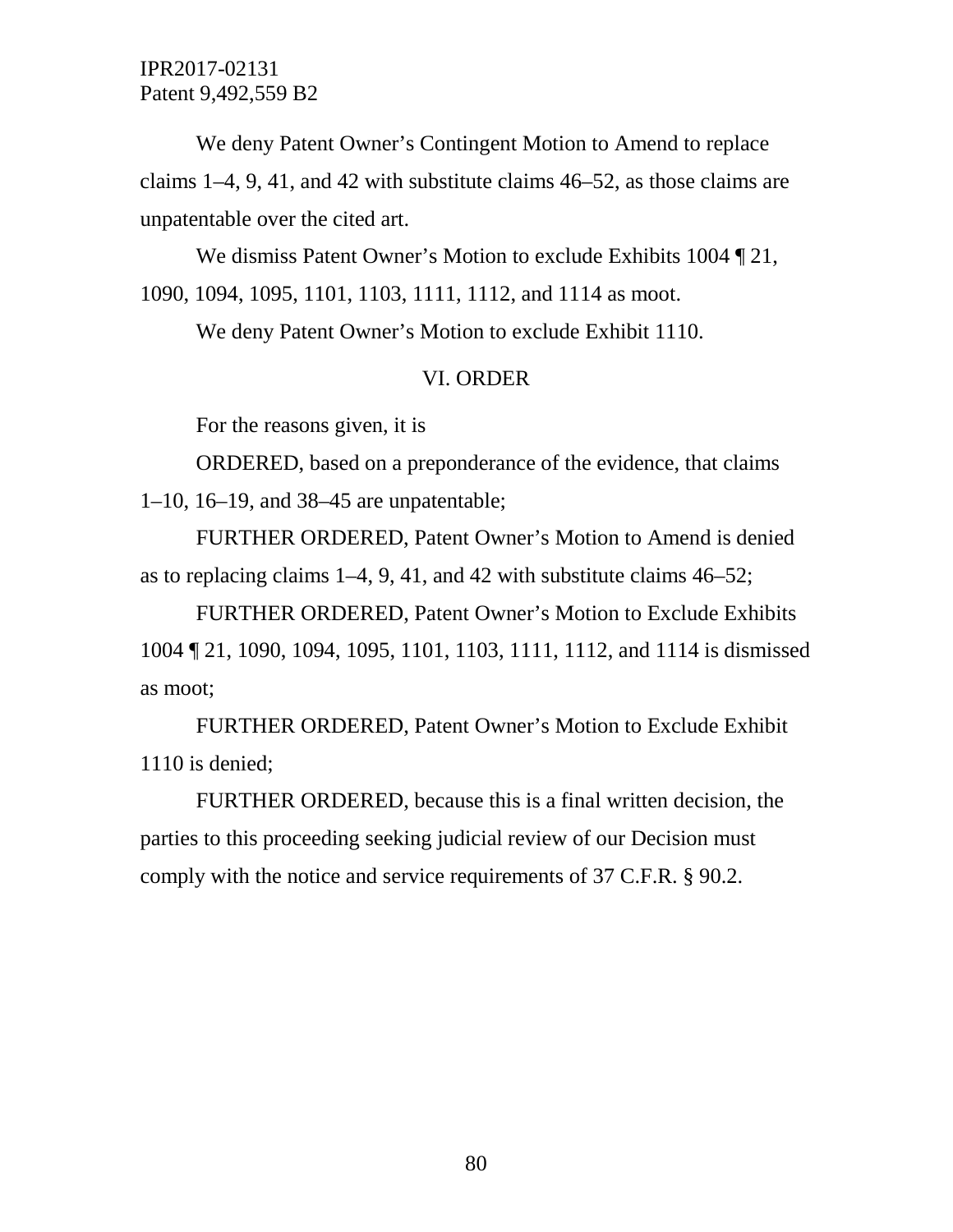We deny Patent Owner's Contingent Motion to Amend to replace claims 1–4, 9, 41, and 42 with substitute claims 46–52, as those claims are unpatentable over the cited art.

We dismiss Patent Owner's Motion to exclude Exhibits 1004 ¶ 21, 1090, 1094, 1095, 1101, 1103, 1111, 1112, and 1114 as moot.

We deny Patent Owner's Motion to exclude Exhibit 1110.

## VI. ORDER

For the reasons given, it is

ORDERED, based on a preponderance of the evidence, that claims 1–10, 16–19, and 38–45 are unpatentable;

FURTHER ORDERED, Patent Owner's Motion to Amend is denied as to replacing claims 1–4, 9, 41, and 42 with substitute claims 46–52;

FURTHER ORDERED, Patent Owner's Motion to Exclude Exhibits 1004 ¶ 21, 1090, 1094, 1095, 1101, 1103, 1111, 1112, and 1114 is dismissed as moot;

FURTHER ORDERED, Patent Owner's Motion to Exclude Exhibit 1110 is denied;

FURTHER ORDERED, because this is a final written decision, the parties to this proceeding seeking judicial review of our Decision must comply with the notice and service requirements of 37 C.F.R. § 90.2.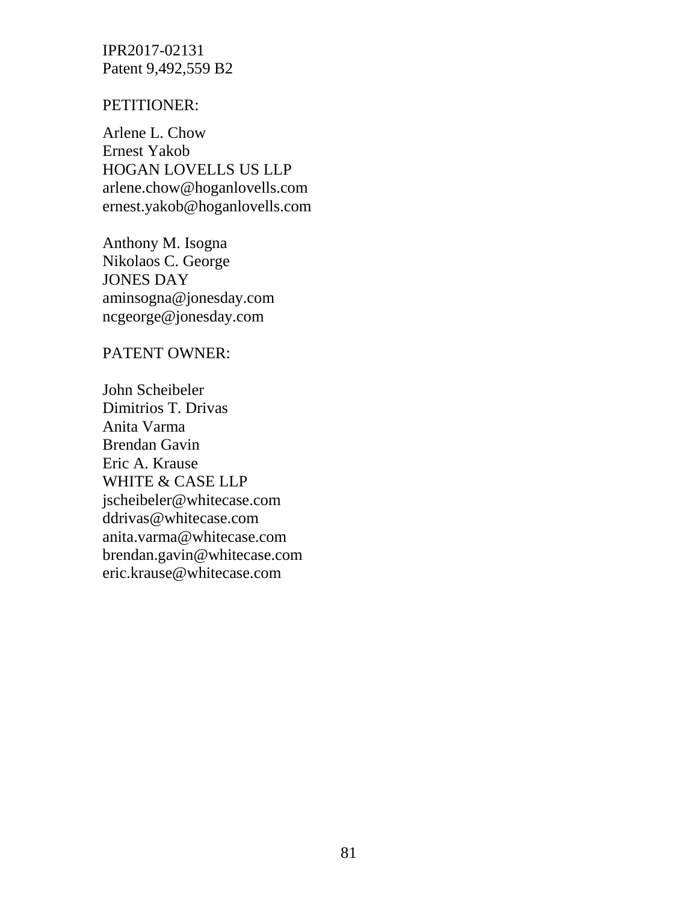IPR2017-02131
Patent 9,492,559 B2

PETITIONER:

Arlene L. Chow
Ernest Yakob
HOGAN LOVELLS US LLP
arlene.chow@hoganlovells.com
ernest.yakob@hoganlovells.com

Anthony M. Isogna
Nikolaos C. George
JONES DAY
aminsogna@jonesday.com
ncgeorge@jonesday.com

PATENT OWNER:

John Scheibeler
Dimitrios T. Drivas
Anita Varma
Brendan Gavin
Eric A. Krause
WHITE & CASE LLP
jscheibeler@whitecase.com
ddrivas@whitecase.com
anita.varma@whitecase.com
brendan.gavin@whitecase.com
eric.krause@whitecase.com